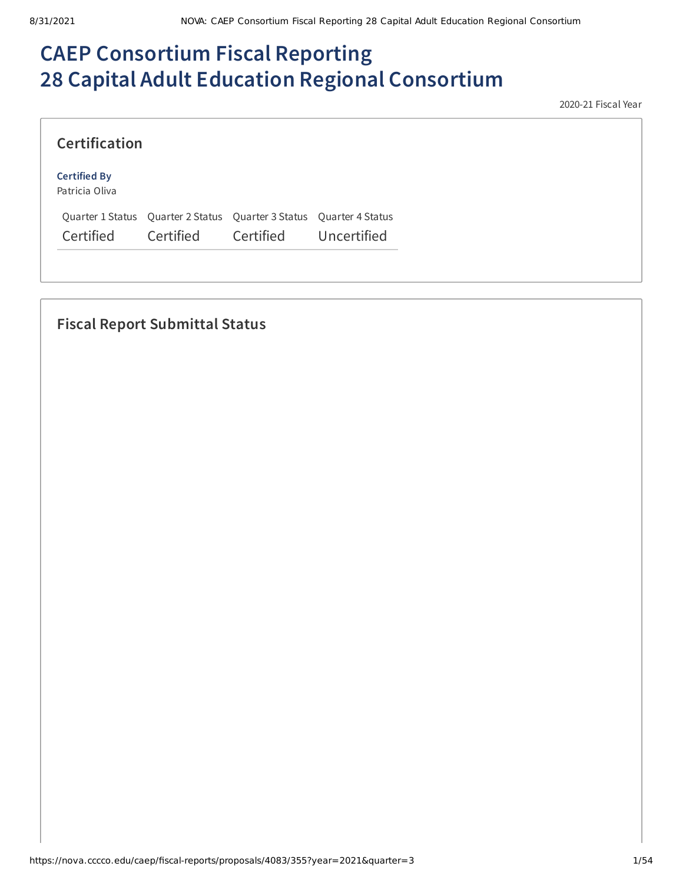# CAEP Consortium Fiscal Reporting
# 28 Capital Adult Education Regional Consortium

2020-21 Fiscal Year

## Certification

**Certified By**
Patricia Oliva

| Quarter 1 Status | Quarter 2 Status | Quarter 3 Status | Quarter 4 Status |
| --- | --- | --- | --- |
| Certified | Certified | Certified | Uncertified |

## Fiscal Report Submittal Status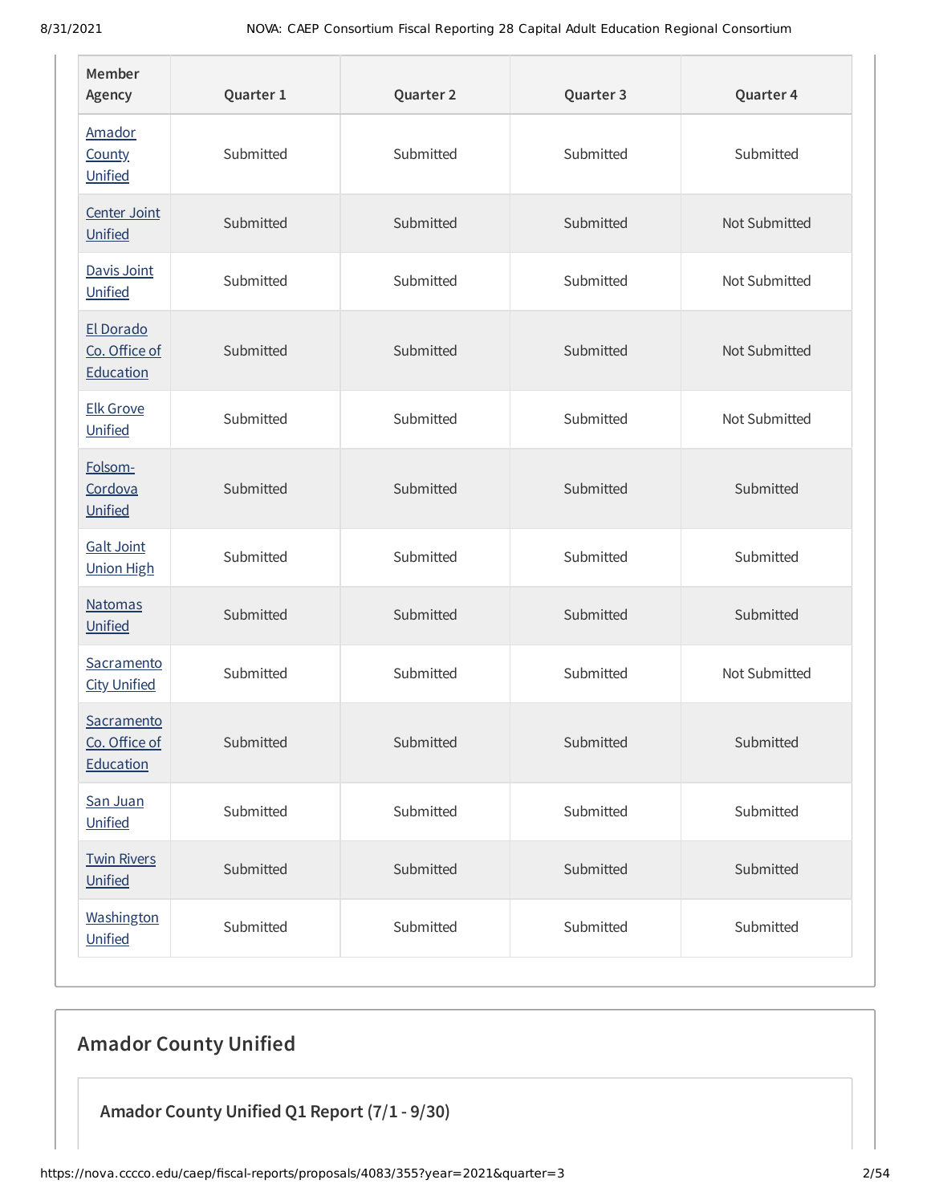| Member Agency | Quarter 1 | Quarter 2 | Quarter 3 | Quarter 4 |
|---|---|---|---|---|
| Amador County Unified | Submitted | Submitted | Submitted | Submitted |
| Center Joint Unified | Submitted | Submitted | Submitted | Not Submitted |
| Davis Joint Unified | Submitted | Submitted | Submitted | Not Submitted |
| El Dorado Co. Office of Education | Submitted | Submitted | Submitted | Not Submitted |
| Elk Grove Unified | Submitted | Submitted | Submitted | Not Submitted |
| Folsom-Cordova Unified | Submitted | Submitted | Submitted | Submitted |
| Galt Joint Union High | Submitted | Submitted | Submitted | Submitted |
| Natomas Unified | Submitted | Submitted | Submitted | Submitted |
| Sacramento City Unified | Submitted | Submitted | Submitted | Not Submitted |
| Sacramento Co. Office of Education | Submitted | Submitted | Submitted | Submitted |
| San Juan Unified | Submitted | Submitted | Submitted | Submitted |
| Twin Rivers Unified | Submitted | Submitted | Submitted | Submitted |
| Washington Unified | Submitted | Submitted | Submitted | Submitted |

## Amador County Unified

### Amador County Unified Q1 Report (7/1 - 9/30)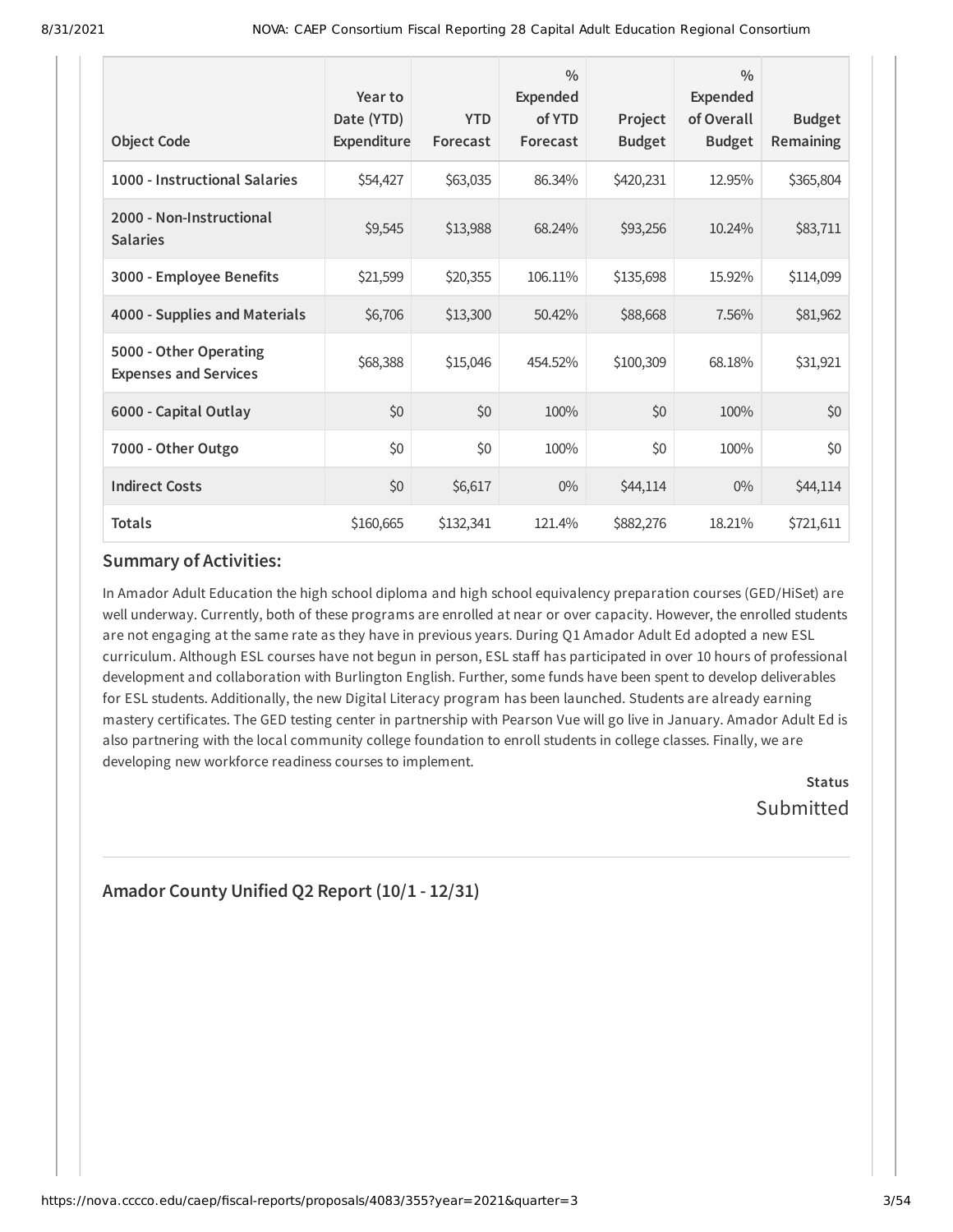| Object Code | Year to Date (YTD) Expenditure | YTD Forecast | % Expended of YTD Forecast | Project Budget | % Expended of Overall Budget | Budget Remaining |
|---|---|---|---|---|---|---|
| **1000 - Instructional Salaries** | $54,427 | $63,035 | 86.34% | $420,231 | 12.95% | $365,804 |
| **2000 - Non-Instructional Salaries** | $9,545 | $13,988 | 68.24% | $93,256 | 10.24% | $83,711 |
| **3000 - Employee Benefits** | $21,599 | $20,355 | 106.11% | $135,698 | 15.92% | $114,099 |
| **4000 - Supplies and Materials** | $6,706 | $13,300 | 50.42% | $88,668 | 7.56% | $81,962 |
| **5000 - Other Operating Expenses and Services** | $68,388 | $15,046 | 454.52% | $100,309 | 68.18% | $31,921 |
| **6000 - Capital Outlay** | $0 | $0 | 100% | $0 | 100% | $0 |
| **7000 - Other Outgo** | $0 | $0 | 100% | $0 | 100% | $0 |
| **Indirect Costs** | $0 | $6,617 | 0% | $44,114 | 0% | $44,114 |
| **Totals** | $160,665 | $132,341 | 121.4% | $882,276 | 18.21% | $721,611 |

### Summary of Activities:

In Amador Adult Education the high school diploma and high school equivalency preparation courses (GED/HiSet) are well underway. Currently, both of these programs are enrolled at near or over capacity. However, the enrolled students are not engaging at the same rate as they have in previous years. During Q1 Amador Adult Ed adopted a new ESL curriculum. Although ESL courses have not begun in person, ESL staff has participated in over 10 hours of professional development and collaboration with Burlington English. Further, some funds have been spent to develop deliverables for ESL students. Additionally, the new Digital Literacy program has been launched. Students are already earning mastery certificates. The GED testing center in partnership with Pearson Vue will go live in January. Amador Adult Ed is also partnering with the local community college foundation to enroll students in college classes. Finally, we are developing new workforce readiness courses to implement.

**Status**
Submitted

### Amador County Unified Q2 Report (10/1 - 12/31)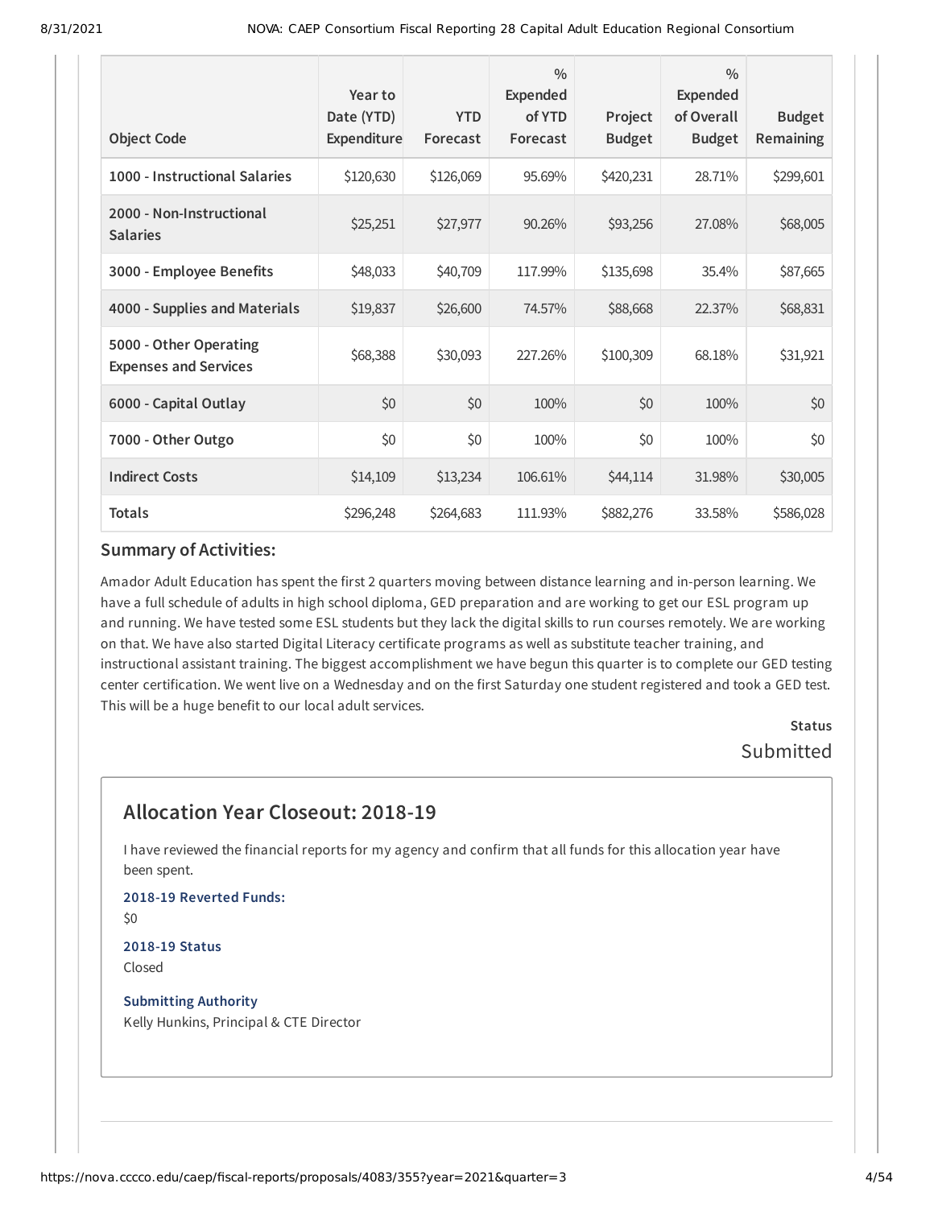| Object Code | Year to Date (YTD) Expenditure | YTD Forecast | % Expended of YTD Forecast | Project Budget | % Expended of Overall Budget | Budget Remaining |
|---|---|---|---|---|---|---|
| 1000 - Instructional Salaries | $120,630 | $126,069 | 95.69% | $420,231 | 28.71% | $299,601 |
| 2000 - Non-Instructional Salaries | $25,251 | $27,977 | 90.26% | $93,256 | 27.08% | $68,005 |
| 3000 - Employee Benefits | $48,033 | $40,709 | 117.99% | $135,698 | 35.4% | $87,665 |
| 4000 - Supplies and Materials | $19,837 | $26,600 | 74.57% | $88,668 | 22.37% | $68,831 |
| 5000 - Other Operating Expenses and Services | $68,388 | $30,093 | 227.26% | $100,309 | 68.18% | $31,921 |
| 6000 - Capital Outlay | $0 | $0 | 100% | $0 | 100% | $0 |
| 7000 - Other Outgo | $0 | $0 | 100% | $0 | 100% | $0 |
| Indirect Costs | $14,109 | $13,234 | 106.61% | $44,114 | 31.98% | $30,005 |
| Totals | $296,248 | $264,683 | 111.93% | $882,276 | 33.58% | $586,028 |

### Summary of Activities:

Amador Adult Education has spent the first 2 quarters moving between distance learning and in-person learning. We have a full schedule of adults in high school diploma, GED preparation and are working to get our ESL program up and running. We have tested some ESL students but they lack the digital skills to run courses remotely. We are working on that. We have also started Digital Literacy certificate programs as well as substitute teacher training, and instructional assistant training. The biggest accomplishment we have begun this quarter is to complete our GED testing center certification. We went live on a Wednesday and on the first Saturday one student registered and took a GED test. This will be a huge benefit to our local adult services.

**Status**

Submitted

## Allocation Year Closeout: 2018-19

I have reviewed the financial reports for my agency and confirm that all funds for this allocation year have been spent.

**2018-19 Reverted Funds:**

$0

**2018-19 Status**

Closed

**Submitting Authority**

Kelly Hunkins, Principal & CTE Director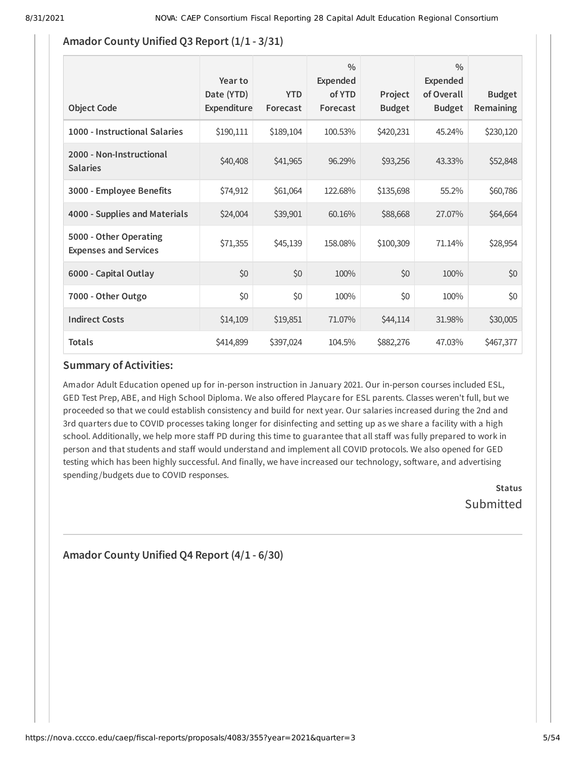## Amador County Unified Q3 Report (1/1 - 3/31)

| Object Code | Year to Date (YTD) Expenditure | YTD Forecast | % Expended of YTD Forecast | Project Budget | % Expended of Overall Budget | Budget Remaining |
|---|---|---|---|---|---|---|
| **1000 - Instructional Salaries** | $190,111 | $189,104 | 100.53% | $420,231 | 45.24% | $230,120 |
| **2000 - Non-Instructional Salaries** | $40,408 | $41,965 | 96.29% | $93,256 | 43.33% | $52,848 |
| **3000 - Employee Benefits** | $74,912 | $61,064 | 122.68% | $135,698 | 55.2% | $60,786 |
| **4000 - Supplies and Materials** | $24,004 | $39,901 | 60.16% | $88,668 | 27.07% | $64,664 |
| **5000 - Other Operating Expenses and Services** | $71,355 | $45,139 | 158.08% | $100,309 | 71.14% | $28,954 |
| **6000 - Capital Outlay** | $0 | $0 | 100% | $0 | 100% | $0 |
| **7000 - Other Outgo** | $0 | $0 | 100% | $0 | 100% | $0 |
| **Indirect Costs** | $14,109 | $19,851 | 71.07% | $44,114 | 31.98% | $30,005 |
| **Totals** | $414,899 | $397,024 | 104.5% | $882,276 | 47.03% | $467,377 |

### Summary of Activities:

Amador Adult Education opened up for in-person instruction in January 2021. Our in-person courses included ESL, GED Test Prep, ABE, and High School Diploma. We also offered Playcare for ESL parents. Classes weren't full, but we proceeded so that we could establish consistency and build for next year. Our salaries increased during the 2nd and 3rd quarters due to COVID processes taking longer for disinfecting and setting up as we share a facility with a high school. Additionally, we help more staff PD during this time to guarantee that all staff was fully prepared to work in person and that students and staff would understand and implement all COVID protocols. We also opened for GED testing which has been highly successful. And finally, we have increased our technology, software, and advertising spending/budgets due to COVID responses.

**Status**

Submitted

## Amador County Unified Q4 Report (4/1 - 6/30)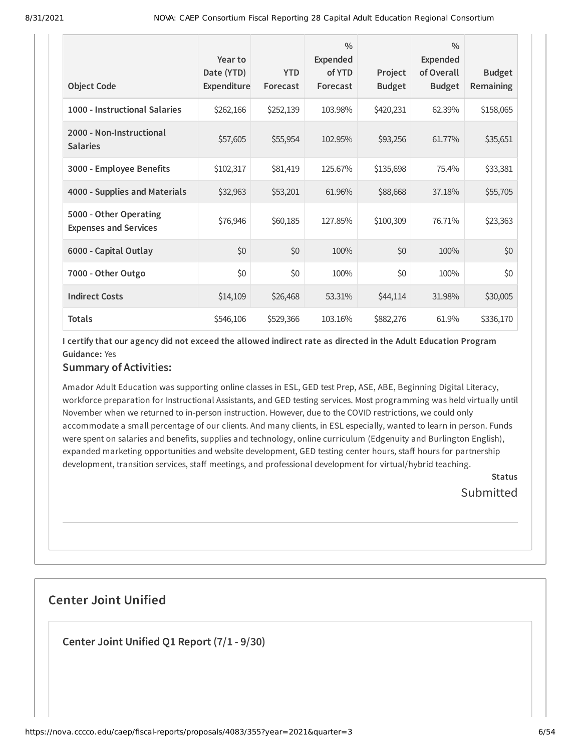| Object Code | Year to Date (YTD) Expenditure | YTD Forecast | % Expended of YTD Forecast | Project Budget | % Expended of Overall Budget | Budget Remaining |
|---|---|---|---|---|---|---|
| 1000 - Instructional Salaries | $262,166 | $252,139 | 103.98% | $420,231 | 62.39% | $158,065 |
| 2000 - Non-Instructional Salaries | $57,605 | $55,954 | 102.95% | $93,256 | 61.77% | $35,651 |
| 3000 - Employee Benefits | $102,317 | $81,419 | 125.67% | $135,698 | 75.4% | $33,381 |
| 4000 - Supplies and Materials | $32,963 | $53,201 | 61.96% | $88,668 | 37.18% | $55,705 |
| 5000 - Other Operating Expenses and Services | $76,946 | $60,185 | 127.85% | $100,309 | 76.71% | $23,363 |
| 6000 - Capital Outlay | $0 | $0 | 100% | $0 | 100% | $0 |
| 7000 - Other Outgo | $0 | $0 | 100% | $0 | 100% | $0 |
| Indirect Costs | $14,109 | $26,468 | 53.31% | $44,114 | 31.98% | $30,005 |
| Totals | $546,106 | $529,366 | 103.16% | $882,276 | 61.9% | $336,170 |

**I certify that our agency did not exceed the allowed indirect rate as directed in the Adult Education Program Guidance:** Yes

### Summary of Activities:

Amador Adult Education was supporting online classes in ESL, GED test Prep, ASE, ABE, Beginning Digital Literacy, workforce preparation for Instructional Assistants, and GED testing services. Most programming was held virtually until November when we returned to in-person instruction. However, due to the COVID restrictions, we could only accommodate a small percentage of our clients. And many clients, in ESL especially, wanted to learn in person. Funds were spent on salaries and benefits, supplies and technology, online curriculum (Edgenuity and Burlington English), expanded marketing opportunities and website development, GED testing center hours, staff hours for partnership development, transition services, staff meetings, and professional development for virtual/hybrid teaching.

**Status**

Submitted

## Center Joint Unified

### Center Joint Unified Q1 Report (7/1 - 9/30)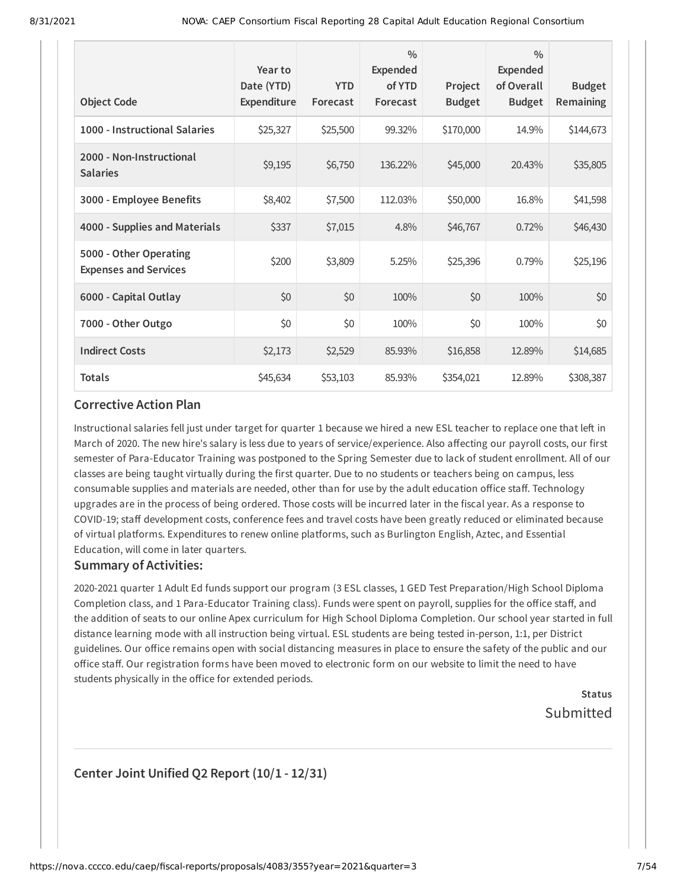| Object Code | Year to Date (YTD) Expenditure | YTD Forecast | % Expended of YTD Forecast | Project Budget | % Expended of Overall Budget | Budget Remaining |
|---|---|---|---|---|---|---|
| 1000 - Instructional Salaries | $25,327 | $25,500 | 99.32% | $170,000 | 14.9% | $144,673 |
| 2000 - Non-Instructional Salaries | $9,195 | $6,750 | 136.22% | $45,000 | 20.43% | $35,805 |
| 3000 - Employee Benefits | $8,402 | $7,500 | 112.03% | $50,000 | 16.8% | $41,598 |
| 4000 - Supplies and Materials | $337 | $7,015 | 4.8% | $46,767 | 0.72% | $46,430 |
| 5000 - Other Operating Expenses and Services | $200 | $3,809 | 5.25% | $25,396 | 0.79% | $25,196 |
| 6000 - Capital Outlay | $0 | $0 | 100% | $0 | 100% | $0 |
| 7000 - Other Outgo | $0 | $0 | 100% | $0 | 100% | $0 |
| Indirect Costs | $2,173 | $2,529 | 85.93% | $16,858 | 12.89% | $14,685 |
| Totals | $45,634 | $53,103 | 85.93% | $354,021 | 12.89% | $308,387 |

### Corrective Action Plan

Instructional salaries fell just under target for quarter 1 because we hired a new ESL teacher to replace one that left in March of 2020. The new hire's salary is less due to years of service/experience. Also affecting our payroll costs, our first semester of Para-Educator Training was postponed to the Spring Semester due to lack of student enrollment. All of our classes are being taught virtually during the first quarter. Due to no students or teachers being on campus, less consumable supplies and materials are needed, other than for use by the adult education office staff. Technology upgrades are in the process of being ordered. Those costs will be incurred later in the fiscal year. As a response to COVID-19; staff development costs, conference fees and travel costs have been greatly reduced or eliminated because of virtual platforms. Expenditures to renew online platforms, such as Burlington English, Aztec, and Essential Education, will come in later quarters.

### Summary of Activities:

2020-2021 quarter 1 Adult Ed funds support our program (3 ESL classes, 1 GED Test Preparation/High School Diploma Completion class, and 1 Para-Educator Training class). Funds were spent on payroll, supplies for the office staff, and the addition of seats to our online Apex curriculum for High School Diploma Completion. Our school year started in full distance learning mode with all instruction being virtual. ESL students are being tested in-person, 1:1, per District guidelines. Our office remains open with social distancing measures in place to ensure the safety of the public and our office staff. Our registration forms have been moved to electronic form on our website to limit the need to have students physically in the office for extended periods.

**Status**
Submitted

---

## Center Joint Unified Q2 Report (10/1 - 12/31)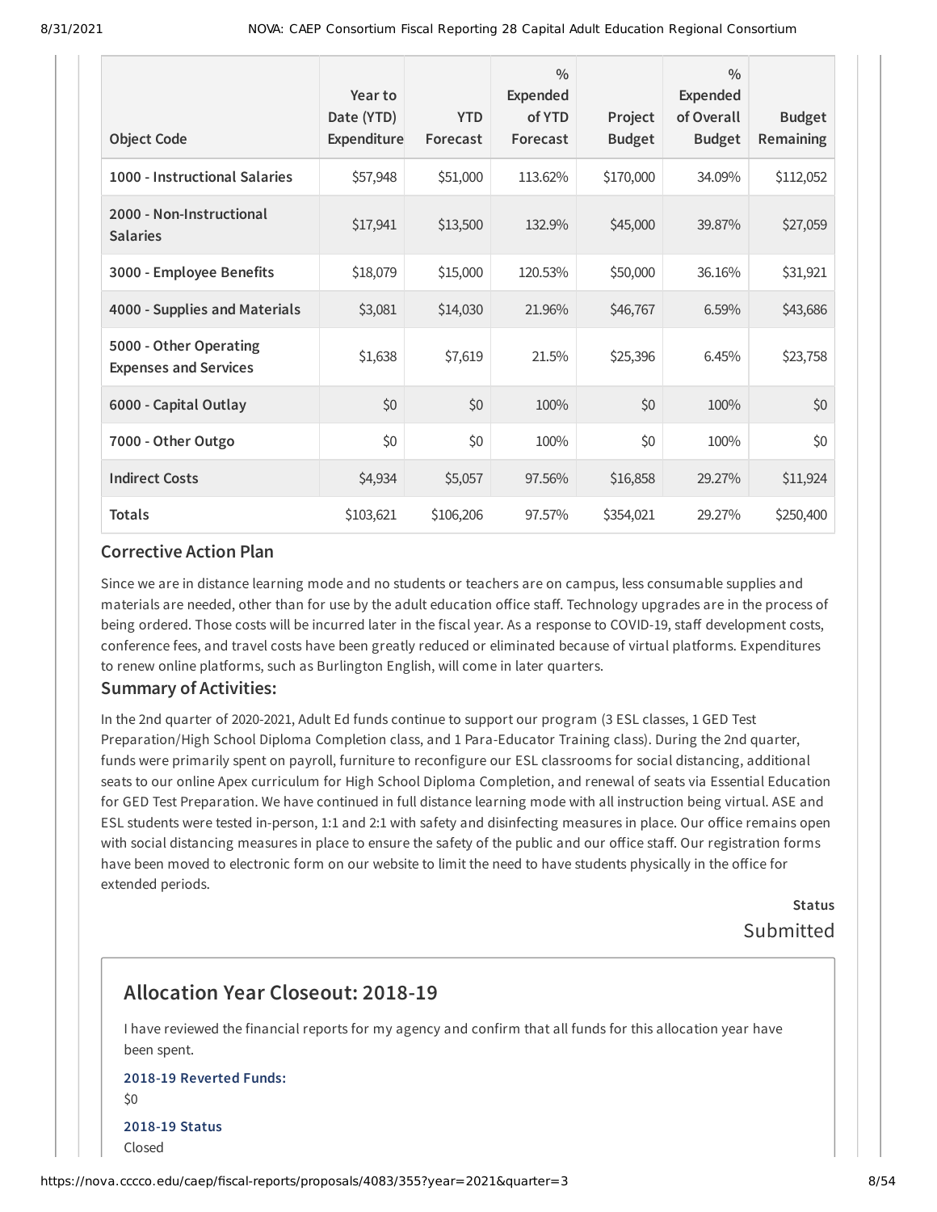| Object Code | Year to Date (YTD) Expenditure | YTD Forecast | % Expended of YTD Forecast | Project Budget | % Expended of Overall Budget | Budget Remaining |
|---|---|---|---|---|---|---|
| 1000 - Instructional Salaries | $57,948 | $51,000 | 113.62% | $170,000 | 34.09% | $112,052 |
| 2000 - Non-Instructional Salaries | $17,941 | $13,500 | 132.9% | $45,000 | 39.87% | $27,059 |
| 3000 - Employee Benefits | $18,079 | $15,000 | 120.53% | $50,000 | 36.16% | $31,921 |
| 4000 - Supplies and Materials | $3,081 | $14,030 | 21.96% | $46,767 | 6.59% | $43,686 |
| 5000 - Other Operating Expenses and Services | $1,638 | $7,619 | 21.5% | $25,396 | 6.45% | $23,758 |
| 6000 - Capital Outlay | $0 | $0 | 100% | $0 | 100% | $0 |
| 7000 - Other Outgo | $0 | $0 | 100% | $0 | 100% | $0 |
| Indirect Costs | $4,934 | $5,057 | 97.56% | $16,858 | 29.27% | $11,924 |
| Totals | $103,621 | $106,206 | 97.57% | $354,021 | 29.27% | $250,400 |

### Corrective Action Plan

Since we are in distance learning mode and no students or teachers are on campus, less consumable supplies and materials are needed, other than for use by the adult education office staff. Technology upgrades are in the process of being ordered. Those costs will be incurred later in the fiscal year. As a response to COVID-19, staff development costs, conference fees, and travel costs have been greatly reduced or eliminated because of virtual platforms. Expenditures to renew online platforms, such as Burlington English, will come in later quarters.

### Summary of Activities:

In the 2nd quarter of 2020-2021, Adult Ed funds continue to support our program (3 ESL classes, 1 GED Test Preparation/High School Diploma Completion class, and 1 Para-Educator Training class). During the 2nd quarter, funds were primarily spent on payroll, furniture to reconfigure our ESL classrooms for social distancing, additional seats to our online Apex curriculum for High School Diploma Completion, and renewal of seats via Essential Education for GED Test Preparation. We have continued in full distance learning mode with all instruction being virtual. ASE and ESL students were tested in-person, 1:1 and 2:1 with safety and disinfecting measures in place. Our office remains open with social distancing measures in place to ensure the safety of the public and our office staff. Our registration forms have been moved to electronic form on our website to limit the need to have students physically in the office for extended periods.

**Status**

Submitted

## Allocation Year Closeout: 2018-19

I have reviewed the financial reports for my agency and confirm that all funds for this allocation year have been spent.

**2018-19 Reverted Funds:**

$0

**2018-19 Status**

Closed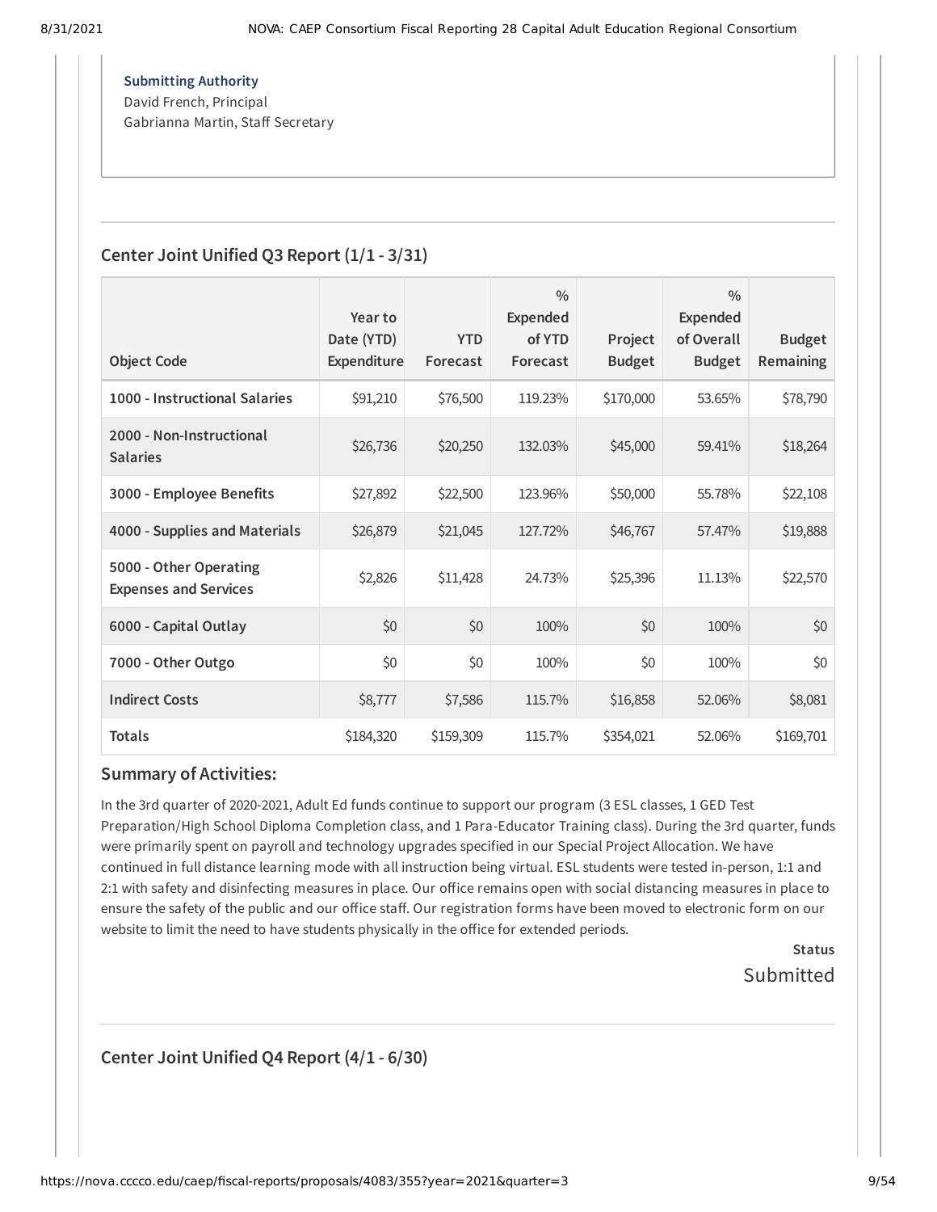**Submitting Authority**
David French, Principal
Gabrianna Martin, Staff Secretary

## Center Joint Unified Q3 Report (1/1 - 3/31)

| Object Code | Year to Date (YTD) Expenditure | YTD Forecast | % Expended of YTD Forecast | Project Budget | % Expended of Overall Budget | Budget Remaining |
|---|---|---|---|---|---|---|
| **1000 - Instructional Salaries** | $91,210 | $76,500 | 119.23% | $170,000 | 53.65% | $78,790 |
| **2000 - Non-Instructional Salaries** | $26,736 | $20,250 | 132.03% | $45,000 | 59.41% | $18,264 |
| **3000 - Employee Benefits** | $27,892 | $22,500 | 123.96% | $50,000 | 55.78% | $22,108 |
| **4000 - Supplies and Materials** | $26,879 | $21,045 | 127.72% | $46,767 | 57.47% | $19,888 |
| **5000 - Other Operating Expenses and Services** | $2,826 | $11,428 | 24.73% | $25,396 | 11.13% | $22,570 |
| **6000 - Capital Outlay** | $0 | $0 | 100% | $0 | 100% | $0 |
| **7000 - Other Outgo** | $0 | $0 | 100% | $0 | 100% | $0 |
| **Indirect Costs** | $8,777 | $7,586 | 115.7% | $16,858 | 52.06% | $8,081 |
| **Totals** | $184,320 | $159,309 | 115.7% | $354,021 | 52.06% | $169,701 |

### Summary of Activities:

In the 3rd quarter of 2020-2021, Adult Ed funds continue to support our program (3 ESL classes, 1 GED Test Preparation/High School Diploma Completion class, and 1 Para-Educator Training class). During the 3rd quarter, funds were primarily spent on payroll and technology upgrades specified in our Special Project Allocation. We have continued in full distance learning mode with all instruction being virtual. ESL students were tested in-person, 1:1 and 2:1 with safety and disinfecting measures in place. Our office remains open with social distancing measures in place to ensure the safety of the public and our office staff. Our registration forms have been moved to electronic form on our website to limit the need to have students physically in the office for extended periods.

**Status**
Submitted

## Center Joint Unified Q4 Report (4/1 - 6/30)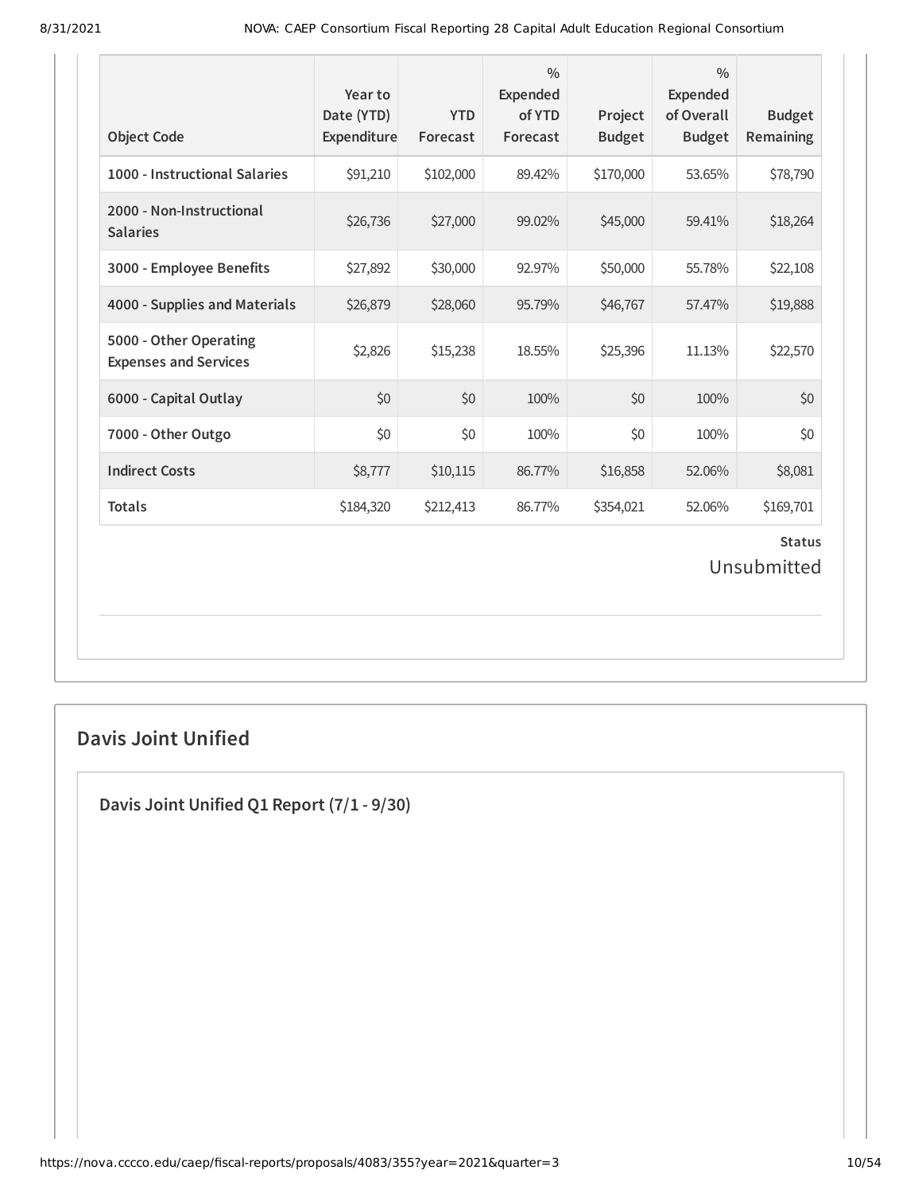| Object Code | Year to Date (YTD) Expenditure | YTD Forecast | % Expended of YTD Forecast | Project Budget | % Expended of Overall Budget | Budget Remaining |
|---|---|---|---|---|---|---|
| **1000 - Instructional Salaries** | $91,210 | $102,000 | 89.42% | $170,000 | 53.65% | $78,790 |
| **2000 - Non-Instructional Salaries** | $26,736 | $27,000 | 99.02% | $45,000 | 59.41% | $18,264 |
| **3000 - Employee Benefits** | $27,892 | $30,000 | 92.97% | $50,000 | 55.78% | $22,108 |
| **4000 - Supplies and Materials** | $26,879 | $28,060 | 95.79% | $46,767 | 57.47% | $19,888 |
| **5000 - Other Operating Expenses and Services** | $2,826 | $15,238 | 18.55% | $25,396 | 11.13% | $22,570 |
| **6000 - Capital Outlay** | $0 | $0 | 100% | $0 | 100% | $0 |
| **7000 - Other Outgo** | $0 | $0 | 100% | $0 | 100% | $0 |
| **Indirect Costs** | $8,777 | $10,115 | 86.77% | $16,858 | 52.06% | $8,081 |
| **Totals** | $184,320 | $212,413 | 86.77% | $354,021 | 52.06% | $169,701 |

**Status**

Unsubmitted

## Davis Joint Unified

### Davis Joint Unified Q1 Report (7/1 - 9/30)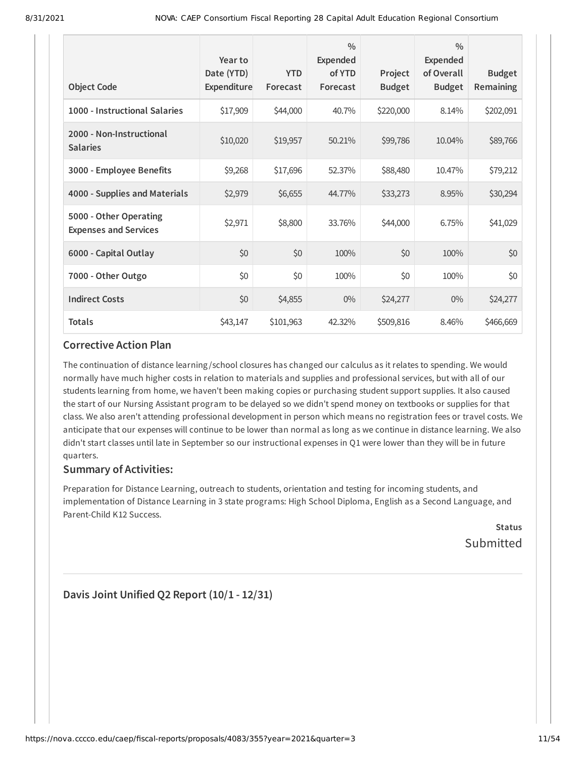| Object Code | Year to Date (YTD) Expenditure | YTD Forecast | % Expended of YTD Forecast | Project Budget | % Expended of Overall Budget | Budget Remaining |
|---|---|---|---|---|---|---|
| 1000 - Instructional Salaries | $17,909 | $44,000 | 40.7% | $220,000 | 8.14% | $202,091 |
| 2000 - Non-Instructional Salaries | $10,020 | $19,957 | 50.21% | $99,786 | 10.04% | $89,766 |
| 3000 - Employee Benefits | $9,268 | $17,696 | 52.37% | $88,480 | 10.47% | $79,212 |
| 4000 - Supplies and Materials | $2,979 | $6,655 | 44.77% | $33,273 | 8.95% | $30,294 |
| 5000 - Other Operating Expenses and Services | $2,971 | $8,800 | 33.76% | $44,000 | 6.75% | $41,029 |
| 6000 - Capital Outlay | $0 | $0 | 100% | $0 | 100% | $0 |
| 7000 - Other Outgo | $0 | $0 | 100% | $0 | 100% | $0 |
| Indirect Costs | $0 | $4,855 | 0% | $24,277 | 0% | $24,277 |
| Totals | $43,147 | $101,963 | 42.32% | $509,816 | 8.46% | $466,669 |

### Corrective Action Plan

The continuation of distance learning/school closures has changed our calculus as it relates to spending. We would normally have much higher costs in relation to materials and supplies and professional services, but with all of our students learning from home, we haven't been making copies or purchasing student support supplies. It also caused the start of our Nursing Assistant program to be delayed so we didn't spend money on textbooks or supplies for that class. We also aren't attending professional development in person which means no registration fees or travel costs. We anticipate that our expenses will continue to be lower than normal as long as we continue in distance learning. We also didn't start classes until late in September so our instructional expenses in Q1 were lower than they will be in future quarters.

### Summary of Activities:

Preparation for Distance Learning, outreach to students, orientation and testing for incoming students, and implementation of Distance Learning in 3 state programs: High School Diploma, English as a Second Language, and Parent-Child K12 Success.

**Status**

Submitted

## Davis Joint Unified Q2 Report (10/1 - 12/31)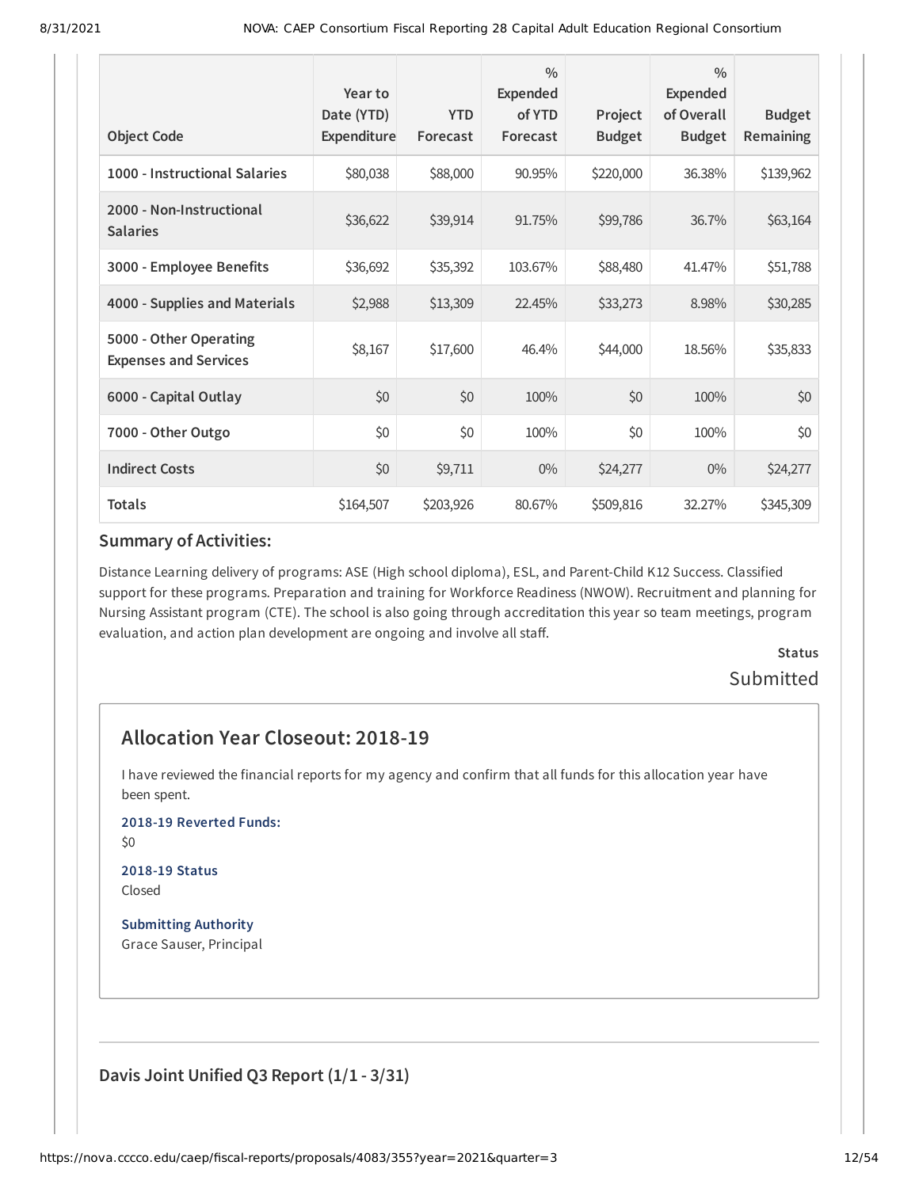| Object Code | Year to Date (YTD) Expenditure | YTD Forecast | % Expended of YTD Forecast | Project Budget | % Expended of Overall Budget | Budget Remaining |
|---|---|---|---|---|---|---|
| 1000 - Instructional Salaries | $80,038 | $88,000 | 90.95% | $220,000 | 36.38% | $139,962 |
| 2000 - Non-Instructional Salaries | $36,622 | $39,914 | 91.75% | $99,786 | 36.7% | $63,164 |
| 3000 - Employee Benefits | $36,692 | $35,392 | 103.67% | $88,480 | 41.47% | $51,788 |
| 4000 - Supplies and Materials | $2,988 | $13,309 | 22.45% | $33,273 | 8.98% | $30,285 |
| 5000 - Other Operating Expenses and Services | $8,167 | $17,600 | 46.4% | $44,000 | 18.56% | $35,833 |
| 6000 - Capital Outlay | $0 | $0 | 100% | $0 | 100% | $0 |
| 7000 - Other Outgo | $0 | $0 | 100% | $0 | 100% | $0 |
| Indirect Costs | $0 | $9,711 | 0% | $24,277 | 0% | $24,277 |
| Totals | $164,507 | $203,926 | 80.67% | $509,816 | 32.27% | $345,309 |

### Summary of Activities:

Distance Learning delivery of programs: ASE (High school diploma), ESL, and Parent-Child K12 Success. Classified support for these programs. Preparation and training for Workforce Readiness (NWOW). Recruitment and planning for Nursing Assistant program (CTE). The school is also going through accreditation this year so team meetings, program evaluation, and action plan development are ongoing and involve all staff.

**Status**

Submitted

## Allocation Year Closeout: 2018-19

I have reviewed the financial reports for my agency and confirm that all funds for this allocation year have been spent.

**2018-19 Reverted Funds:**

$0

**2018-19 Status**

Closed

**Submitting Authority**

Grace Sauser, Principal

## Davis Joint Unified Q3 Report (1/1 - 3/31)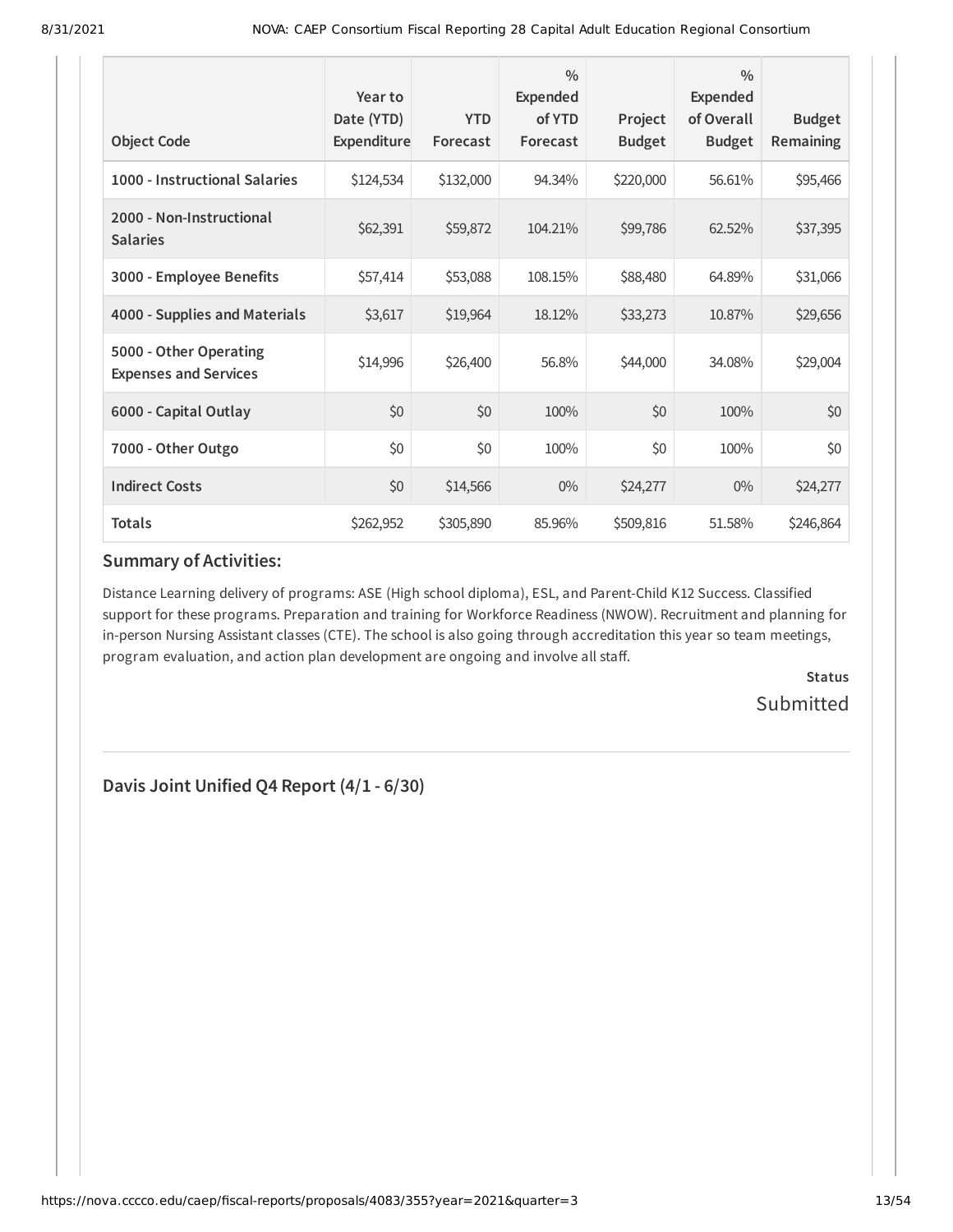| Object Code | Year to Date (YTD) Expenditure | YTD Forecast | % Expended of YTD Forecast | Project Budget | % Expended of Overall Budget | Budget Remaining |
|---|---|---|---|---|---|---|
| 1000 - Instructional Salaries | $124,534 | $132,000 | 94.34% | $220,000 | 56.61% | $95,466 |
| 2000 - Non-Instructional Salaries | $62,391 | $59,872 | 104.21% | $99,786 | 62.52% | $37,395 |
| 3000 - Employee Benefits | $57,414 | $53,088 | 108.15% | $88,480 | 64.89% | $31,066 |
| 4000 - Supplies and Materials | $3,617 | $19,964 | 18.12% | $33,273 | 10.87% | $29,656 |
| 5000 - Other Operating Expenses and Services | $14,996 | $26,400 | 56.8% | $44,000 | 34.08% | $29,004 |
| 6000 - Capital Outlay | $0 | $0 | 100% | $0 | 100% | $0 |
| 7000 - Other Outgo | $0 | $0 | 100% | $0 | 100% | $0 |
| Indirect Costs | $0 | $14,566 | 0% | $24,277 | 0% | $24,277 |
| **Totals** | $262,952 | $305,890 | 85.96% | $509,816 | 51.58% | $246,864 |

### Summary of Activities:

Distance Learning delivery of programs: ASE (High school diploma), ESL, and Parent-Child K12 Success. Classified support for these programs. Preparation and training for Workforce Readiness (NWOW). Recruitment and planning for in-person Nursing Assistant classes (CTE). The school is also going through accreditation this year so team meetings, program evaluation, and action plan development are ongoing and involve all staff.

**Status**

Submitted

---

## Davis Joint Unified Q4 Report (4/1 - 6/30)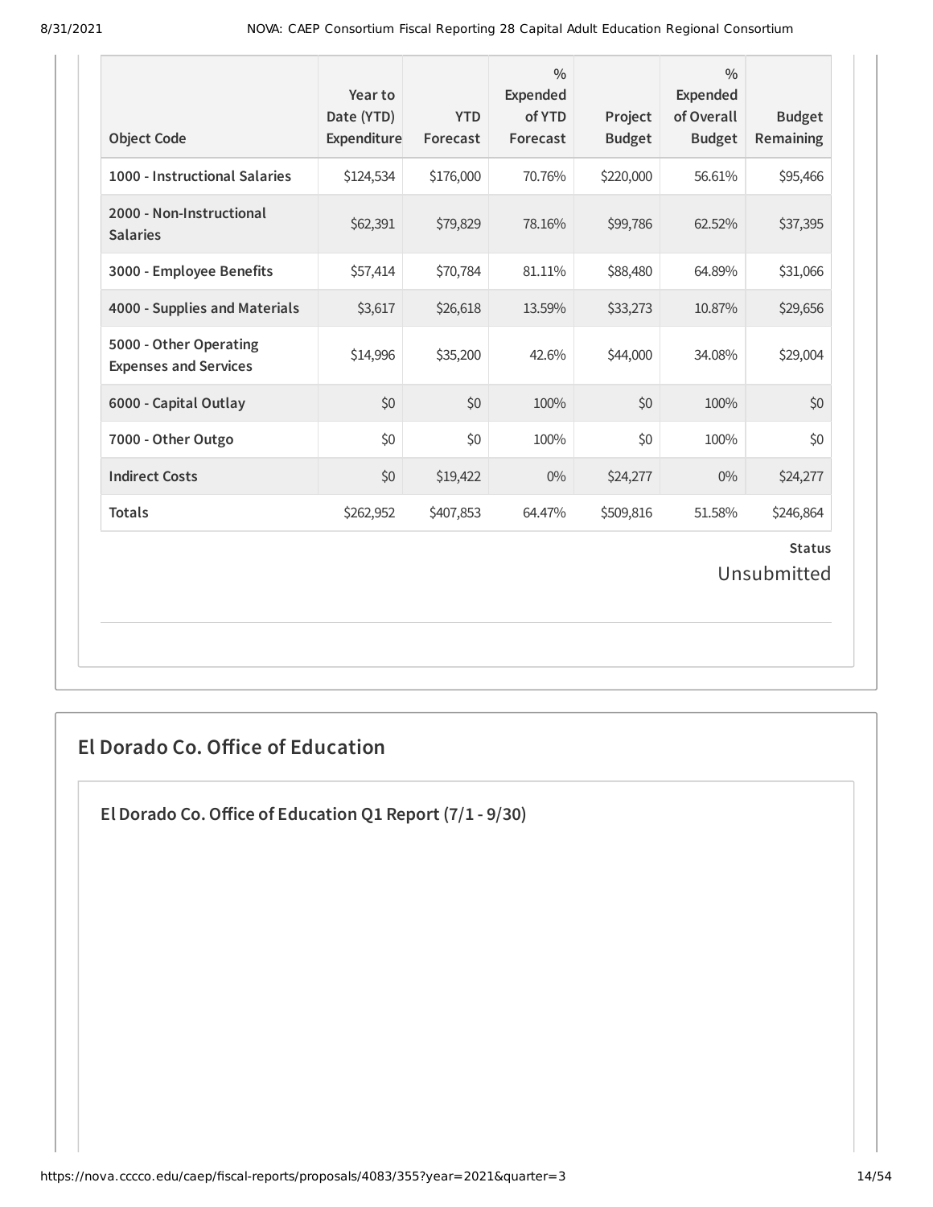| Object Code | Year to Date (YTD) Expenditure | YTD Forecast | % Expended of YTD Forecast | Project Budget | % Expended of Overall Budget | Budget Remaining |
|---|---|---|---|---|---|---|
| 1000 - Instructional Salaries | $124,534 | $176,000 | 70.76% | $220,000 | 56.61% | $95,466 |
| 2000 - Non-Instructional Salaries | $62,391 | $79,829 | 78.16% | $99,786 | 62.52% | $37,395 |
| 3000 - Employee Benefits | $57,414 | $70,784 | 81.11% | $88,480 | 64.89% | $31,066 |
| 4000 - Supplies and Materials | $3,617 | $26,618 | 13.59% | $33,273 | 10.87% | $29,656 |
| 5000 - Other Operating Expenses and Services | $14,996 | $35,200 | 42.6% | $44,000 | 34.08% | $29,004 |
| 6000 - Capital Outlay | $0 | $0 | 100% | $0 | 100% | $0 |
| 7000 - Other Outgo | $0 | $0 | 100% | $0 | 100% | $0 |
| Indirect Costs | $0 | $19,422 | 0% | $24,277 | 0% | $24,277 |
| Totals | $262,952 | $407,853 | 64.47% | $509,816 | 51.58% | $246,864 |

**Status**

Unsubmitted

## El Dorado Co. Office of Education

### El Dorado Co. Office of Education Q1 Report (7/1 - 9/30)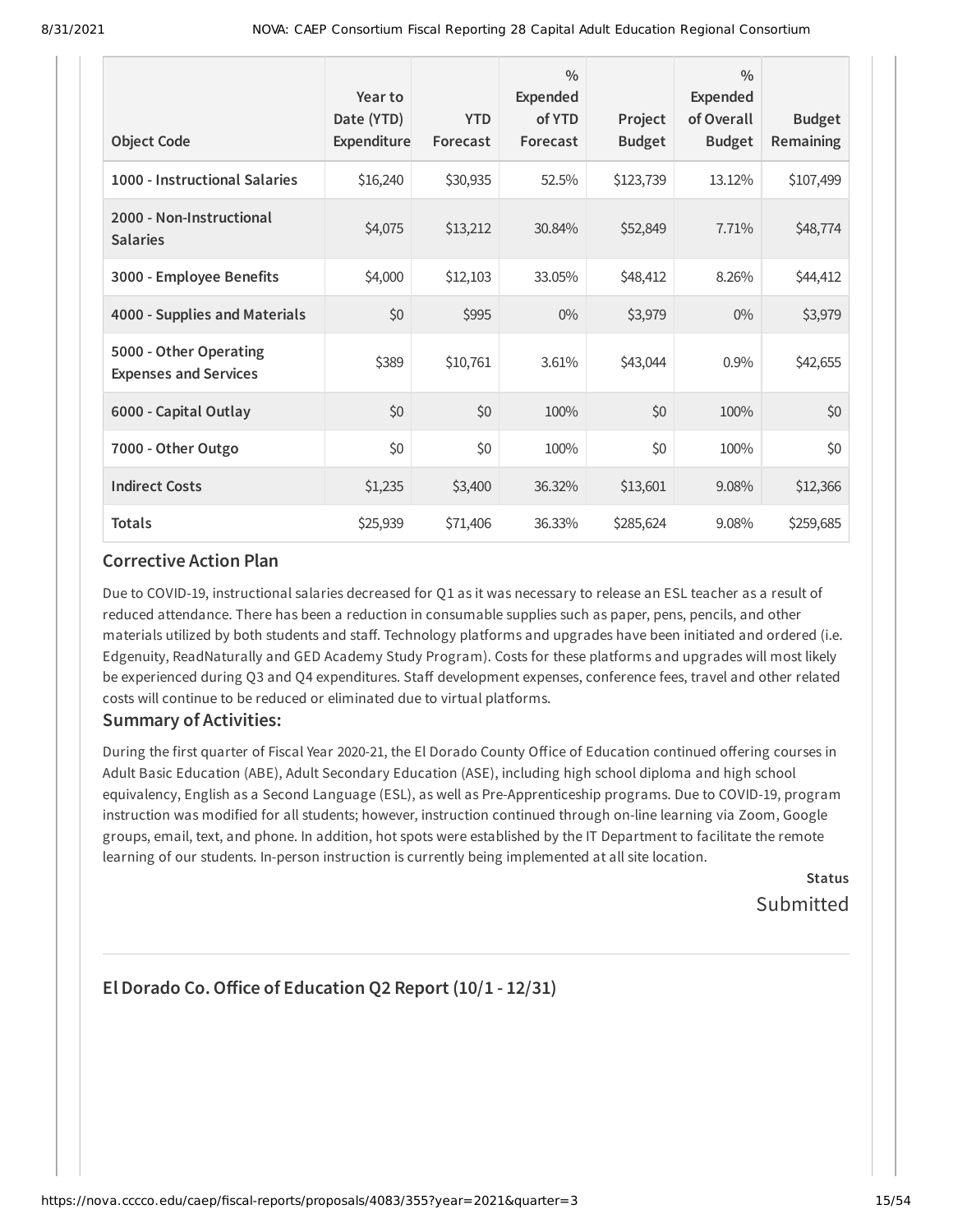| Object Code | Year to Date (YTD) Expenditure | YTD Forecast | % Expended of YTD Forecast | Project Budget | % Expended of Overall Budget | Budget Remaining |
|---|---|---|---|---|---|---|
| 1000 - Instructional Salaries | $16,240 | $30,935 | 52.5% | $123,739 | 13.12% | $107,499 |
| 2000 - Non-Instructional Salaries | $4,075 | $13,212 | 30.84% | $52,849 | 7.71% | $48,774 |
| 3000 - Employee Benefits | $4,000 | $12,103 | 33.05% | $48,412 | 8.26% | $44,412 |
| 4000 - Supplies and Materials | $0 | $995 | 0% | $3,979 | 0% | $3,979 |
| 5000 - Other Operating Expenses and Services | $389 | $10,761 | 3.61% | $43,044 | 0.9% | $42,655 |
| 6000 - Capital Outlay | $0 | $0 | 100% | $0 | 100% | $0 |
| 7000 - Other Outgo | $0 | $0 | 100% | $0 | 100% | $0 |
| Indirect Costs | $1,235 | $3,400 | 36.32% | $13,601 | 9.08% | $12,366 |
| Totals | $25,939 | $71,406 | 36.33% | $285,624 | 9.08% | $259,685 |

### Corrective Action Plan

Due to COVID-19, instructional salaries decreased for Q1 as it was necessary to release an ESL teacher as a result of reduced attendance. There has been a reduction in consumable supplies such as paper, pens, pencils, and other materials utilized by both students and staff. Technology platforms and upgrades have been initiated and ordered (i.e. Edgenuity, ReadNaturally and GED Academy Study Program). Costs for these platforms and upgrades will most likely be experienced during Q3 and Q4 expenditures. Staff development expenses, conference fees, travel and other related costs will continue to be reduced or eliminated due to virtual platforms.

### Summary of Activities:

During the first quarter of Fiscal Year 2020-21, the El Dorado County Office of Education continued offering courses in Adult Basic Education (ABE), Adult Secondary Education (ASE), including high school diploma and high school equivalency, English as a Second Language (ESL), as well as Pre-Apprenticeship programs. Due to COVID-19, program instruction was modified for all students; however, instruction continued through on-line learning via Zoom, Google groups, email, text, and phone. In addition, hot spots were established by the IT Department to facilitate the remote learning of our students. In-person instruction is currently being implemented at all site location.

**Status**

Submitted

## El Dorado Co. Office of Education Q2 Report (10/1 - 12/31)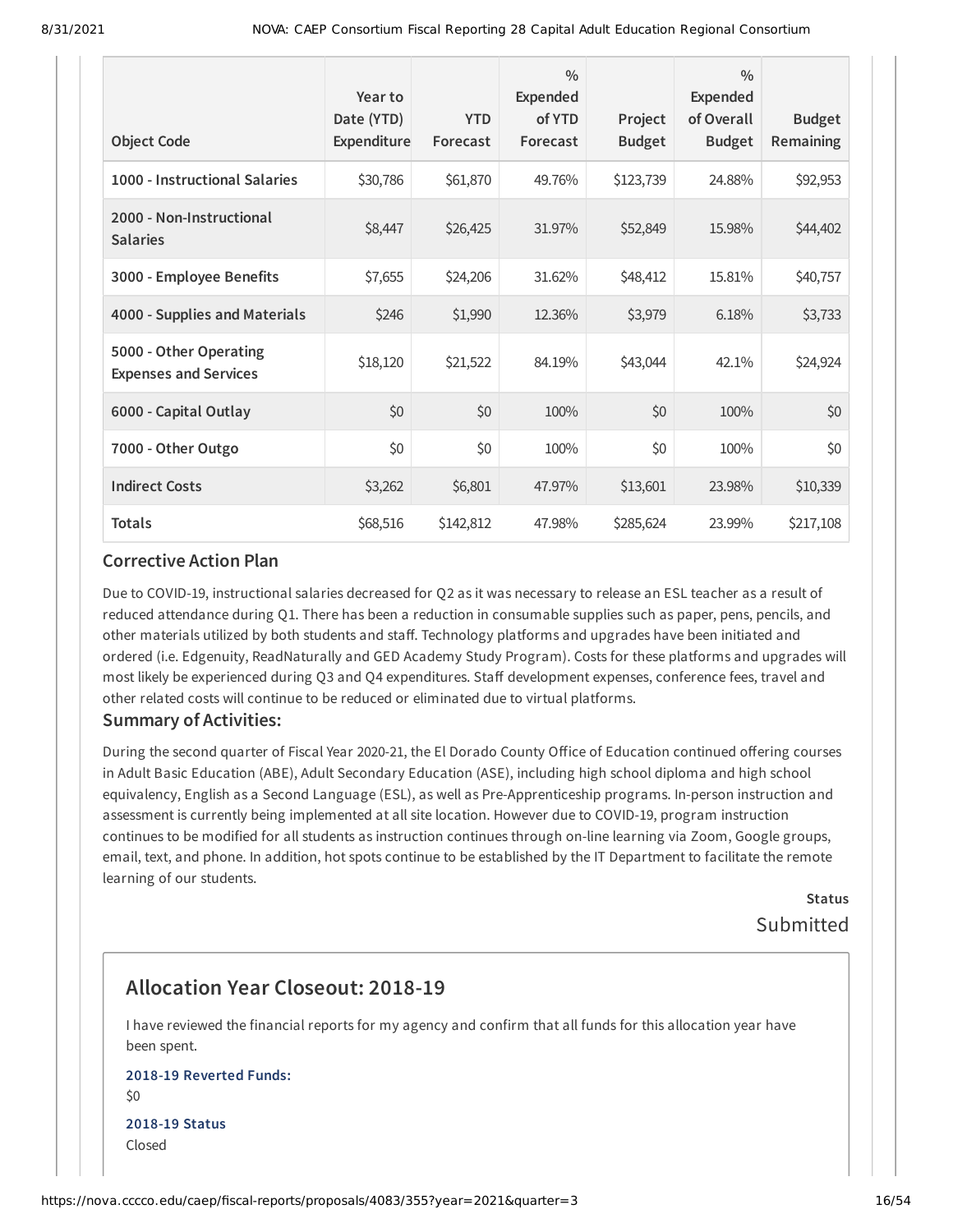| Object Code | Year to Date (YTD) Expenditure | YTD Forecast | % Expended of YTD Forecast | Project Budget | % Expended of Overall Budget | Budget Remaining |
|---|---|---|---|---|---|---|
| 1000 - Instructional Salaries | $30,786 | $61,870 | 49.76% | $123,739 | 24.88% | $92,953 |
| 2000 - Non-Instructional Salaries | $8,447 | $26,425 | 31.97% | $52,849 | 15.98% | $44,402 |
| 3000 - Employee Benefits | $7,655 | $24,206 | 31.62% | $48,412 | 15.81% | $40,757 |
| 4000 - Supplies and Materials | $246 | $1,990 | 12.36% | $3,979 | 6.18% | $3,733 |
| 5000 - Other Operating Expenses and Services | $18,120 | $21,522 | 84.19% | $43,044 | 42.1% | $24,924 |
| 6000 - Capital Outlay | $0 | $0 | 100% | $0 | 100% | $0 |
| 7000 - Other Outgo | $0 | $0 | 100% | $0 | 100% | $0 |
| Indirect Costs | $3,262 | $6,801 | 47.97% | $13,601 | 23.98% | $10,339 |
| Totals | $68,516 | $142,812 | 47.98% | $285,624 | 23.99% | $217,108 |

### Corrective Action Plan

Due to COVID-19, instructional salaries decreased for Q2 as it was necessary to release an ESL teacher as a result of reduced attendance during Q1. There has been a reduction in consumable supplies such as paper, pens, pencils, and other materials utilized by both students and staff. Technology platforms and upgrades have been initiated and ordered (i.e. Edgenuity, ReadNaturally and GED Academy Study Program). Costs for these platforms and upgrades will most likely be experienced during Q3 and Q4 expenditures. Staff development expenses, conference fees, travel and other related costs will continue to be reduced or eliminated due to virtual platforms.

### Summary of Activities:

During the second quarter of Fiscal Year 2020-21, the El Dorado County Office of Education continued offering courses in Adult Basic Education (ABE), Adult Secondary Education (ASE), including high school diploma and high school equivalency, English as a Second Language (ESL), as well as Pre-Apprenticeship programs. In-person instruction and assessment is currently being implemented at all site location. However due to COVID-19, program instruction continues to be modified for all students as instruction continues through on-line learning via Zoom, Google groups, email, text, and phone. In addition, hot spots continue to be established by the IT Department to facilitate the remote learning of our students.

**Status**

Submitted

## Allocation Year Closeout: 2018-19

I have reviewed the financial reports for my agency and confirm that all funds for this allocation year have been spent.

**2018-19 Reverted Funds:**

$0

**2018-19 Status**

Closed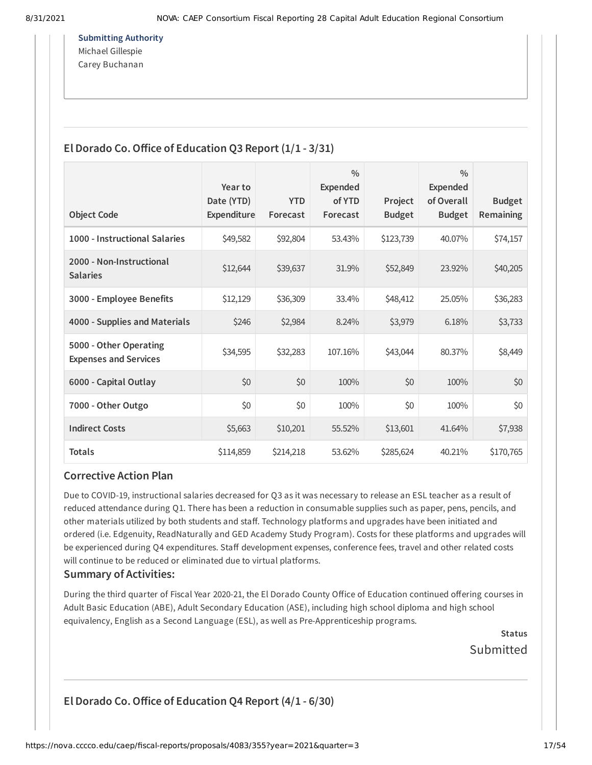**Submitting Authority**
Michael Gillespie
Carey Buchanan

## El Dorado Co. Office of Education Q3 Report (1/1 - 3/31)

| Object Code | Year to Date (YTD) Expenditure | YTD Forecast | % Expended of YTD Forecast | Project Budget | % Expended of Overall Budget | Budget Remaining |
|---|---|---|---|---|---|---|
| 1000 - Instructional Salaries | $49,582 | $92,804 | 53.43% | $123,739 | 40.07% | $74,157 |
| 2000 - Non-Instructional Salaries | $12,644 | $39,637 | 31.9% | $52,849 | 23.92% | $40,205 |
| 3000 - Employee Benefits | $12,129 | $36,309 | 33.4% | $48,412 | 25.05% | $36,283 |
| 4000 - Supplies and Materials | $246 | $2,984 | 8.24% | $3,979 | 6.18% | $3,733 |
| 5000 - Other Operating Expenses and Services | $34,595 | $32,283 | 107.16% | $43,044 | 80.37% | $8,449 |
| 6000 - Capital Outlay | $0 | $0 | 100% | $0 | 100% | $0 |
| 7000 - Other Outgo | $0 | $0 | 100% | $0 | 100% | $0 |
| Indirect Costs | $5,663 | $10,201 | 55.52% | $13,601 | 41.64% | $7,938 |
| Totals | $114,859 | $214,218 | 53.62% | $285,624 | 40.21% | $170,765 |

### Corrective Action Plan

Due to COVID-19, instructional salaries decreased for Q3 as it was necessary to release an ESL teacher as a result of reduced attendance during Q1. There has been a reduction in consumable supplies such as paper, pens, pencils, and other materials utilized by both students and staff. Technology platforms and upgrades have been initiated and ordered (i.e. Edgenuity, ReadNaturally and GED Academy Study Program). Costs for these platforms and upgrades will be experienced during Q4 expenditures. Staff development expenses, conference fees, travel and other related costs will continue to be reduced or eliminated due to virtual platforms.

### Summary of Activities:

During the third quarter of Fiscal Year 2020-21, the El Dorado County Office of Education continued offering courses in Adult Basic Education (ABE), Adult Secondary Education (ASE), including high school diploma and high school equivalency, English as a Second Language (ESL), as well as Pre-Apprenticeship programs.

**Status**
Submitted

## El Dorado Co. Office of Education Q4 Report (4/1 - 6/30)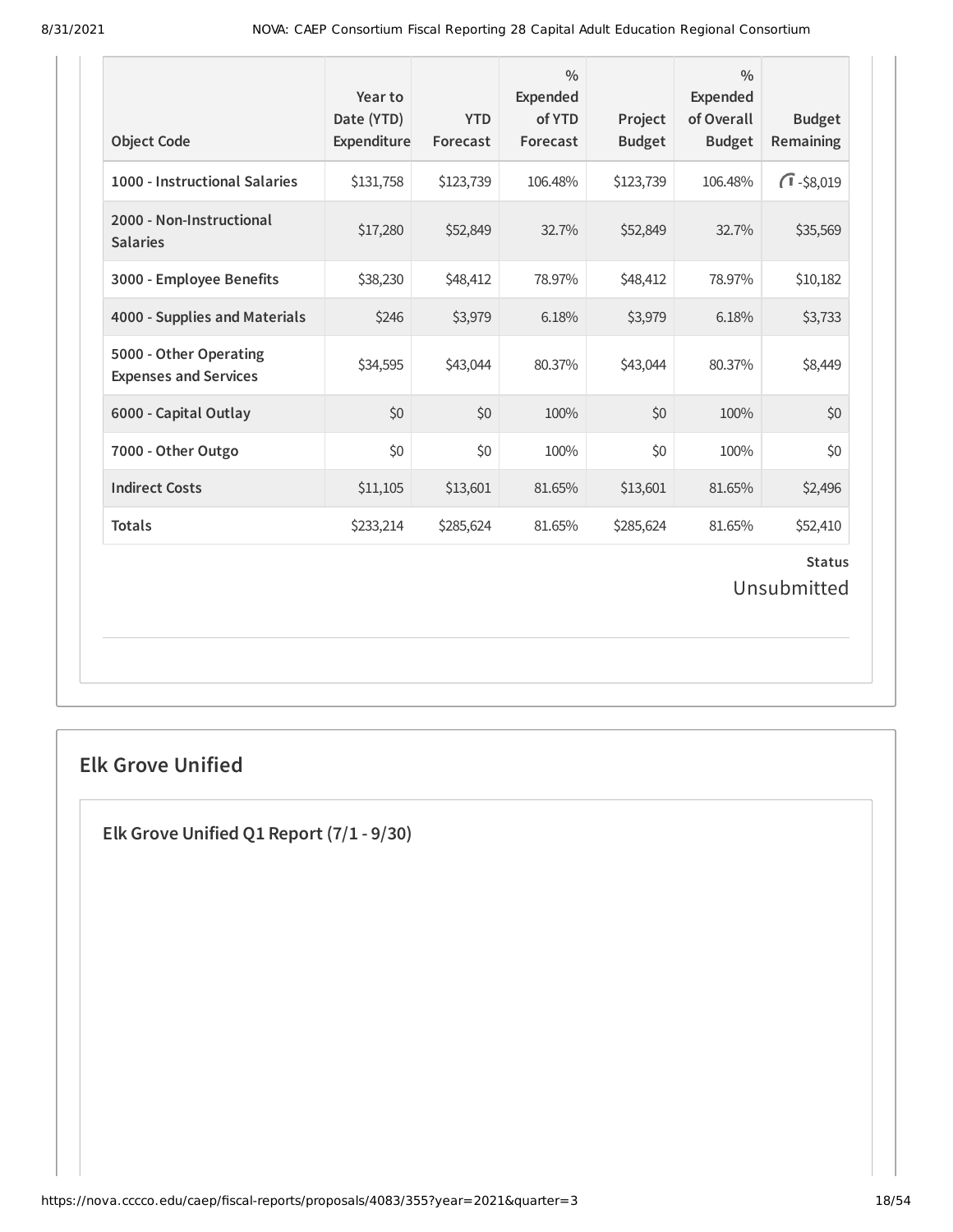| Object Code | Year to Date (YTD) Expenditure | YTD Forecast | % Expended of YTD Forecast | Project Budget | % Expended of Overall Budget | Budget Remaining |
|---|---|---|---|---|---|---|
| 1000 - Instructional Salaries | $131,758 | $123,739 | 106.48% | $123,739 | 106.48% | -$8,019 |
| 2000 - Non-Instructional Salaries | $17,280 | $52,849 | 32.7% | $52,849 | 32.7% | $35,569 |
| 3000 - Employee Benefits | $38,230 | $48,412 | 78.97% | $48,412 | 78.97% | $10,182 |
| 4000 - Supplies and Materials | $246 | $3,979 | 6.18% | $3,979 | 6.18% | $3,733 |
| 5000 - Other Operating Expenses and Services | $34,595 | $43,044 | 80.37% | $43,044 | 80.37% | $8,449 |
| 6000 - Capital Outlay | $0 | $0 | 100% | $0 | 100% | $0 |
| 7000 - Other Outgo | $0 | $0 | 100% | $0 | 100% | $0 |
| Indirect Costs | $11,105 | $13,601 | 81.65% | $13,601 | 81.65% | $2,496 |
| Totals | $233,214 | $285,624 | 81.65% | $285,624 | 81.65% | $52,410 |

**Status**

Unsubmitted

## Elk Grove Unified

### Elk Grove Unified Q1 Report (7/1 - 9/30)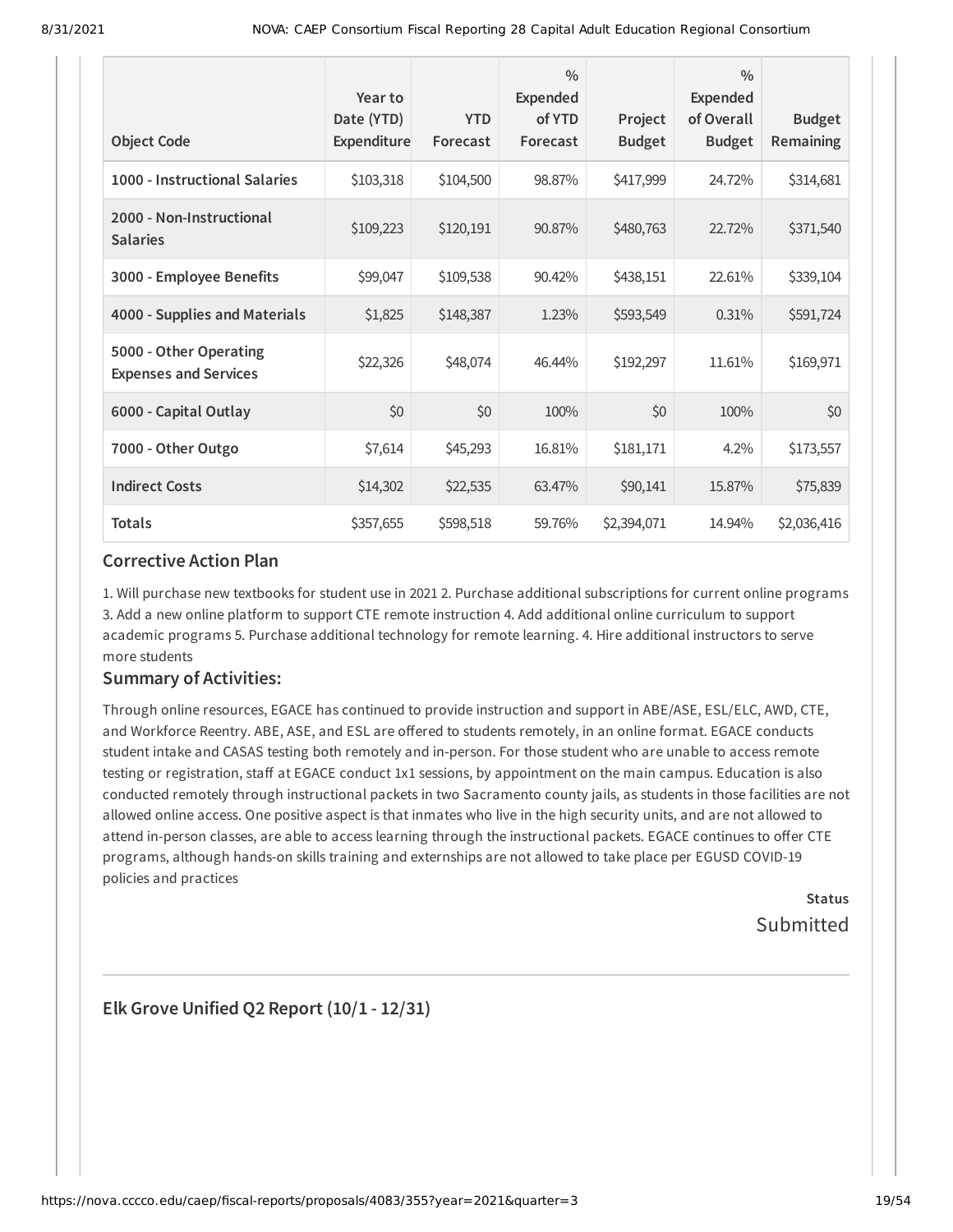| Object Code | Year to Date (YTD) Expenditure | YTD Forecast | % Expended of YTD Forecast | Project Budget | % Expended of Overall Budget | Budget Remaining |
|---|---|---|---|---|---|---|
| **1000 - Instructional Salaries** | $103,318 | $104,500 | 98.87% | $417,999 | 24.72% | $314,681 |
| **2000 - Non-Instructional Salaries** | $109,223 | $120,191 | 90.87% | $480,763 | 22.72% | $371,540 |
| **3000 - Employee Benefits** | $99,047 | $109,538 | 90.42% | $438,151 | 22.61% | $339,104 |
| **4000 - Supplies and Materials** | $1,825 | $148,387 | 1.23% | $593,549 | 0.31% | $591,724 |
| **5000 - Other Operating Expenses and Services** | $22,326 | $48,074 | 46.44% | $192,297 | 11.61% | $169,971 |
| **6000 - Capital Outlay** | $0 | $0 | 100% | $0 | 100% | $0 |
| **7000 - Other Outgo** | $7,614 | $45,293 | 16.81% | $181,171 | 4.2% | $173,557 |
| **Indirect Costs** | $14,302 | $22,535 | 63.47% | $90,141 | 15.87% | $75,839 |
| **Totals** | $357,655 | $598,518 | 59.76% | $2,394,071 | 14.94% | $2,036,416 |

### Corrective Action Plan

1. Will purchase new textbooks for student use in 2021 2. Purchase additional subscriptions for current online programs 3. Add a new online platform to support CTE remote instruction 4. Add additional online curriculum to support academic programs 5. Purchase additional technology for remote learning. 4. Hire additional instructors to serve more students

### Summary of Activities:

Through online resources, EGACE has continued to provide instruction and support in ABE/ASE, ESL/ELC, AWD, CTE, and Workforce Reentry. ABE, ASE, and ESL are offered to students remotely, in an online format. EGACE conducts student intake and CASAS testing both remotely and in-person. For those student who are unable to access remote testing or registration, staff at EGACE conduct 1x1 sessions, by appointment on the main campus. Education is also conducted remotely through instructional packets in two Sacramento county jails, as students in those facilities are not allowed online access. One positive aspect is that inmates who live in the high security units, and are not allowed to attend in-person classes, are able to access learning through the instructional packets. EGACE continues to offer CTE programs, although hands-on skills training and externships are not allowed to take place per EGUSD COVID-19 policies and practices

**Status**

Submitted

---

### Elk Grove Unified Q2 Report (10/1 - 12/31)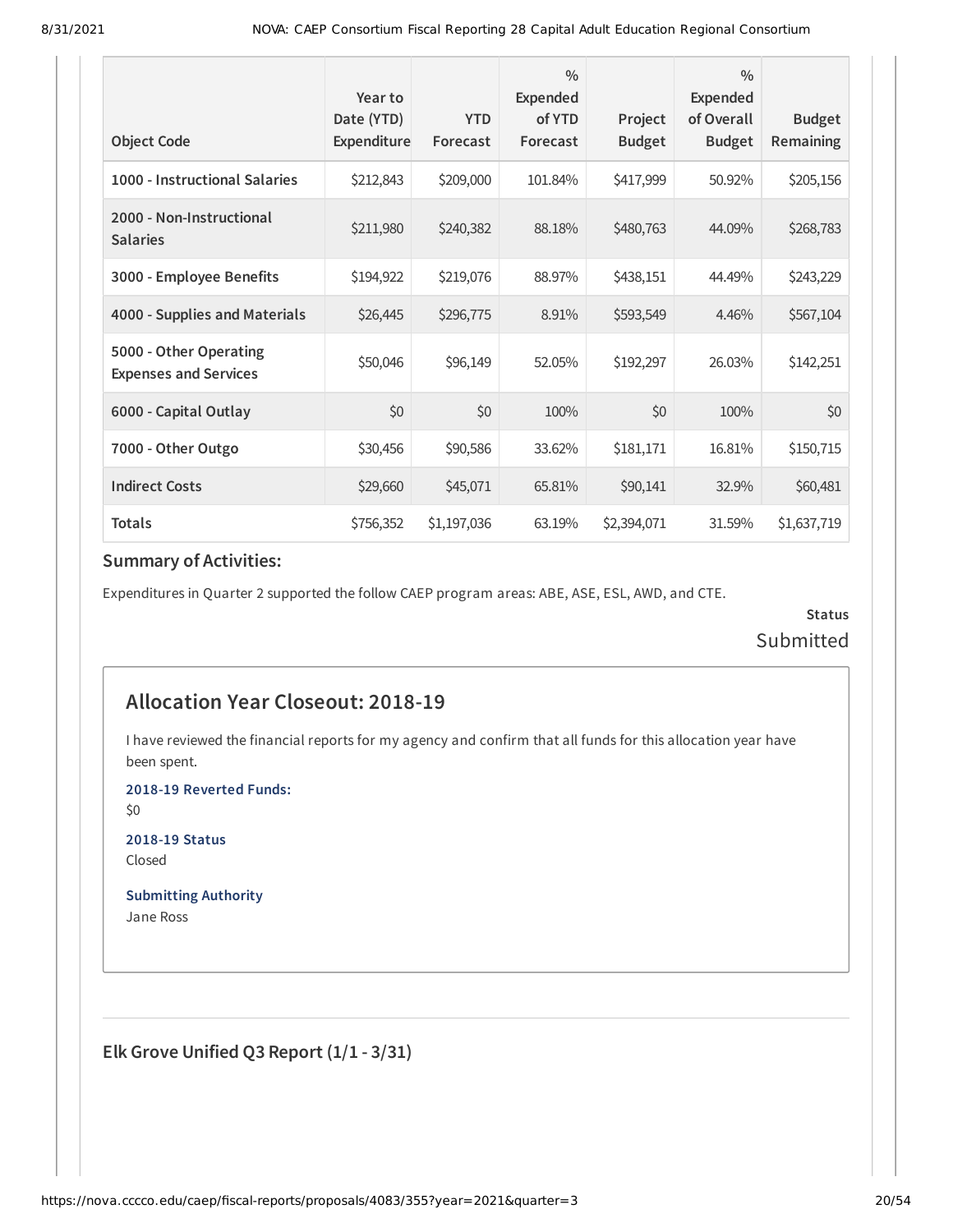| Object Code | Year to Date (YTD) Expenditure | YTD Forecast | % Expended of YTD Forecast | Project Budget | % Expended of Overall Budget | Budget Remaining |
|---|---|---|---|---|---|---|
| 1000 - Instructional Salaries | $212,843 | $209,000 | 101.84% | $417,999 | 50.92% | $205,156 |
| 2000 - Non-Instructional Salaries | $211,980 | $240,382 | 88.18% | $480,763 | 44.09% | $268,783 |
| 3000 - Employee Benefits | $194,922 | $219,076 | 88.97% | $438,151 | 44.49% | $243,229 |
| 4000 - Supplies and Materials | $26,445 | $296,775 | 8.91% | $593,549 | 4.46% | $567,104 |
| 5000 - Other Operating Expenses and Services | $50,046 | $96,149 | 52.05% | $192,297 | 26.03% | $142,251 |
| 6000 - Capital Outlay | $0 | $0 | 100% | $0 | 100% | $0 |
| 7000 - Other Outgo | $30,456 | $90,586 | 33.62% | $181,171 | 16.81% | $150,715 |
| Indirect Costs | $29,660 | $45,071 | 65.81% | $90,141 | 32.9% | $60,481 |
| Totals | $756,352 | $1,197,036 | 63.19% | $2,394,071 | 31.59% | $1,637,719 |

### Summary of Activities:

Expenditures in Quarter 2 supported the follow CAEP program areas: ABE, ASE, ESL, AWD, and CTE.

**Status**

Submitted

## Allocation Year Closeout: 2018-19

I have reviewed the financial reports for my agency and confirm that all funds for this allocation year have been spent.

**2018-19 Reverted Funds:**

$0

**2018-19 Status**

Closed

**Submitting Authority**

Jane Ross

### Elk Grove Unified Q3 Report (1/1 - 3/31)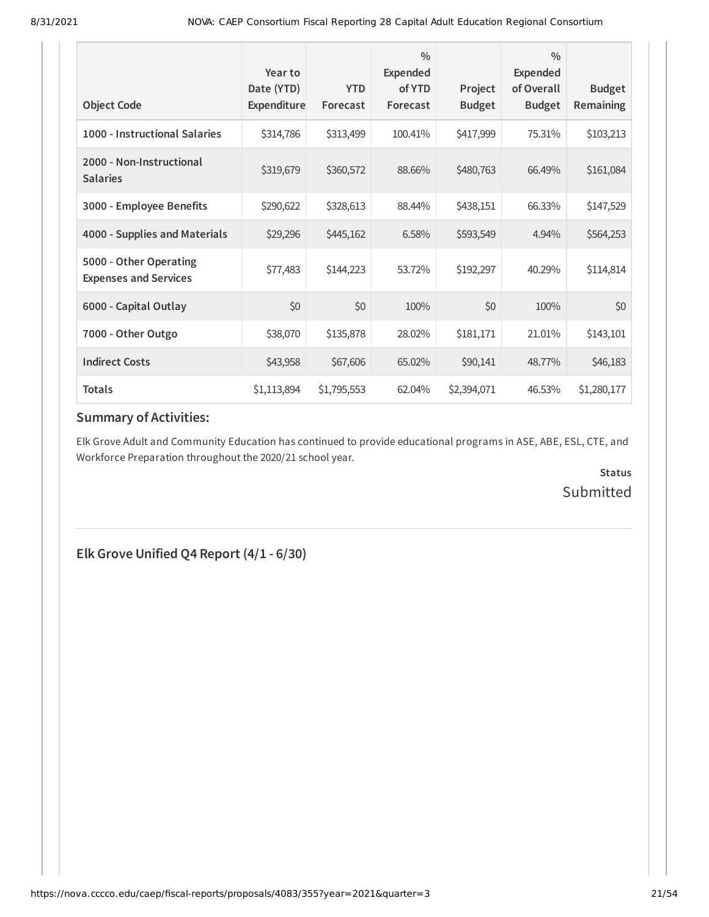| Object Code | Year to Date (YTD) Expenditure | YTD Forecast | % Expended of YTD Forecast | Project Budget | % Expended of Overall Budget | Budget Remaining |
|---|---|---|---|---|---|---|
| **1000 - Instructional Salaries** | $314,786 | $313,499 | 100.41% | $417,999 | 75.31% | $103,213 |
| **2000 - Non-Instructional Salaries** | $319,679 | $360,572 | 88.66% | $480,763 | 66.49% | $161,084 |
| **3000 - Employee Benefits** | $290,622 | $328,613 | 88.44% | $438,151 | 66.33% | $147,529 |
| **4000 - Supplies and Materials** | $29,296 | $445,162 | 6.58% | $593,549 | 4.94% | $564,253 |
| **5000 - Other Operating Expenses and Services** | $77,483 | $144,223 | 53.72% | $192,297 | 40.29% | $114,814 |
| **6000 - Capital Outlay** | $0 | $0 | 100% | $0 | 100% | $0 |
| **7000 - Other Outgo** | $38,070 | $135,878 | 28.02% | $181,171 | 21.01% | $143,101 |
| **Indirect Costs** | $43,958 | $67,606 | 65.02% | $90,141 | 48.77% | $46,183 |
| **Totals** | $1,113,894 | $1,795,553 | 62.04% | $2,394,071 | 46.53% | $1,280,177 |

### Summary of Activities:

Elk Grove Adult and Community Education has continued to provide educational programs in ASE, ABE, ESL, CTE, and Workforce Preparation throughout the 2020/21 school year.

**Status**

Submitted

## Elk Grove Unified Q4 Report (4/1 - 6/30)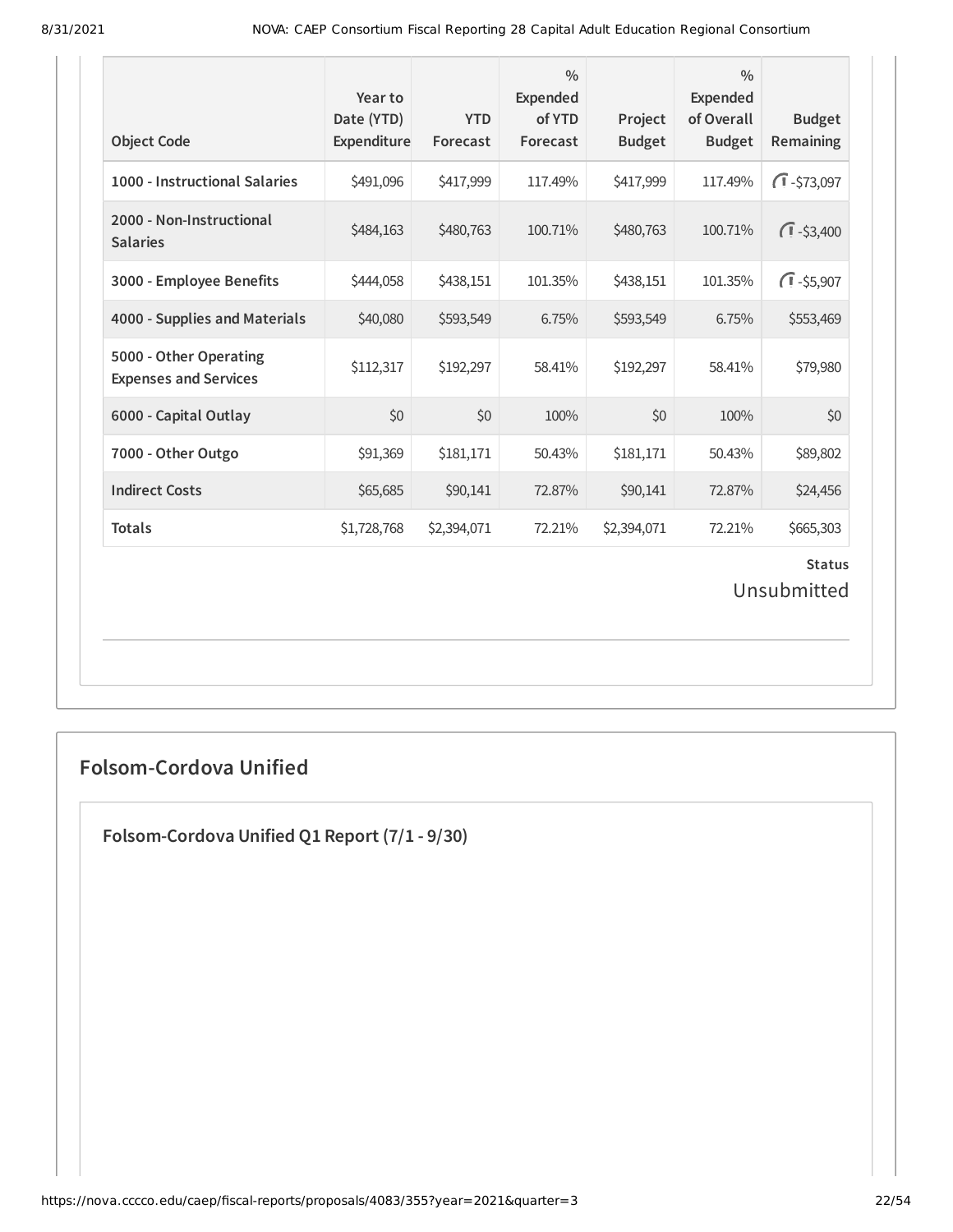| Object Code | Year to Date (YTD) Expenditure | YTD Forecast | % Expended of YTD Forecast | Project Budget | % Expended of Overall Budget | Budget Remaining |
|---|---|---|---|---|---|---|
| 1000 - Instructional Salaries | $491,096 | $417,999 | 117.49% | $417,999 | 117.49% | -$73,097 |
| 2000 - Non-Instructional Salaries | $484,163 | $480,763 | 100.71% | $480,763 | 100.71% | -$3,400 |
| 3000 - Employee Benefits | $444,058 | $438,151 | 101.35% | $438,151 | 101.35% | -$5,907 |
| 4000 - Supplies and Materials | $40,080 | $593,549 | 6.75% | $593,549 | 6.75% | $553,469 |
| 5000 - Other Operating Expenses and Services | $112,317 | $192,297 | 58.41% | $192,297 | 58.41% | $79,980 |
| 6000 - Capital Outlay | $0 | $0 | 100% | $0 | 100% | $0 |
| 7000 - Other Outgo | $91,369 | $181,171 | 50.43% | $181,171 | 50.43% | $89,802 |
| Indirect Costs | $65,685 | $90,141 | 72.87% | $90,141 | 72.87% | $24,456 |
| Totals | $1,728,768 | $2,394,071 | 72.21% | $2,394,071 | 72.21% | $665,303 |

**Status**

Unsubmitted

## Folsom-Cordova Unified

### Folsom-Cordova Unified Q1 Report (7/1 - 9/30)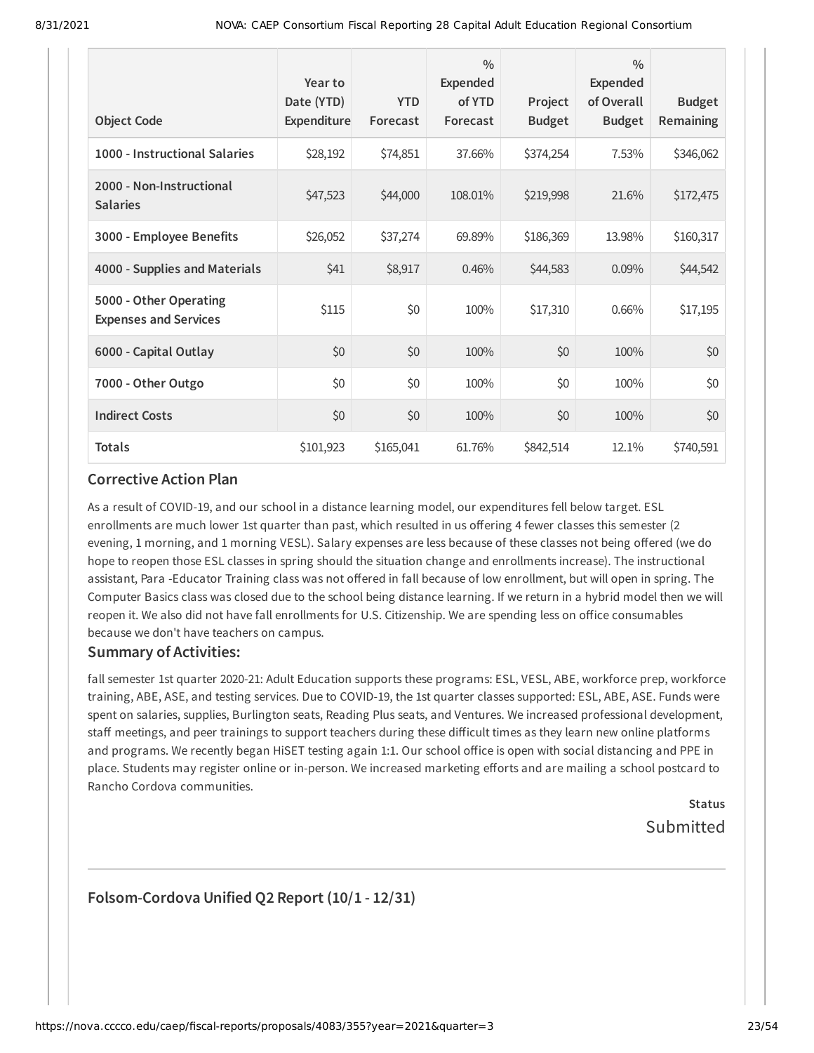| Object Code | Year to Date (YTD) Expenditure | YTD Forecast | % Expended of YTD Forecast | Project Budget | % Expended of Overall Budget | Budget Remaining |
|---|---|---|---|---|---|---|
| 1000 - Instructional Salaries | $28,192 | $74,851 | 37.66% | $374,254 | 7.53% | $346,062 |
| 2000 - Non-Instructional Salaries | $47,523 | $44,000 | 108.01% | $219,998 | 21.6% | $172,475 |
| 3000 - Employee Benefits | $26,052 | $37,274 | 69.89% | $186,369 | 13.98% | $160,317 |
| 4000 - Supplies and Materials | $41 | $8,917 | 0.46% | $44,583 | 0.09% | $44,542 |
| 5000 - Other Operating Expenses and Services | $115 | $0 | 100% | $17,310 | 0.66% | $17,195 |
| 6000 - Capital Outlay | $0 | $0 | 100% | $0 | 100% | $0 |
| 7000 - Other Outgo | $0 | $0 | 100% | $0 | 100% | $0 |
| Indirect Costs | $0 | $0 | 100% | $0 | 100% | $0 |
| **Totals** | $101,923 | $165,041 | 61.76% | $842,514 | 12.1% | $740,591 |

### Corrective Action Plan

As a result of COVID-19, and our school in a distance learning model, our expenditures fell below target. ESL enrollments are much lower 1st quarter than past, which resulted in us offering 4 fewer classes this semester (2 evening, 1 morning, and 1 morning VESL). Salary expenses are less because of these classes not being offered (we do hope to reopen those ESL classes in spring should the situation change and enrollments increase). The instructional assistant, Para -Educator Training class was not offered in fall because of low enrollment, but will open in spring. The Computer Basics class was closed due to the school being distance learning. If we return in a hybrid model then we will reopen it. We also did not have fall enrollments for U.S. Citizenship. We are spending less on office consumables because we don't have teachers on campus.

### Summary of Activities:

fall semester 1st quarter 2020-21: Adult Education supports these programs: ESL, VESL, ABE, workforce prep, workforce training, ABE, ASE, and testing services. Due to COVID-19, the 1st quarter classes supported: ESL, ABE, ASE. Funds were spent on salaries, supplies, Burlington seats, Reading Plus seats, and Ventures. We increased professional development, staff meetings, and peer trainings to support teachers during these difficult times as they learn new online platforms and programs. We recently began HiSET testing again 1:1. Our school office is open with social distancing and PPE in place. Students may register online or in-person. We increased marketing efforts and are mailing a school postcard to Rancho Cordova communities.

**Status**

Submitted

## Folsom-Cordova Unified Q2 Report (10/1 - 12/31)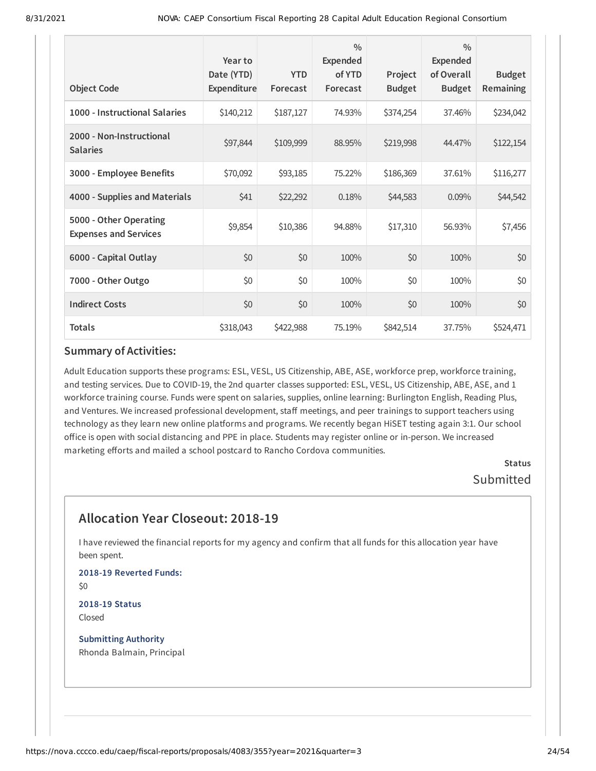| Object Code | Year to Date (YTD) Expenditure | YTD Forecast | % Expended of YTD Forecast | Project Budget | % Expended of Overall Budget | Budget Remaining |
|---|---|---|---|---|---|---|
| 1000 - Instructional Salaries | $140,212 | $187,127 | 74.93% | $374,254 | 37.46% | $234,042 |
| 2000 - Non-Instructional Salaries | $97,844 | $109,999 | 88.95% | $219,998 | 44.47% | $122,154 |
| 3000 - Employee Benefits | $70,092 | $93,185 | 75.22% | $186,369 | 37.61% | $116,277 |
| 4000 - Supplies and Materials | $41 | $22,292 | 0.18% | $44,583 | 0.09% | $44,542 |
| 5000 - Other Operating Expenses and Services | $9,854 | $10,386 | 94.88% | $17,310 | 56.93% | $7,456 |
| 6000 - Capital Outlay | $0 | $0 | 100% | $0 | 100% | $0 |
| 7000 - Other Outgo | $0 | $0 | 100% | $0 | 100% | $0 |
| Indirect Costs | $0 | $0 | 100% | $0 | 100% | $0 |
| Totals | $318,043 | $422,988 | 75.19% | $842,514 | 37.75% | $524,471 |

### Summary of Activities:

Adult Education supports these programs: ESL, VESL, US Citizenship, ABE, ASE, workforce prep, workforce training, and testing services. Due to COVID-19, the 2nd quarter classes supported: ESL, VESL, US Citizenship, ABE, ASE, and 1 workforce training course. Funds were spent on salaries, supplies, online learning: Burlington English, Reading Plus, and Ventures. We increased professional development, staff meetings, and peer trainings to support teachers using technology as they learn new online platforms and programs. We recently began HiSET testing again 3:1. Our school office is open with social distancing and PPE in place. Students may register online or in-person. We increased marketing efforts and mailed a school postcard to Rancho Cordova communities.

**Status**

Submitted

## Allocation Year Closeout: 2018-19

I have reviewed the financial reports for my agency and confirm that all funds for this allocation year have been spent.

**2018-19 Reverted Funds:**

$0

**2018-19 Status**

Closed

**Submitting Authority**

Rhonda Balmain, Principal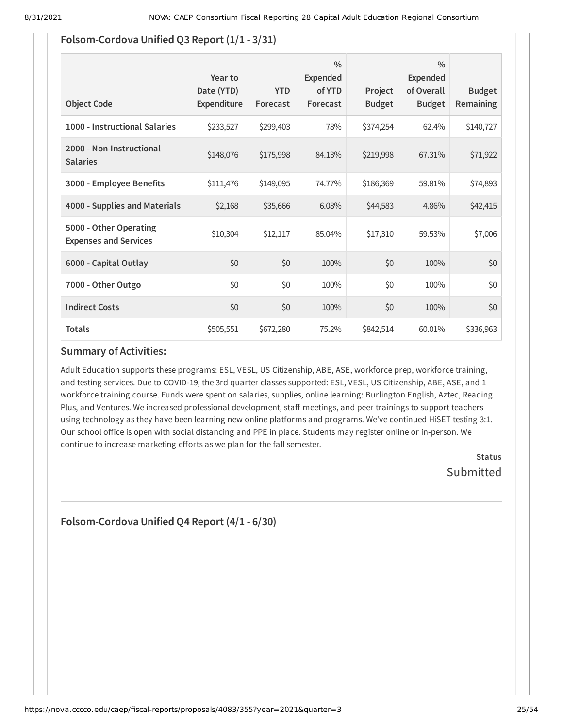## Folsom-Cordova Unified Q3 Report (1/1 - 3/31)

| Object Code | Year to Date (YTD) Expenditure | YTD Forecast | % Expended of YTD Forecast | Project Budget | % Expended of Overall Budget | Budget Remaining |
|---|---|---|---|---|---|---|
| **1000 - Instructional Salaries** | $233,527 | $299,403 | 78% | $374,254 | 62.4% | $140,727 |
| **2000 - Non-Instructional Salaries** | $148,076 | $175,998 | 84.13% | $219,998 | 67.31% | $71,922 |
| **3000 - Employee Benefits** | $111,476 | $149,095 | 74.77% | $186,369 | 59.81% | $74,893 |
| **4000 - Supplies and Materials** | $2,168 | $35,666 | 6.08% | $44,583 | 4.86% | $42,415 |
| **5000 - Other Operating Expenses and Services** | $10,304 | $12,117 | 85.04% | $17,310 | 59.53% | $7,006 |
| **6000 - Capital Outlay** | $0 | $0 | 100% | $0 | 100% | $0 |
| **7000 - Other Outgo** | $0 | $0 | 100% | $0 | 100% | $0 |
| **Indirect Costs** | $0 | $0 | 100% | $0 | 100% | $0 |
| **Totals** | $505,551 | $672,280 | 75.2% | $842,514 | 60.01% | $336,963 |

### Summary of Activities:

Adult Education supports these programs: ESL, VESL, US Citizenship, ABE, ASE, workforce prep, workforce training, and testing services. Due to COVID-19, the 3rd quarter classes supported: ESL, VESL, US Citizenship, ABE, ASE, and 1 workforce training course. Funds were spent on salaries, supplies, online learning: Burlington English, Aztec, Reading Plus, and Ventures. We increased professional development, staff meetings, and peer trainings to support teachers using technology as they have been learning new online platforms and programs. We've continued HiSET testing 3:1. Our school office is open with social distancing and PPE in place. Students may register online or in-person. We continue to increase marketing efforts as we plan for the fall semester.

**Status**
Submitted

## Folsom-Cordova Unified Q4 Report (4/1 - 6/30)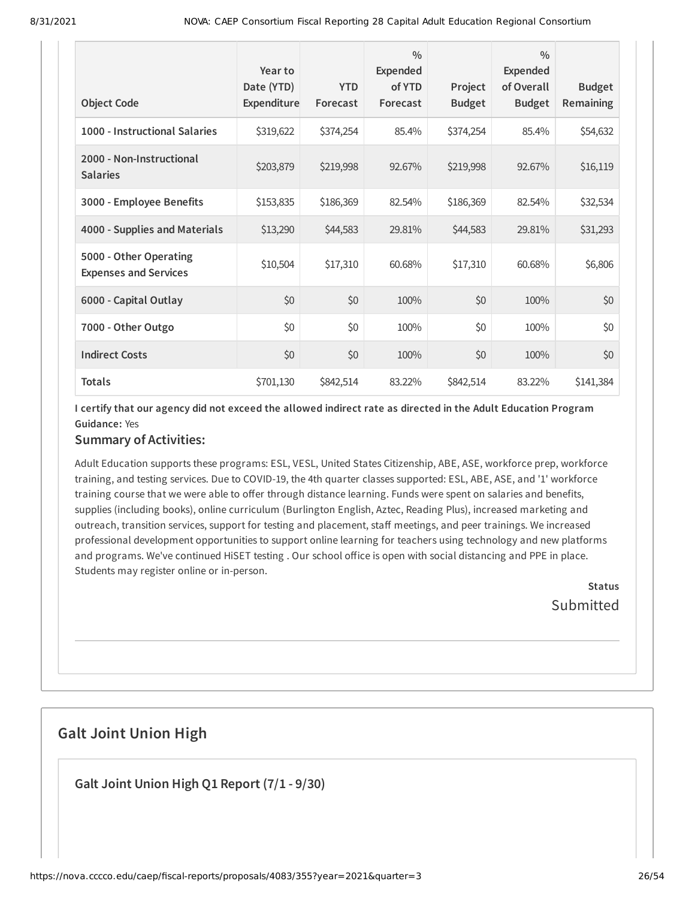| Object Code | Year to Date (YTD) Expenditure | YTD Forecast | % Expended of YTD Forecast | Project Budget | % Expended of Overall Budget | Budget Remaining |
|---|---|---|---|---|---|---|
| 1000 - Instructional Salaries | $319,622 | $374,254 | 85.4% | $374,254 | 85.4% | $54,632 |
| 2000 - Non-Instructional Salaries | $203,879 | $219,998 | 92.67% | $219,998 | 92.67% | $16,119 |
| 3000 - Employee Benefits | $153,835 | $186,369 | 82.54% | $186,369 | 82.54% | $32,534 |
| 4000 - Supplies and Materials | $13,290 | $44,583 | 29.81% | $44,583 | 29.81% | $31,293 |
| 5000 - Other Operating Expenses and Services | $10,504 | $17,310 | 60.68% | $17,310 | 60.68% | $6,806 |
| 6000 - Capital Outlay | $0 | $0 | 100% | $0 | 100% | $0 |
| 7000 - Other Outgo | $0 | $0 | 100% | $0 | 100% | $0 |
| Indirect Costs | $0 | $0 | 100% | $0 | 100% | $0 |
| Totals | $701,130 | $842,514 | 83.22% | $842,514 | 83.22% | $141,384 |

**I certify that our agency did not exceed the allowed indirect rate as directed in the Adult Education Program Guidance:** Yes

### Summary of Activities:

Adult Education supports these programs: ESL, VESL, United States Citizenship, ABE, ASE, workforce prep, workforce training, and testing services. Due to COVID-19, the 4th quarter classes supported: ESL, ABE, ASE, and '1' workforce training course that we were able to offer through distance learning. Funds were spent on salaries and benefits, supplies (including books), online curriculum (Burlington English, Aztec, Reading Plus), increased marketing and outreach, transition services, support for testing and placement, staff meetings, and peer trainings. We increased professional development opportunities to support online learning for teachers using technology and new platforms and programs. We've continued HiSET testing . Our school office is open with social distancing and PPE in place. Students may register online or in-person.

**Status**
Submitted

## Galt Joint Union High

### Galt Joint Union High Q1 Report (7/1 - 9/30)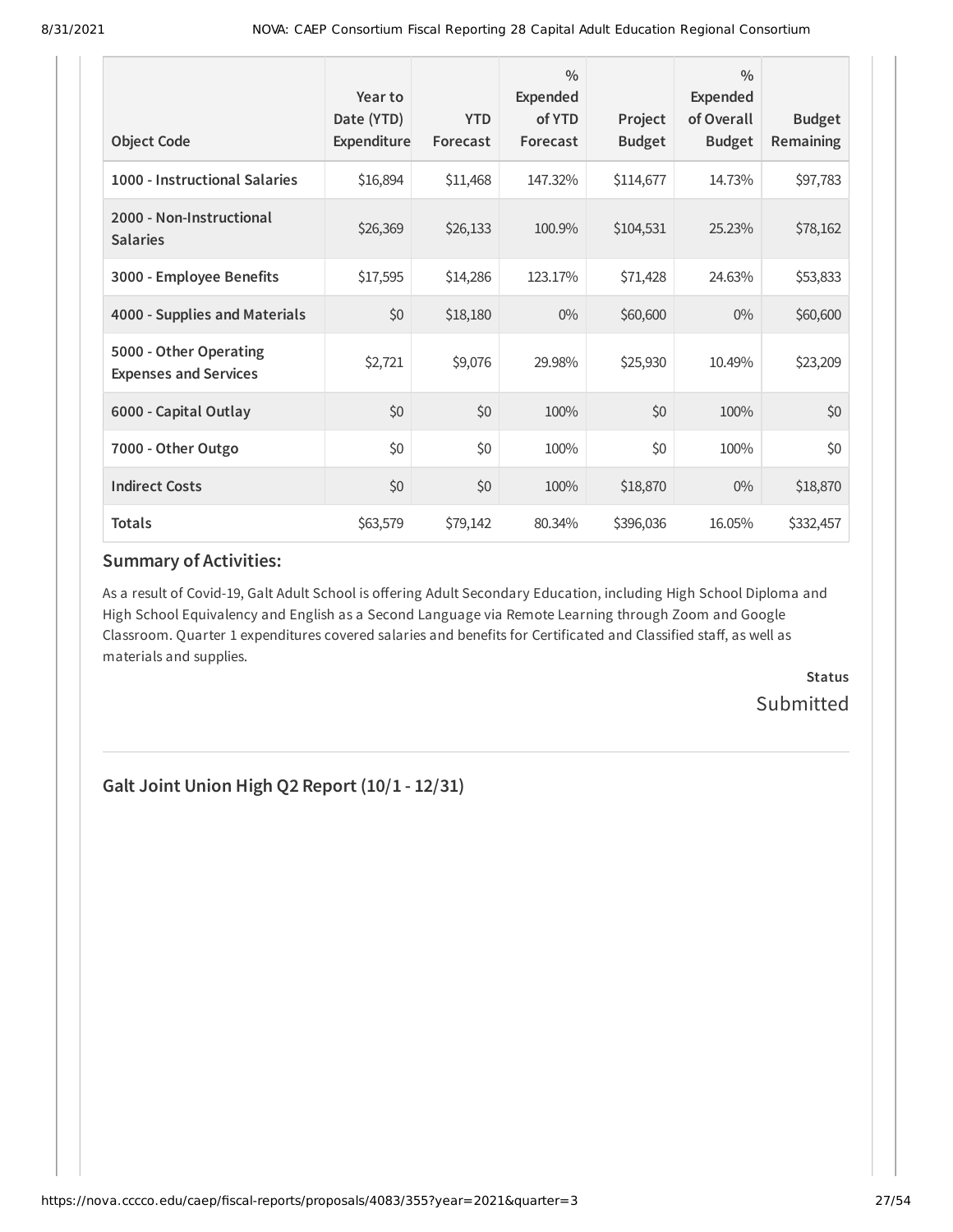| Object Code | Year to Date (YTD) Expenditure | YTD Forecast | % Expended of YTD Forecast | Project Budget | % Expended of Overall Budget | Budget Remaining |
|---|---|---|---|---|---|---|
| 1000 - Instructional Salaries | $16,894 | $11,468 | 147.32% | $114,677 | 14.73% | $97,783 |
| 2000 - Non-Instructional Salaries | $26,369 | $26,133 | 100.9% | $104,531 | 25.23% | $78,162 |
| 3000 - Employee Benefits | $17,595 | $14,286 | 123.17% | $71,428 | 24.63% | $53,833 |
| 4000 - Supplies and Materials | $0 | $18,180 | 0% | $60,600 | 0% | $60,600 |
| 5000 - Other Operating Expenses and Services | $2,721 | $9,076 | 29.98% | $25,930 | 10.49% | $23,209 |
| 6000 - Capital Outlay | $0 | $0 | 100% | $0 | 100% | $0 |
| 7000 - Other Outgo | $0 | $0 | 100% | $0 | 100% | $0 |
| Indirect Costs | $0 | $0 | 100% | $18,870 | 0% | $18,870 |
| Totals | $63,579 | $79,142 | 80.34% | $396,036 | 16.05% | $332,457 |

### Summary of Activities:

As a result of Covid-19, Galt Adult School is offering Adult Secondary Education, including High School Diploma and High School Equivalency and English as a Second Language via Remote Learning through Zoom and Google Classroom. Quarter 1 expenditures covered salaries and benefits for Certificated and Classified staff, as well as materials and supplies.

**Status**

Submitted

## Galt Joint Union High Q2 Report (10/1 - 12/31)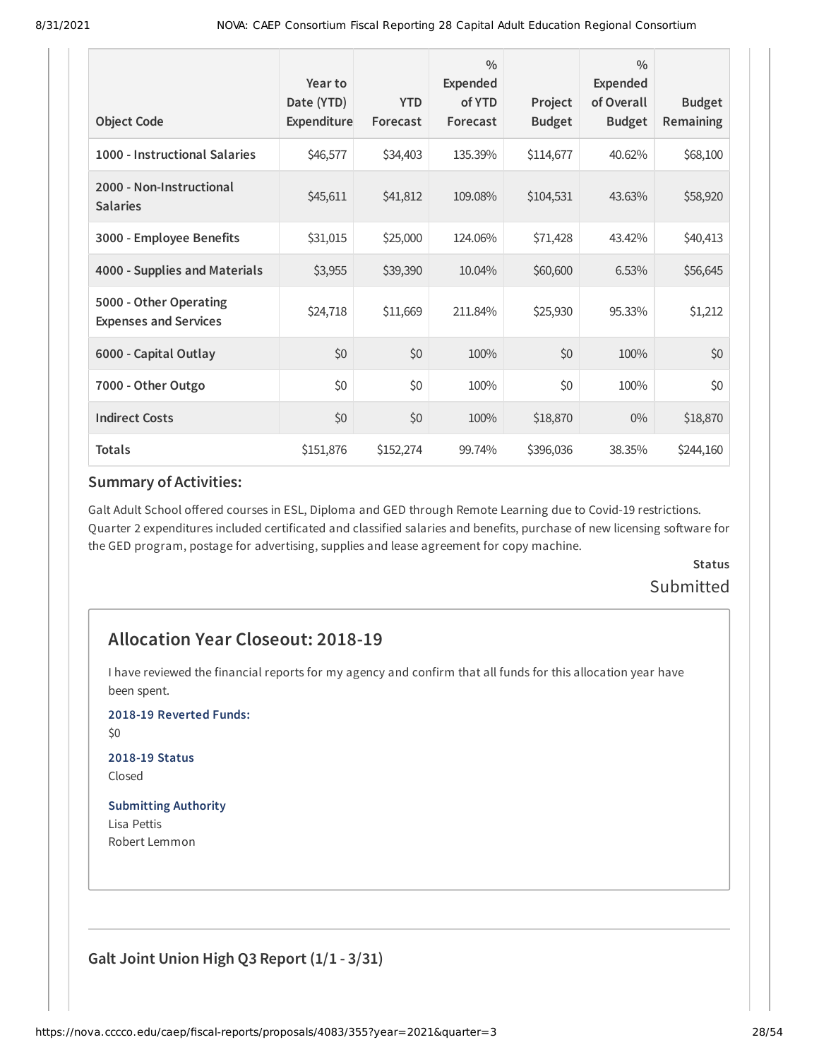| Object Code | Year to Date (YTD) Expenditure | YTD Forecast | % Expended of YTD Forecast | Project Budget | % Expended of Overall Budget | Budget Remaining |
|---|---|---|---|---|---|---|
| 1000 - Instructional Salaries | $46,577 | $34,403 | 135.39% | $114,677 | 40.62% | $68,100 |
| 2000 - Non-Instructional Salaries | $45,611 | $41,812 | 109.08% | $104,531 | 43.63% | $58,920 |
| 3000 - Employee Benefits | $31,015 | $25,000 | 124.06% | $71,428 | 43.42% | $40,413 |
| 4000 - Supplies and Materials | $3,955 | $39,390 | 10.04% | $60,600 | 6.53% | $56,645 |
| 5000 - Other Operating Expenses and Services | $24,718 | $11,669 | 211.84% | $25,930 | 95.33% | $1,212 |
| 6000 - Capital Outlay | $0 | $0 | 100% | $0 | 100% | $0 |
| 7000 - Other Outgo | $0 | $0 | 100% | $0 | 100% | $0 |
| Indirect Costs | $0 | $0 | 100% | $18,870 | 0% | $18,870 |
| Totals | $151,876 | $152,274 | 99.74% | $396,036 | 38.35% | $244,160 |

### Summary of Activities:

Galt Adult School offered courses in ESL, Diploma and GED through Remote Learning due to Covid-19 restrictions. Quarter 2 expenditures included certificated and classified salaries and benefits, purchase of new licensing software for the GED program, postage for advertising, supplies and lease agreement for copy machine.

**Status**

Submitted

## Allocation Year Closeout: 2018-19

I have reviewed the financial reports for my agency and confirm that all funds for this allocation year have been spent.

**2018-19 Reverted Funds:**

$0

**2018-19 Status**

Closed

**Submitting Authority**

Lisa Pettis
Robert Lemmon

### Galt Joint Union High Q3 Report (1/1 - 3/31)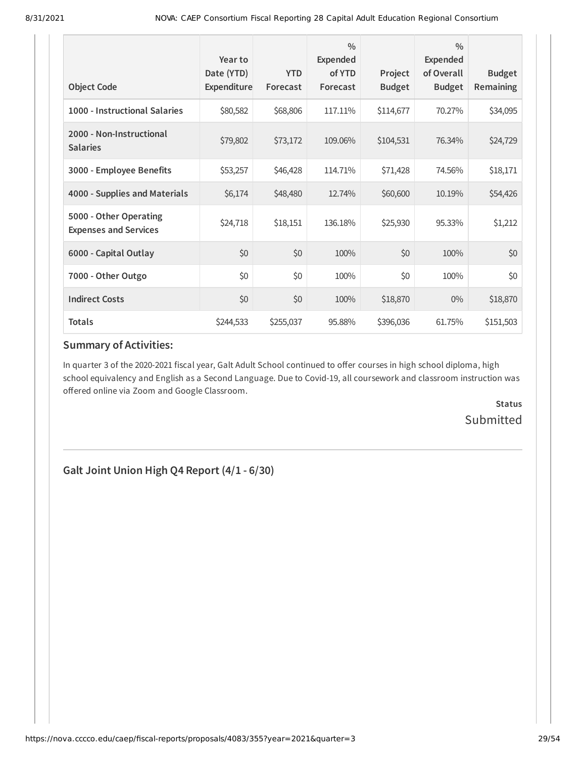| Object Code | Year to Date (YTD) Expenditure | YTD Forecast | % Expended of YTD Forecast | Project Budget | % Expended of Overall Budget | Budget Remaining |
|---|---|---|---|---|---|---|
| 1000 - Instructional Salaries | $80,582 | $68,806 | 117.11% | $114,677 | 70.27% | $34,095 |
| 2000 - Non-Instructional Salaries | $79,802 | $73,172 | 109.06% | $104,531 | 76.34% | $24,729 |
| 3000 - Employee Benefits | $53,257 | $46,428 | 114.71% | $71,428 | 74.56% | $18,171 |
| 4000 - Supplies and Materials | $6,174 | $48,480 | 12.74% | $60,600 | 10.19% | $54,426 |
| 5000 - Other Operating Expenses and Services | $24,718 | $18,151 | 136.18% | $25,930 | 95.33% | $1,212 |
| 6000 - Capital Outlay | $0 | $0 | 100% | $0 | 100% | $0 |
| 7000 - Other Outgo | $0 | $0 | 100% | $0 | 100% | $0 |
| Indirect Costs | $0 | $0 | 100% | $18,870 | 0% | $18,870 |
| Totals | $244,533 | $255,037 | 95.88% | $396,036 | 61.75% | $151,503 |

## Summary of Activities:

In quarter 3 of the 2020-2021 fiscal year, Galt Adult School continued to offer courses in high school diploma, high school equivalency and English as a Second Language. Due to Covid-19, all coursework and classroom instruction was offered online via Zoom and Google Classroom.

**Status**

Submitted

---

## Galt Joint Union High Q4 Report (4/1 - 6/30)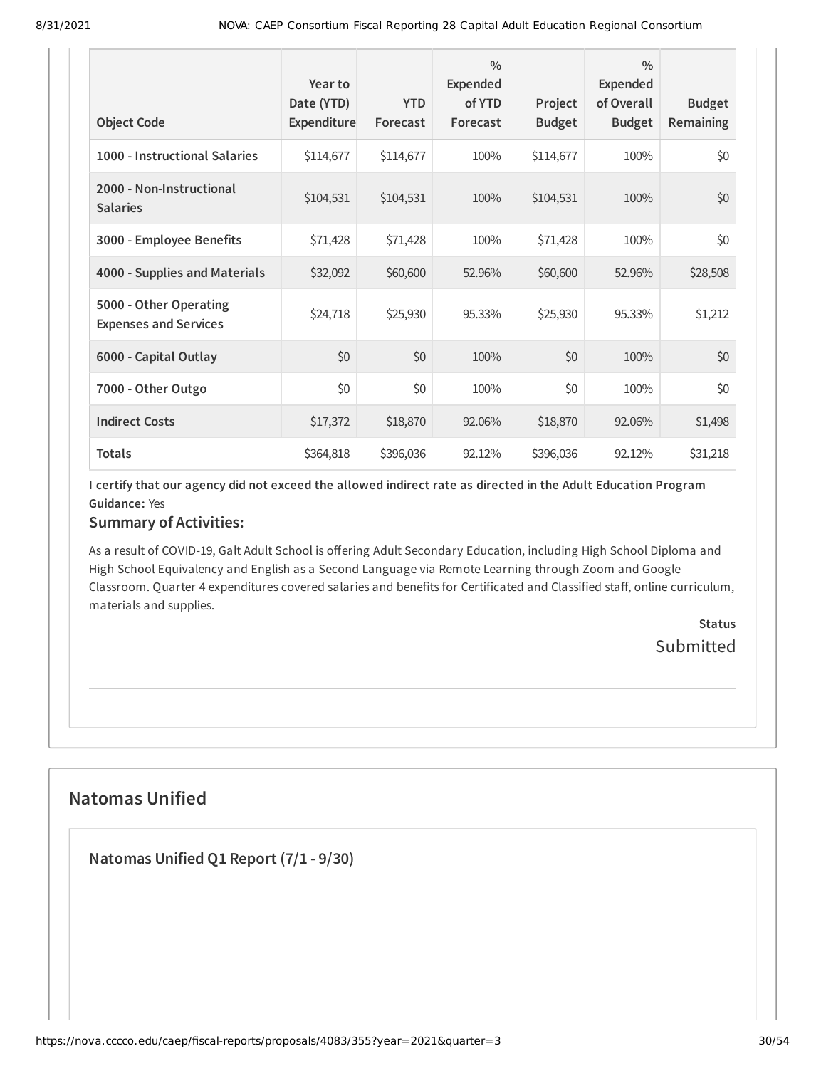| Object Code | Year to Date (YTD) Expenditure | YTD Forecast | % Expended of YTD Forecast | Project Budget | % Expended of Overall Budget | Budget Remaining |
|---|---|---|---|---|---|---|
| **1000 - Instructional Salaries** | $114,677 | $114,677 | 100% | $114,677 | 100% | $0 |
| **2000 - Non-Instructional Salaries** | $104,531 | $104,531 | 100% | $104,531 | 100% | $0 |
| **3000 - Employee Benefits** | $71,428 | $71,428 | 100% | $71,428 | 100% | $0 |
| **4000 - Supplies and Materials** | $32,092 | $60,600 | 52.96% | $60,600 | 52.96% | $28,508 |
| **5000 - Other Operating Expenses and Services** | $24,718 | $25,930 | 95.33% | $25,930 | 95.33% | $1,212 |
| **6000 - Capital Outlay** | $0 | $0 | 100% | $0 | 100% | $0 |
| **7000 - Other Outgo** | $0 | $0 | 100% | $0 | 100% | $0 |
| **Indirect Costs** | $17,372 | $18,870 | 92.06% | $18,870 | 92.06% | $1,498 |
| **Totals** | $364,818 | $396,036 | 92.12% | $396,036 | 92.12% | $31,218 |

**I certify that our agency did not exceed the allowed indirect rate as directed in the Adult Education Program Guidance:** Yes

### Summary of Activities:

As a result of COVID-19, Galt Adult School is offering Adult Secondary Education, including High School Diploma and High School Equivalency and English as a Second Language via Remote Learning through Zoom and Google Classroom. Quarter 4 expenditures covered salaries and benefits for Certificated and Classified staff, online curriculum, materials and supplies.

**Status**

Submitted

## Natomas Unified

### Natomas Unified Q1 Report (7/1 - 9/30)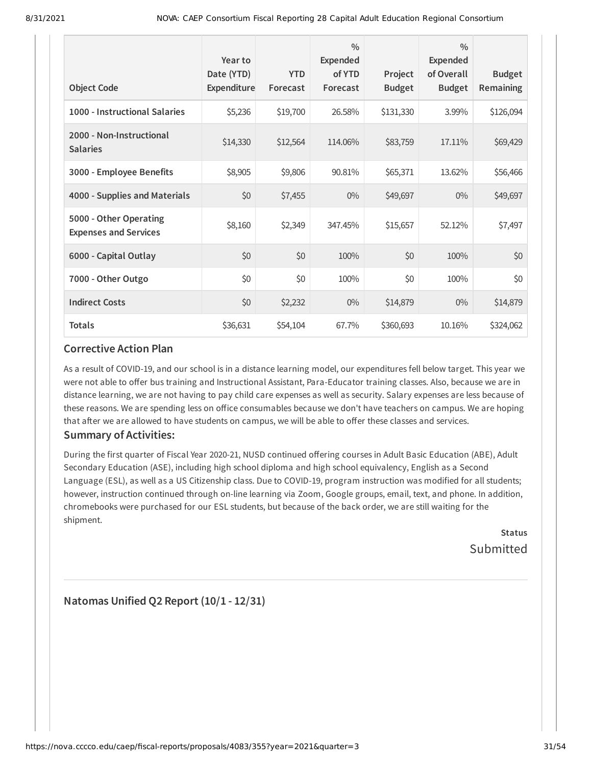| Object Code | Year to Date (YTD) Expenditure | YTD Forecast | % Expended of YTD Forecast | Project Budget | % Expended of Overall Budget | Budget Remaining |
|---|---|---|---|---|---|---|
| **1000 - Instructional Salaries** | $5,236 | $19,700 | 26.58% | $131,330 | 3.99% | $126,094 |
| **2000 - Non-Instructional Salaries** | $14,330 | $12,564 | 114.06% | $83,759 | 17.11% | $69,429 |
| **3000 - Employee Benefits** | $8,905 | $9,806 | 90.81% | $65,371 | 13.62% | $56,466 |
| **4000 - Supplies and Materials** | $0 | $7,455 | 0% | $49,697 | 0% | $49,697 |
| **5000 - Other Operating Expenses and Services** | $8,160 | $2,349 | 347.45% | $15,657 | 52.12% | $7,497 |
| **6000 - Capital Outlay** | $0 | $0 | 100% | $0 | 100% | $0 |
| **7000 - Other Outgo** | $0 | $0 | 100% | $0 | 100% | $0 |
| **Indirect Costs** | $0 | $2,232 | 0% | $14,879 | 0% | $14,879 |
| **Totals** | $36,631 | $54,104 | 67.7% | $360,693 | 10.16% | $324,062 |

### Corrective Action Plan

As a result of COVID-19, and our school is in a distance learning model, our expenditures fell below target. This year we were not able to offer bus training and Instructional Assistant, Para-Educator training classes. Also, because we are in distance learning, we are not having to pay child care expenses as well as security. Salary expenses are less because of these reasons. We are spending less on office consumables because we don't have teachers on campus. We are hoping that after we are allowed to have students on campus, we will be able to offer these classes and services.

### Summary of Activities:

During the first quarter of Fiscal Year 2020-21, NUSD continued offering courses in Adult Basic Education (ABE), Adult Secondary Education (ASE), including high school diploma and high school equivalency, English as a Second Language (ESL), as well as a US Citizenship class. Due to COVID-19, program instruction was modified for all students; however, instruction continued through on-line learning via Zoom, Google groups, email, text, and phone. In addition, chromebooks were purchased for our ESL students, but because of the back order, we are still waiting for the shipment.

**Status**
Submitted

## Natomas Unified Q2 Report (10/1 - 12/31)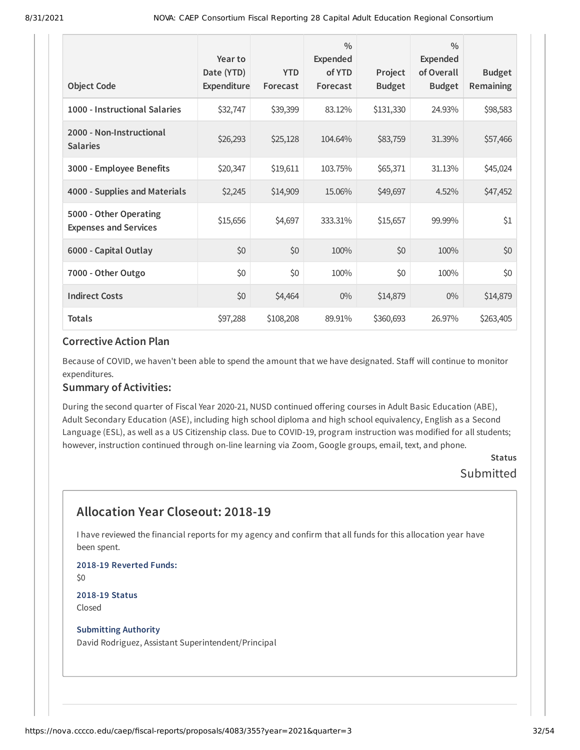| Object Code | Year to Date (YTD) Expenditure | YTD Forecast | % Expended of YTD Forecast | Project Budget | % Expended of Overall Budget | Budget Remaining |
|---|---|---|---|---|---|---|
| 1000 - Instructional Salaries | $32,747 | $39,399 | 83.12% | $131,330 | 24.93% | $98,583 |
| 2000 - Non-Instructional Salaries | $26,293 | $25,128 | 104.64% | $83,759 | 31.39% | $57,466 |
| 3000 - Employee Benefits | $20,347 | $19,611 | 103.75% | $65,371 | 31.13% | $45,024 |
| 4000 - Supplies and Materials | $2,245 | $14,909 | 15.06% | $49,697 | 4.52% | $47,452 |
| 5000 - Other Operating Expenses and Services | $15,656 | $4,697 | 333.31% | $15,657 | 99.99% | $1 |
| 6000 - Capital Outlay | $0 | $0 | 100% | $0 | 100% | $0 |
| 7000 - Other Outgo | $0 | $0 | 100% | $0 | 100% | $0 |
| Indirect Costs | $0 | $4,464 | 0% | $14,879 | 0% | $14,879 |
| Totals | $97,288 | $108,208 | 89.91% | $360,693 | 26.97% | $263,405 |

### Corrective Action Plan

Because of COVID, we haven't been able to spend the amount that we have designated. Staff will continue to monitor expenditures.

### Summary of Activities:

During the second quarter of Fiscal Year 2020-21, NUSD continued offering courses in Adult Basic Education (ABE), Adult Secondary Education (ASE), including high school diploma and high school equivalency, English as a Second Language (ESL), as well as a US Citizenship class. Due to COVID-19, program instruction was modified for all students; however, instruction continued through on-line learning via Zoom, Google groups, email, text, and phone.

**Status**

Submitted

## Allocation Year Closeout: 2018-19

I have reviewed the financial reports for my agency and confirm that all funds for this allocation year have been spent.

**2018-19 Reverted Funds:**

$0

**2018-19 Status**

Closed

**Submitting Authority**

David Rodriguez, Assistant Superintendent/Principal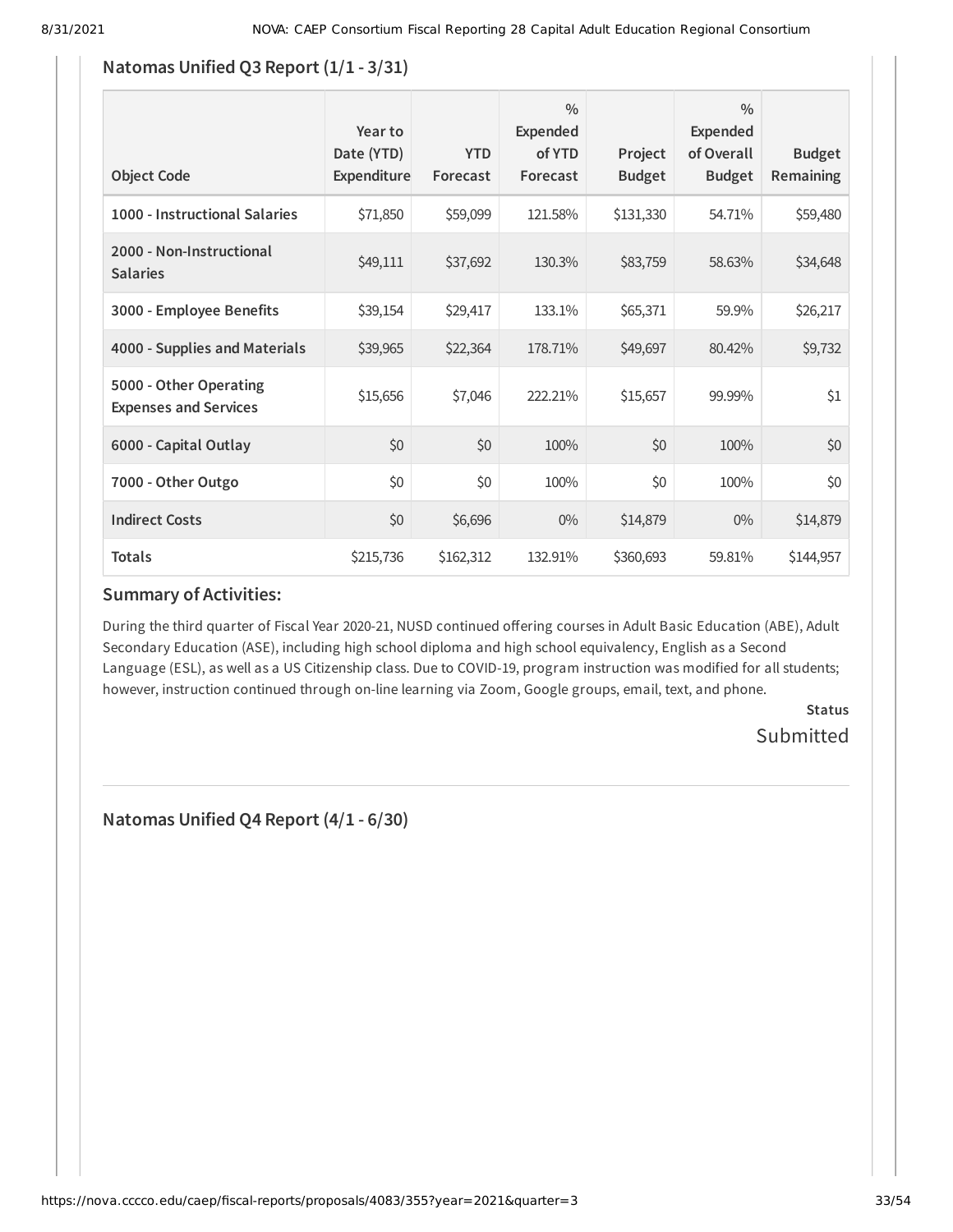## Natomas Unified Q3 Report (1/1 - 3/31)

| Object Code | Year to Date (YTD) Expenditure | YTD Forecast | % Expended of YTD Forecast | Project Budget | % Expended of Overall Budget | Budget Remaining |
|---|---|---|---|---|---|---|
| **1000 - Instructional Salaries** | $71,850 | $59,099 | 121.58% | $131,330 | 54.71% | $59,480 |
| **2000 - Non-Instructional Salaries** | $49,111 | $37,692 | 130.3% | $83,759 | 58.63% | $34,648 |
| **3000 - Employee Benefits** | $39,154 | $29,417 | 133.1% | $65,371 | 59.9% | $26,217 |
| **4000 - Supplies and Materials** | $39,965 | $22,364 | 178.71% | $49,697 | 80.42% | $9,732 |
| **5000 - Other Operating Expenses and Services** | $15,656 | $7,046 | 222.21% | $15,657 | 99.99% | $1 |
| **6000 - Capital Outlay** | $0 | $0 | 100% | $0 | 100% | $0 |
| **7000 - Other Outgo** | $0 | $0 | 100% | $0 | 100% | $0 |
| **Indirect Costs** | $0 | $6,696 | 0% | $14,879 | 0% | $14,879 |
| **Totals** | $215,736 | $162,312 | 132.91% | $360,693 | 59.81% | $144,957 |

### Summary of Activities:

During the third quarter of Fiscal Year 2020-21, NUSD continued offering courses in Adult Basic Education (ABE), Adult Secondary Education (ASE), including high school diploma and high school equivalency, English as a Second Language (ESL), as well as a US Citizenship class. Due to COVID-19, program instruction was modified for all students; however, instruction continued through on-line learning via Zoom, Google groups, email, text, and phone.

**Status**

Submitted

## Natomas Unified Q4 Report (4/1 - 6/30)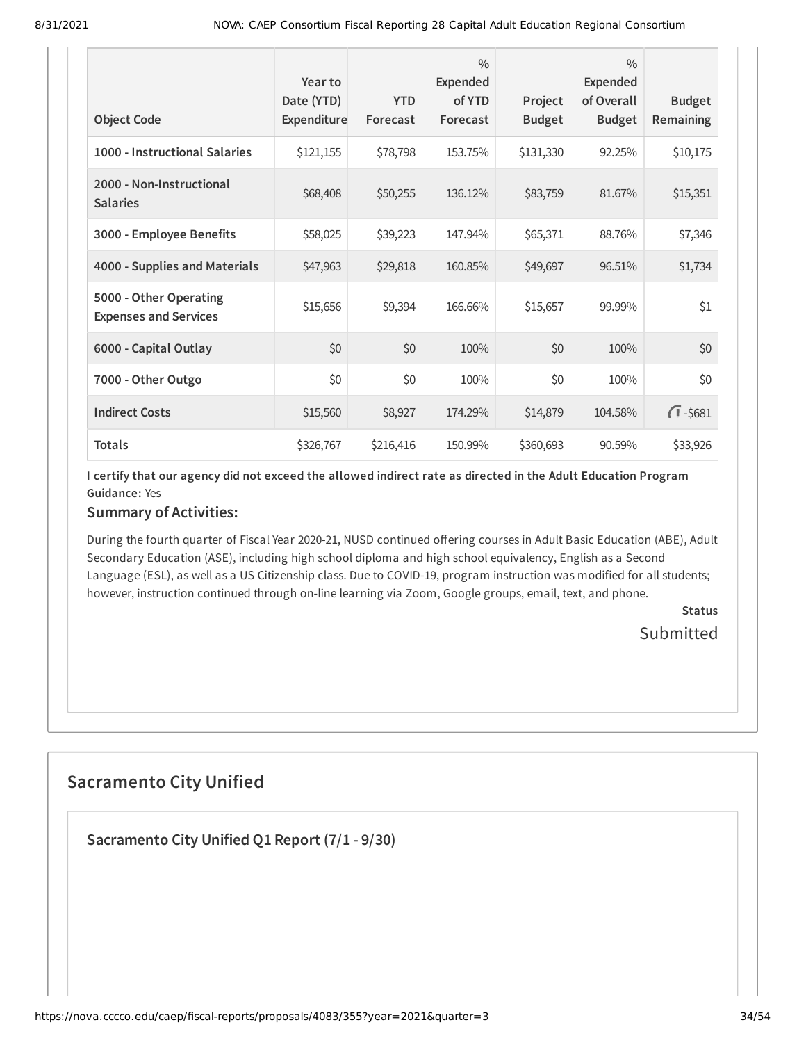| Object Code | Year to Date (YTD) Expenditure | YTD Forecast | % Expended of YTD Forecast | Project Budget | % Expended of Overall Budget | Budget Remaining |
|---|---|---|---|---|---|---|
| 1000 - Instructional Salaries | $121,155 | $78,798 | 153.75% | $131,330 | 92.25% | $10,175 |
| 2000 - Non-Instructional Salaries | $68,408 | $50,255 | 136.12% | $83,759 | 81.67% | $15,351 |
| 3000 - Employee Benefits | $58,025 | $39,223 | 147.94% | $65,371 | 88.76% | $7,346 |
| 4000 - Supplies and Materials | $47,963 | $29,818 | 160.85% | $49,697 | 96.51% | $1,734 |
| 5000 - Other Operating Expenses and Services | $15,656 | $9,394 | 166.66% | $15,657 | 99.99% | $1 |
| 6000 - Capital Outlay | $0 | $0 | 100% | $0 | 100% | $0 |
| 7000 - Other Outgo | $0 | $0 | 100% | $0 | 100% | $0 |
| Indirect Costs | $15,560 | $8,927 | 174.29% | $14,879 | 104.58% | -$681 |
| Totals | $326,767 | $216,416 | 150.99% | $360,693 | 90.59% | $33,926 |

**I certify that our agency did not exceed the allowed indirect rate as directed in the Adult Education Program Guidance:** Yes

### Summary of Activities:

During the fourth quarter of Fiscal Year 2020-21, NUSD continued offering courses in Adult Basic Education (ABE), Adult Secondary Education (ASE), including high school diploma and high school equivalency, English as a Second Language (ESL), as well as a US Citizenship class. Due to COVID-19, program instruction was modified for all students; however, instruction continued through on-line learning via Zoom, Google groups, email, text, and phone.

**Status**

Submitted

## Sacramento City Unified

### Sacramento City Unified Q1 Report (7/1 - 9/30)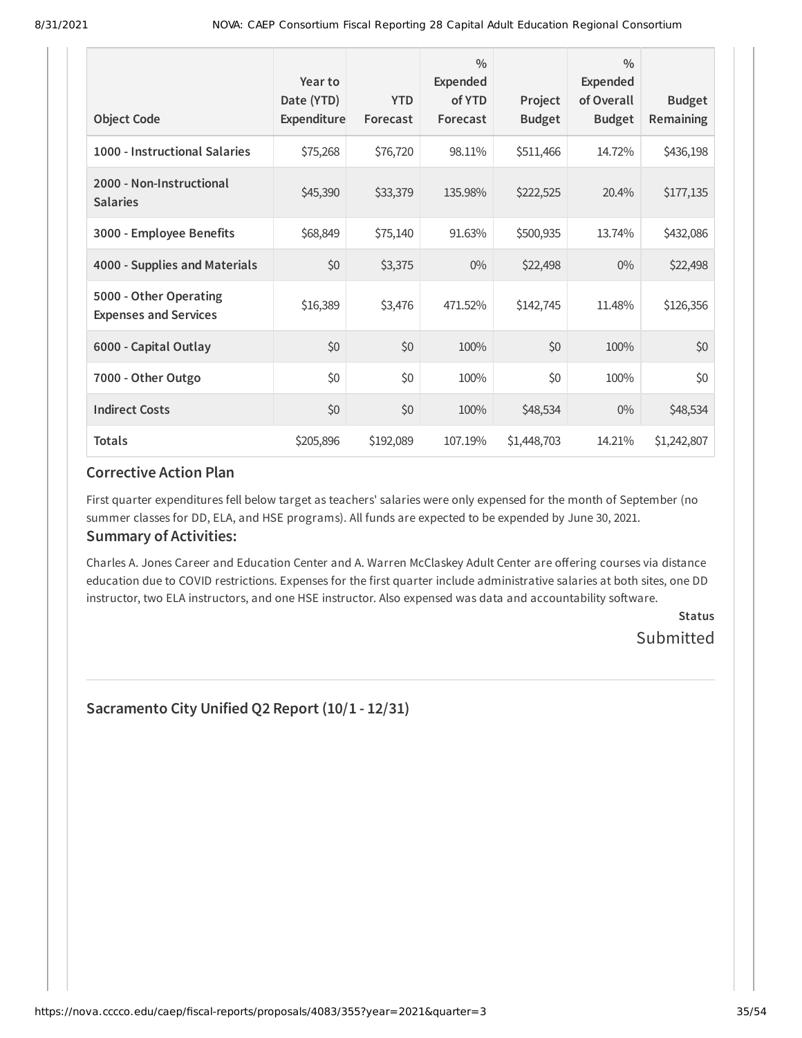| Object Code | Year to Date (YTD) Expenditure | YTD Forecast | % Expended of YTD Forecast | Project Budget | % Expended of Overall Budget | Budget Remaining |
|---|---|---|---|---|---|---|
| 1000 - Instructional Salaries | $75,268 | $76,720 | 98.11% | $511,466 | 14.72% | $436,198 |
| 2000 - Non-Instructional Salaries | $45,390 | $33,379 | 135.98% | $222,525 | 20.4% | $177,135 |
| 3000 - Employee Benefits | $68,849 | $75,140 | 91.63% | $500,935 | 13.74% | $432,086 |
| 4000 - Supplies and Materials | $0 | $3,375 | 0% | $22,498 | 0% | $22,498 |
| 5000 - Other Operating Expenses and Services | $16,389 | $3,476 | 471.52% | $142,745 | 11.48% | $126,356 |
| 6000 - Capital Outlay | $0 | $0 | 100% | $0 | 100% | $0 |
| 7000 - Other Outgo | $0 | $0 | 100% | $0 | 100% | $0 |
| Indirect Costs | $0 | $0 | 100% | $48,534 | 0% | $48,534 |
| Totals | $205,896 | $192,089 | 107.19% | $1,448,703 | 14.21% | $1,242,807 |

### Corrective Action Plan

First quarter expenditures fell below target as teachers' salaries were only expensed for the month of September (no summer classes for DD, ELA, and HSE programs). All funds are expected to be expended by June 30, 2021.

### Summary of Activities:

Charles A. Jones Career and Education Center and A. Warren McClaskey Adult Center are offering courses via distance education due to COVID restrictions. Expenses for the first quarter include administrative salaries at both sites, one DD instructor, two ELA instructors, and one HSE instructor. Also expensed was data and accountability software.

**Status**

Submitted

## Sacramento City Unified Q2 Report (10/1 - 12/31)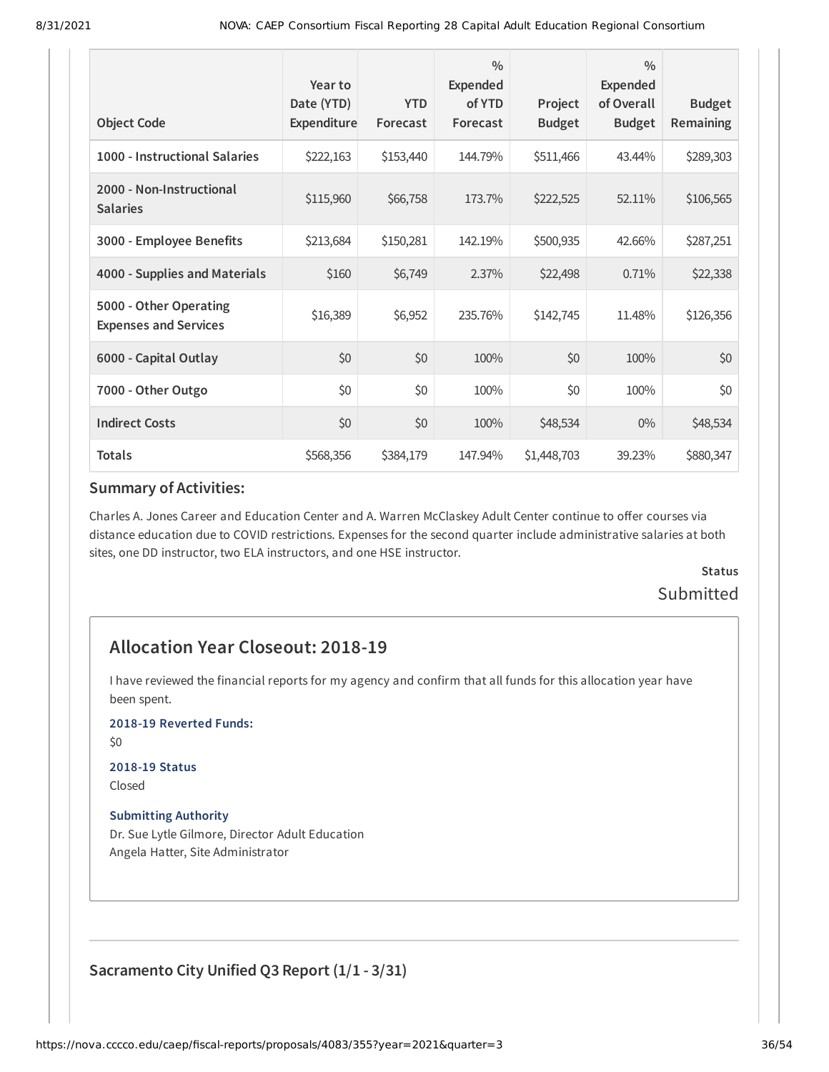| Object Code | Year to Date (YTD) Expenditure | YTD Forecast | % Expended of YTD Forecast | Project Budget | % Expended of Overall Budget | Budget Remaining |
|---|---|---|---|---|---|---|
| 1000 - Instructional Salaries | $222,163 | $153,440 | 144.79% | $511,466 | 43.44% | $289,303 |
| 2000 - Non-Instructional Salaries | $115,960 | $66,758 | 173.7% | $222,525 | 52.11% | $106,565 |
| 3000 - Employee Benefits | $213,684 | $150,281 | 142.19% | $500,935 | 42.66% | $287,251 |
| 4000 - Supplies and Materials | $160 | $6,749 | 2.37% | $22,498 | 0.71% | $22,338 |
| 5000 - Other Operating Expenses and Services | $16,389 | $6,952 | 235.76% | $142,745 | 11.48% | $126,356 |
| 6000 - Capital Outlay | $0 | $0 | 100% | $0 | 100% | $0 |
| 7000 - Other Outgo | $0 | $0 | 100% | $0 | 100% | $0 |
| Indirect Costs | $0 | $0 | 100% | $48,534 | 0% | $48,534 |
| Totals | $568,356 | $384,179 | 147.94% | $1,448,703 | 39.23% | $880,347 |

### Summary of Activities:

Charles A. Jones Career and Education Center and A. Warren McClaskey Adult Center continue to offer courses via distance education due to COVID restrictions. Expenses for the second quarter include administrative salaries at both sites, one DD instructor, two ELA instructors, and one HSE instructor.

**Status**

Submitted

## Allocation Year Closeout: 2018-19

I have reviewed the financial reports for my agency and confirm that all funds for this allocation year have been spent.

**2018-19 Reverted Funds:**

$0

**2018-19 Status**

Closed

**Submitting Authority**

Dr. Sue Lytle Gilmore, Director Adult Education
Angela Hatter, Site Administrator

---

## Sacramento City Unified Q3 Report (1/1 - 3/31)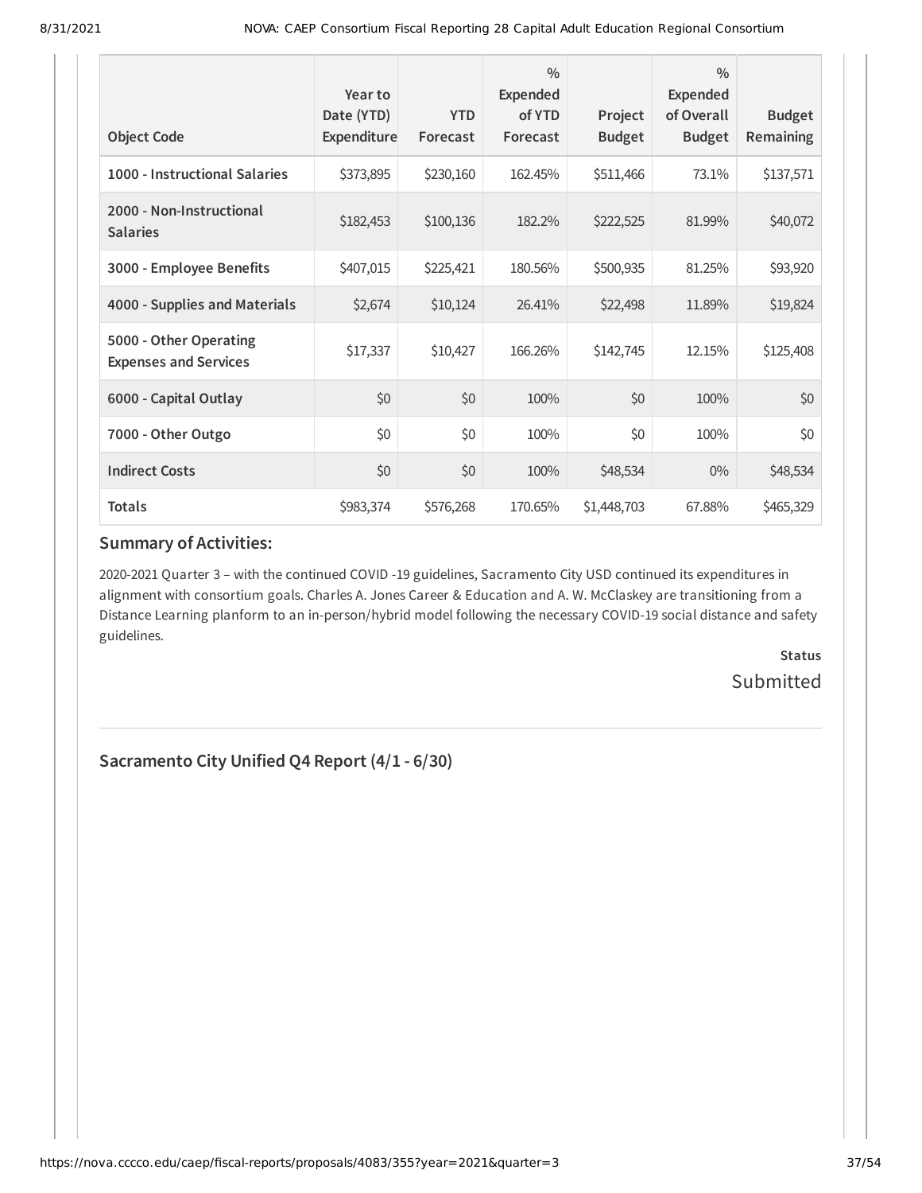| Object Code | Year to Date (YTD) Expenditure | YTD Forecast | % Expended of YTD Forecast | Project Budget | % Expended of Overall Budget | Budget Remaining |
| --- | --- | --- | --- | --- | --- | --- |
| **1000 - Instructional Salaries** | $373,895 | $230,160 | 162.45% | $511,466 | 73.1% | $137,571 |
| **2000 - Non-Instructional Salaries** | $182,453 | $100,136 | 182.2% | $222,525 | 81.99% | $40,072 |
| **3000 - Employee Benefits** | $407,015 | $225,421 | 180.56% | $500,935 | 81.25% | $93,920 |
| **4000 - Supplies and Materials** | $2,674 | $10,124 | 26.41% | $22,498 | 11.89% | $19,824 |
| **5000 - Other Operating Expenses and Services** | $17,337 | $10,427 | 166.26% | $142,745 | 12.15% | $125,408 |
| **6000 - Capital Outlay** | $0 | $0 | 100% | $0 | 100% | $0 |
| **7000 - Other Outgo** | $0 | $0 | 100% | $0 | 100% | $0 |
| **Indirect Costs** | $0 | $0 | 100% | $48,534 | 0% | $48,534 |
| **Totals** | $983,374 | $576,268 | 170.65% | $1,448,703 | 67.88% | $465,329 |

### Summary of Activities:

2020-2021 Quarter 3 – with the continued COVID -19 guidelines, Sacramento City USD continued its expenditures in alignment with consortium goals. Charles A. Jones Career & Education and A. W. McClaskey are transitioning from a Distance Learning planform to an in-person/hybrid model following the necessary COVID-19 social distance and safety guidelines.

**Status**

Submitted

---

## Sacramento City Unified Q4 Report (4/1 - 6/30)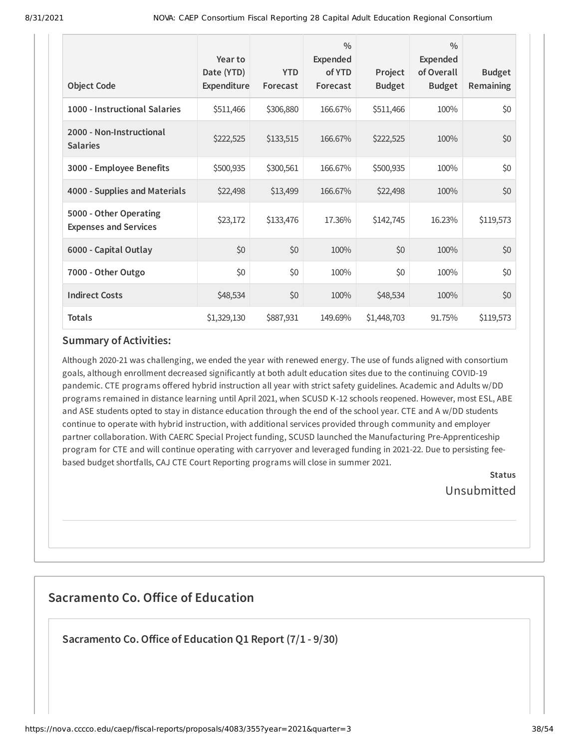| Object Code | Year to Date (YTD) Expenditure | YTD Forecast | % Expended of YTD Forecast | Project Budget | % Expended of Overall Budget | Budget Remaining |
|---|---|---|---|---|---|---|
| 1000 - Instructional Salaries | $511,466 | $306,880 | 166.67% | $511,466 | 100% | $0 |
| 2000 - Non-Instructional Salaries | $222,525 | $133,515 | 166.67% | $222,525 | 100% | $0 |
| 3000 - Employee Benefits | $500,935 | $300,561 | 166.67% | $500,935 | 100% | $0 |
| 4000 - Supplies and Materials | $22,498 | $13,499 | 166.67% | $22,498 | 100% | $0 |
| 5000 - Other Operating Expenses and Services | $23,172 | $133,476 | 17.36% | $142,745 | 16.23% | $119,573 |
| 6000 - Capital Outlay | $0 | $0 | 100% | $0 | 100% | $0 |
| 7000 - Other Outgo | $0 | $0 | 100% | $0 | 100% | $0 |
| Indirect Costs | $48,534 | $0 | 100% | $48,534 | 100% | $0 |
| Totals | $1,329,130 | $887,931 | 149.69% | $1,448,703 | 91.75% | $119,573 |

### Summary of Activities:

Although 2020-21 was challenging, we ended the year with renewed energy. The use of funds aligned with consortium goals, although enrollment decreased significantly at both adult education sites due to the continuing COVID-19 pandemic. CTE programs offered hybrid instruction all year with strict safety guidelines. Academic and Adults w/DD programs remained in distance learning until April 2021, when SCUSD K-12 schools reopened. However, most ESL, ABE and ASE students opted to stay in distance education through the end of the school year. CTE and A w/DD students continue to operate with hybrid instruction, with additional services provided through community and employer partner collaboration. With CAERC Special Project funding, SCUSD launched the Manufacturing Pre-Apprenticeship program for CTE and will continue operating with carryover and leveraged funding in 2021-22. Due to persisting fee-based budget shortfalls, CAJ CTE Court Reporting programs will close in summer 2021.

**Status**

Unsubmitted

## Sacramento Co. Office of Education

### Sacramento Co. Office of Education Q1 Report (7/1 - 9/30)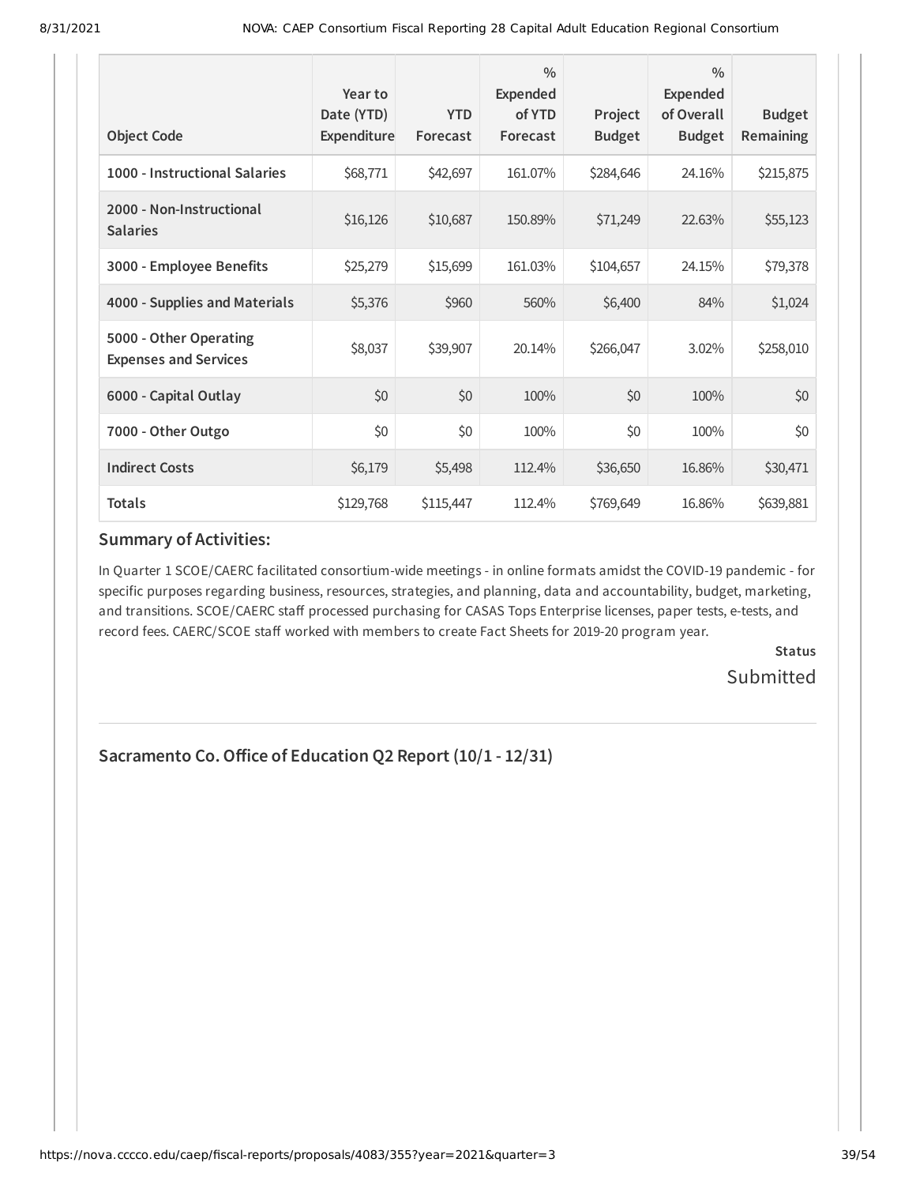| Object Code | Year to Date (YTD) Expenditure | YTD Forecast | % Expended of YTD Forecast | Project Budget | % Expended of Overall Budget | Budget Remaining |
|---|---|---|---|---|---|---|
| **1000 - Instructional Salaries** | $68,771 | $42,697 | 161.07% | $284,646 | 24.16% | $215,875 |
| **2000 - Non-Instructional Salaries** | $16,126 | $10,687 | 150.89% | $71,249 | 22.63% | $55,123 |
| **3000 - Employee Benefits** | $25,279 | $15,699 | 161.03% | $104,657 | 24.15% | $79,378 |
| **4000 - Supplies and Materials** | $5,376 | $960 | 560% | $6,400 | 84% | $1,024 |
| **5000 - Other Operating Expenses and Services** | $8,037 | $39,907 | 20.14% | $266,047 | 3.02% | $258,010 |
| **6000 - Capital Outlay** | $0 | $0 | 100% | $0 | 100% | $0 |
| **7000 - Other Outgo** | $0 | $0 | 100% | $0 | 100% | $0 |
| **Indirect Costs** | $6,179 | $5,498 | 112.4% | $36,650 | 16.86% | $30,471 |
| **Totals** | $129,768 | $115,447 | 112.4% | $769,649 | 16.86% | $639,881 |

### Summary of Activities:

In Quarter 1 SCOE/CAERC facilitated consortium-wide meetings - in online formats amidst the COVID-19 pandemic - for specific purposes regarding business, resources, strategies, and planning, data and accountability, budget, marketing, and transitions. SCOE/CAERC staff processed purchasing for CASAS Tops Enterprise licenses, paper tests, e-tests, and record fees. CAERC/SCOE staff worked with members to create Fact Sheets for 2019-20 program year.

**Status**

Submitted

## Sacramento Co. Office of Education Q2 Report (10/1 - 12/31)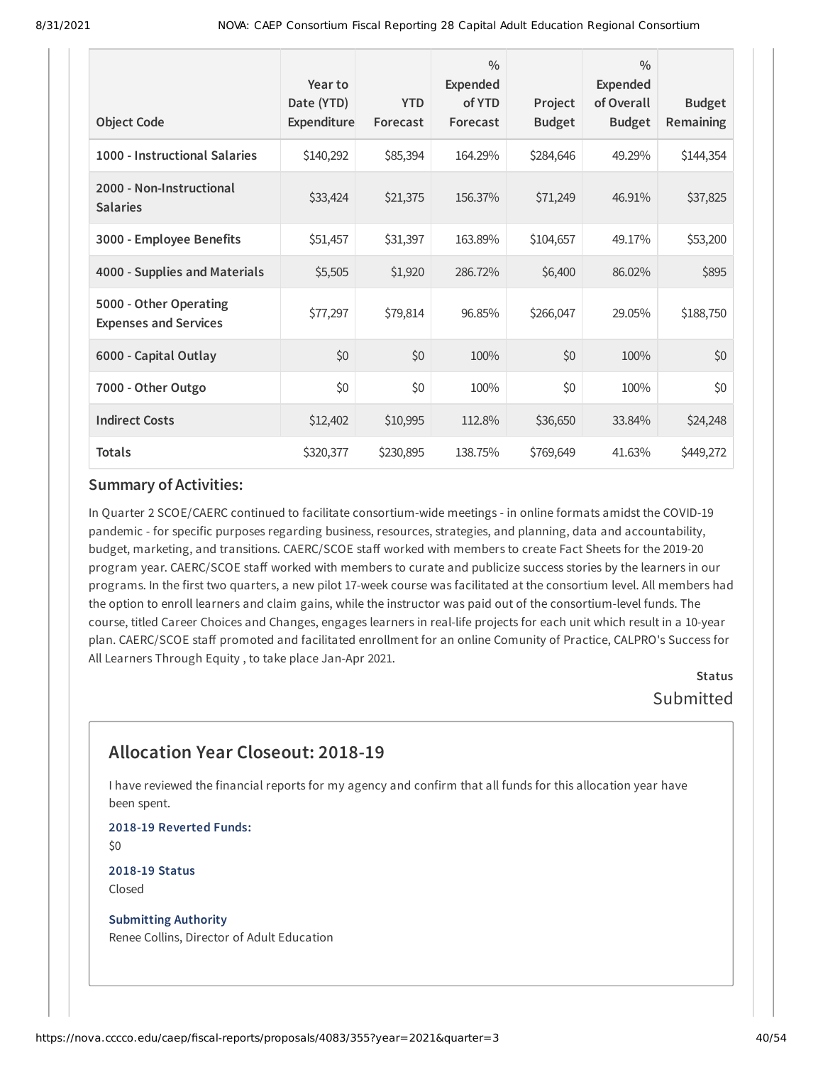| Object Code | Year to Date (YTD) Expenditure | YTD Forecast | % Expended of YTD Forecast | Project Budget | % Expended of Overall Budget | Budget Remaining |
|---|---|---|---|---|---|---|
| **1000 - Instructional Salaries** | $140,292 | $85,394 | 164.29% | $284,646 | 49.29% | $144,354 |
| **2000 - Non-Instructional Salaries** | $33,424 | $21,375 | 156.37% | $71,249 | 46.91% | $37,825 |
| **3000 - Employee Benefits** | $51,457 | $31,397 | 163.89% | $104,657 | 49.17% | $53,200 |
| **4000 - Supplies and Materials** | $5,505 | $1,920 | 286.72% | $6,400 | 86.02% | $895 |
| **5000 - Other Operating Expenses and Services** | $77,297 | $79,814 | 96.85% | $266,047 | 29.05% | $188,750 |
| **6000 - Capital Outlay** | $0 | $0 | 100% | $0 | 100% | $0 |
| **7000 - Other Outgo** | $0 | $0 | 100% | $0 | 100% | $0 |
| **Indirect Costs** | $12,402 | $10,995 | 112.8% | $36,650 | 33.84% | $24,248 |
| **Totals** | $320,377 | $230,895 | 138.75% | $769,649 | 41.63% | $449,272 |

### Summary of Activities:

In Quarter 2 SCOE/CAERC continued to facilitate consortium-wide meetings - in online formats amidst the COVID-19 pandemic - for specific purposes regarding business, resources, strategies, and planning, data and accountability, budget, marketing, and transitions. CAERC/SCOE staff worked with members to create Fact Sheets for the 2019-20 program year. CAERC/SCOE staff worked with members to curate and publicize success stories by the learners in our programs. In the first two quarters, a new pilot 17-week course was facilitated at the consortium level. All members had the option to enroll learners and claim gains, while the instructor was paid out of the consortium-level funds. The course, titled Career Choices and Changes, engages learners in real-life projects for each unit which result in a 10-year plan. CAERC/SCOE staff promoted and facilitated enrollment for an online Comunity of Practice, CALPRO's Success for All Learners Through Equity , to take place Jan-Apr 2021.

**Status**

Submitted

## Allocation Year Closeout: 2018-19

I have reviewed the financial reports for my agency and confirm that all funds for this allocation year have been spent.

**2018-19 Reverted Funds:**

$0

**2018-19 Status**

Closed

**Submitting Authority**

Renee Collins, Director of Adult Education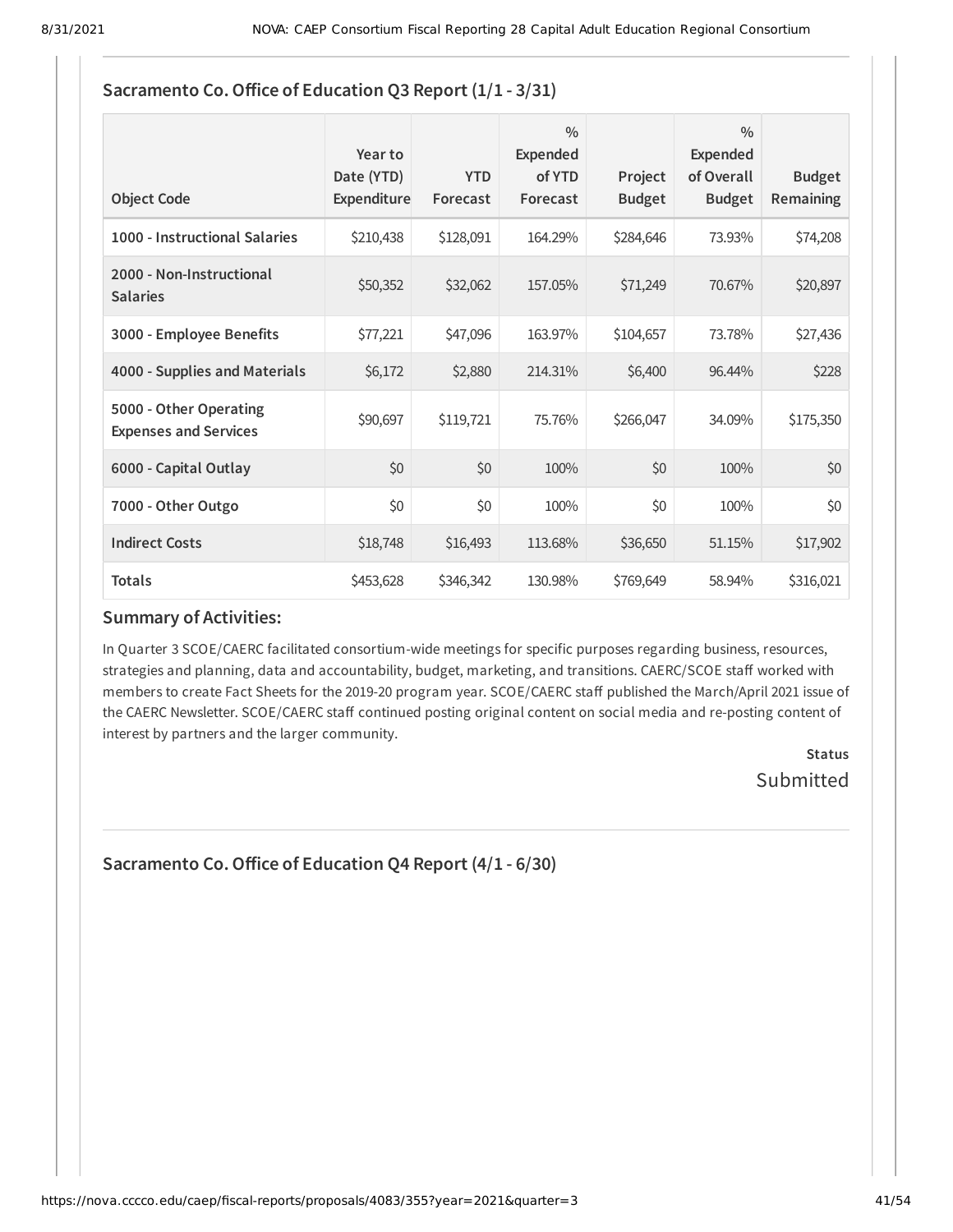## Sacramento Co. Office of Education Q3 Report (1/1 - 3/31)

| Object Code | Year to Date (YTD) Expenditure | YTD Forecast | % Expended of YTD Forecast | Project Budget | % Expended of Overall Budget | Budget Remaining |
|---|---|---|---|---|---|---|
| 1000 - Instructional Salaries | $210,438 | $128,091 | 164.29% | $284,646 | 73.93% | $74,208 |
| 2000 - Non-Instructional Salaries | $50,352 | $32,062 | 157.05% | $71,249 | 70.67% | $20,897 |
| 3000 - Employee Benefits | $77,221 | $47,096 | 163.97% | $104,657 | 73.78% | $27,436 |
| 4000 - Supplies and Materials | $6,172 | $2,880 | 214.31% | $6,400 | 96.44% | $228 |
| 5000 - Other Operating Expenses and Services | $90,697 | $119,721 | 75.76% | $266,047 | 34.09% | $175,350 |
| 6000 - Capital Outlay | $0 | $0 | 100% | $0 | 100% | $0 |
| 7000 - Other Outgo | $0 | $0 | 100% | $0 | 100% | $0 |
| Indirect Costs | $18,748 | $16,493 | 113.68% | $36,650 | 51.15% | $17,902 |
| Totals | $453,628 | $346,342 | 130.98% | $769,649 | 58.94% | $316,021 |

### Summary of Activities:

In Quarter 3 SCOE/CAERC facilitated consortium-wide meetings for specific purposes regarding business, resources, strategies and planning, data and accountability, budget, marketing, and transitions. CAERC/SCOE staff worked with members to create Fact Sheets for the 2019-20 program year. SCOE/CAERC staff published the March/April 2021 issue of the CAERC Newsletter. SCOE/CAERC staff continued posting original content on social media and re-posting content of interest by partners and the larger community.

**Status**
Submitted

## Sacramento Co. Office of Education Q4 Report (4/1 - 6/30)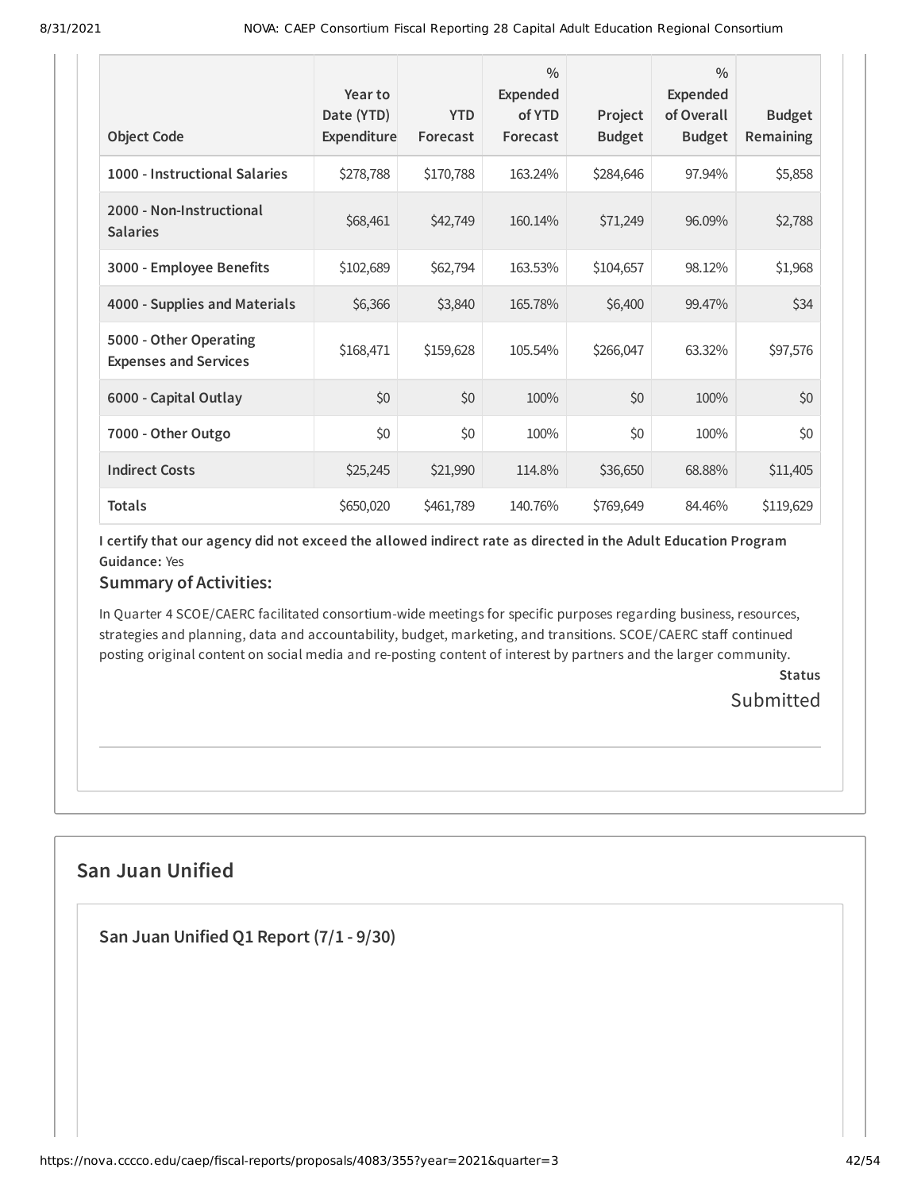| Object Code | Year to Date (YTD) Expenditure | YTD Forecast | % Expended of YTD Forecast | Project Budget | % Expended of Overall Budget | Budget Remaining |
|---|---|---|---|---|---|---|
| 1000 - Instructional Salaries | $278,788 | $170,788 | 163.24% | $284,646 | 97.94% | $5,858 |
| 2000 - Non-Instructional Salaries | $68,461 | $42,749 | 160.14% | $71,249 | 96.09% | $2,788 |
| 3000 - Employee Benefits | $102,689 | $62,794 | 163.53% | $104,657 | 98.12% | $1,968 |
| 4000 - Supplies and Materials | $6,366 | $3,840 | 165.78% | $6,400 | 99.47% | $34 |
| 5000 - Other Operating Expenses and Services | $168,471 | $159,628 | 105.54% | $266,047 | 63.32% | $97,576 |
| 6000 - Capital Outlay | $0 | $0 | 100% | $0 | 100% | $0 |
| 7000 - Other Outgo | $0 | $0 | 100% | $0 | 100% | $0 |
| Indirect Costs | $25,245 | $21,990 | 114.8% | $36,650 | 68.88% | $11,405 |
| Totals | $650,020 | $461,789 | 140.76% | $769,649 | 84.46% | $119,629 |

**I certify that our agency did not exceed the allowed indirect rate as directed in the Adult Education Program Guidance:** Yes

### Summary of Activities:

In Quarter 4 SCOE/CAERC facilitated consortium-wide meetings for specific purposes regarding business, resources, strategies and planning, data and accountability, budget, marketing, and transitions. SCOE/CAERC staff continued posting original content on social media and re-posting content of interest by partners and the larger community.

**Status**

Submitted

## San Juan Unified

### San Juan Unified Q1 Report (7/1 - 9/30)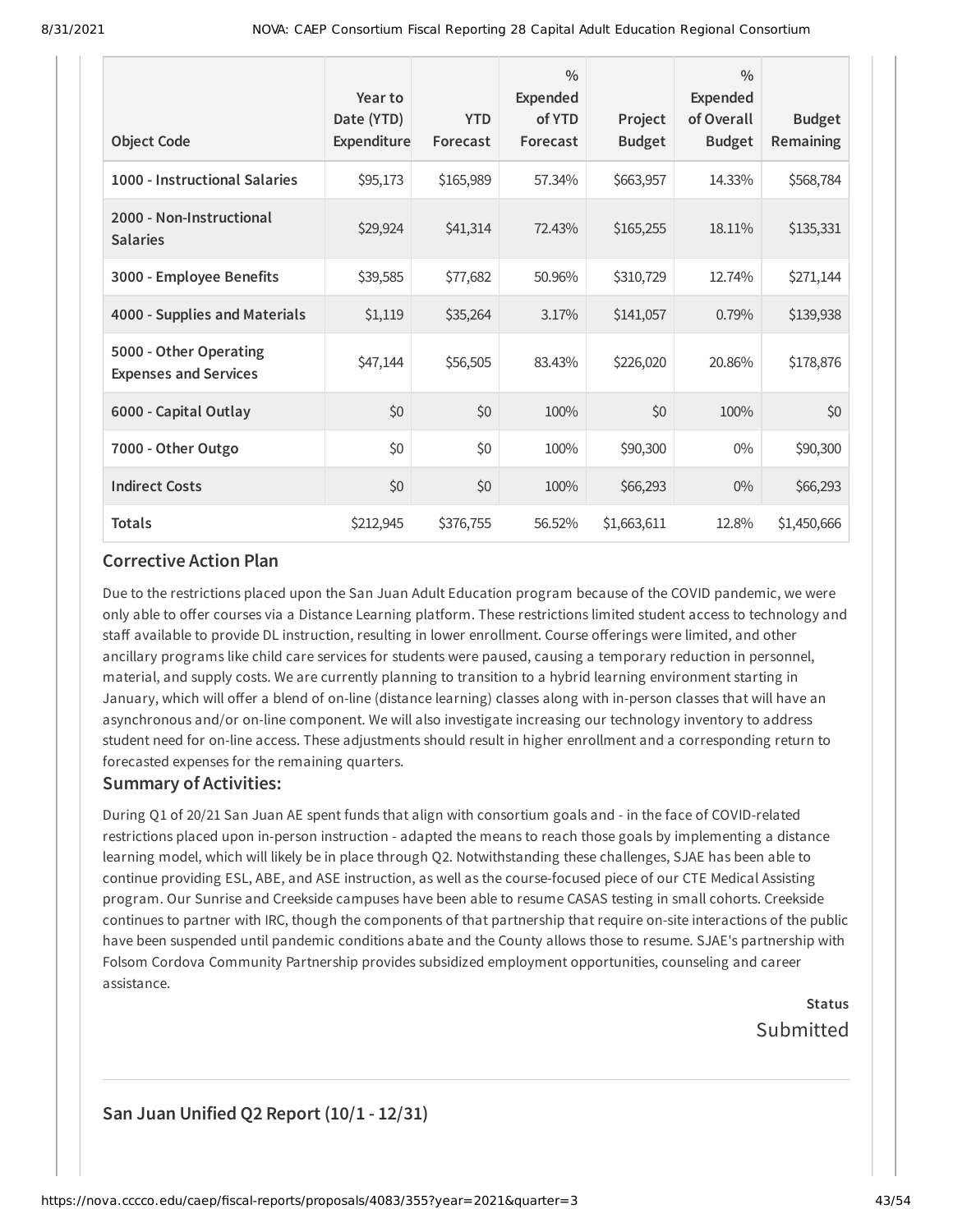| Object Code | Year to Date (YTD) Expenditure | YTD Forecast | % Expended of YTD Forecast | Project Budget | % Expended of Overall Budget | Budget Remaining |
|---|---|---|---|---|---|---|
| **1000 - Instructional Salaries** | $95,173 | $165,989 | 57.34% | $663,957 | 14.33% | $568,784 |
| **2000 - Non-Instructional Salaries** | $29,924 | $41,314 | 72.43% | $165,255 | 18.11% | $135,331 |
| **3000 - Employee Benefits** | $39,585 | $77,682 | 50.96% | $310,729 | 12.74% | $271,144 |
| **4000 - Supplies and Materials** | $1,119 | $35,264 | 3.17% | $141,057 | 0.79% | $139,938 |
| **5000 - Other Operating Expenses and Services** | $47,144 | $56,505 | 83.43% | $226,020 | 20.86% | $178,876 |
| **6000 - Capital Outlay** | $0 | $0 | 100% | $0 | 100% | $0 |
| **7000 - Other Outgo** | $0 | $0 | 100% | $90,300 | 0% | $90,300 |
| **Indirect Costs** | $0 | $0 | 100% | $66,293 | 0% | $66,293 |
| **Totals** | $212,945 | $376,755 | 56.52% | $1,663,611 | 12.8% | $1,450,666 |

### Corrective Action Plan

Due to the restrictions placed upon the San Juan Adult Education program because of the COVID pandemic, we were only able to offer courses via a Distance Learning platform. These restrictions limited student access to technology and staff available to provide DL instruction, resulting in lower enrollment. Course offerings were limited, and other ancillary programs like child care services for students were paused, causing a temporary reduction in personnel, material, and supply costs. We are currently planning to transition to a hybrid learning environment starting in January, which will offer a blend of on-line (distance learning) classes along with in-person classes that will have an asynchronous and/or on-line component. We will also investigate increasing our technology inventory to address student need for on-line access. These adjustments should result in higher enrollment and a corresponding return to forecasted expenses for the remaining quarters.

### Summary of Activities:

During Q1 of 20/21 San Juan AE spent funds that align with consortium goals and - in the face of COVID-related restrictions placed upon in-person instruction - adapted the means to reach those goals by implementing a distance learning model, which will likely be in place through Q2. Notwithstanding these challenges, SJAE has been able to continue providing ESL, ABE, and ASE instruction, as well as the course-focused piece of our CTE Medical Assisting program. Our Sunrise and Creekside campuses have been able to resume CASAS testing in small cohorts. Creekside continues to partner with IRC, though the components of that partnership that require on-site interactions of the public have been suspended until pandemic conditions abate and the County allows those to resume. SJAE's partnership with Folsom Cordova Community Partnership provides subsidized employment opportunities, counseling and career assistance.

**Status**

Submitted

---

### San Juan Unified Q2 Report (10/1 - 12/31)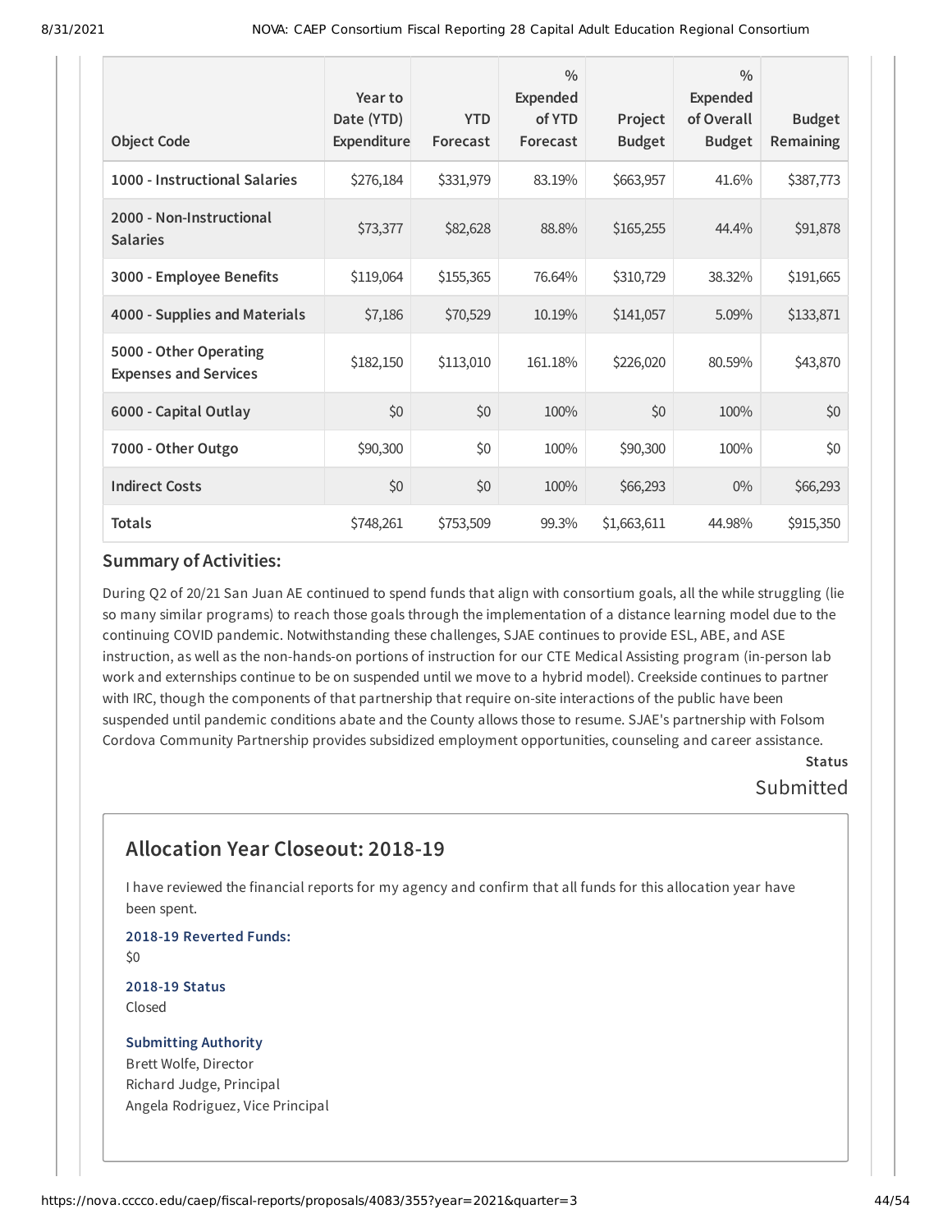| Object Code | Year to Date (YTD) Expenditure | YTD Forecast | % Expended of YTD Forecast | Project Budget | % Expended of Overall Budget | Budget Remaining |
|---|---|---|---|---|---|---|
| 1000 - Instructional Salaries | $276,184 | $331,979 | 83.19% | $663,957 | 41.6% | $387,773 |
| 2000 - Non-Instructional Salaries | $73,377 | $82,628 | 88.8% | $165,255 | 44.4% | $91,878 |
| 3000 - Employee Benefits | $119,064 | $155,365 | 76.64% | $310,729 | 38.32% | $191,665 |
| 4000 - Supplies and Materials | $7,186 | $70,529 | 10.19% | $141,057 | 5.09% | $133,871 |
| 5000 - Other Operating Expenses and Services | $182,150 | $113,010 | 161.18% | $226,020 | 80.59% | $43,870 |
| 6000 - Capital Outlay | $0 | $0 | 100% | $0 | 100% | $0 |
| 7000 - Other Outgo | $90,300 | $0 | 100% | $90,300 | 100% | $0 |
| Indirect Costs | $0 | $0 | 100% | $66,293 | 0% | $66,293 |
| Totals | $748,261 | $753,509 | 99.3% | $1,663,611 | 44.98% | $915,350 |

### Summary of Activities:

During Q2 of 20/21 San Juan AE continued to spend funds that align with consortium goals, all the while struggling (lie so many similar programs) to reach those goals through the implementation of a distance learning model due to the continuing COVID pandemic. Notwithstanding these challenges, SJAE continues to provide ESL, ABE, and ASE instruction, as well as the non-hands-on portions of instruction for our CTE Medical Assisting program (in-person lab work and externships continue to be on suspended until we move to a hybrid model). Creekside continues to partner with IRC, though the components of that partnership that require on-site interactions of the public have been suspended until pandemic conditions abate and the County allows those to resume. SJAE's partnership with Folsom Cordova Community Partnership provides subsidized employment opportunities, counseling and career assistance.

**Status**

Submitted

## Allocation Year Closeout: 2018-19

I have reviewed the financial reports for my agency and confirm that all funds for this allocation year have been spent.

**2018-19 Reverted Funds:**

$0

**2018-19 Status**

Closed

**Submitting Authority**

Brett Wolfe, Director
Richard Judge, Principal
Angela Rodriguez, Vice Principal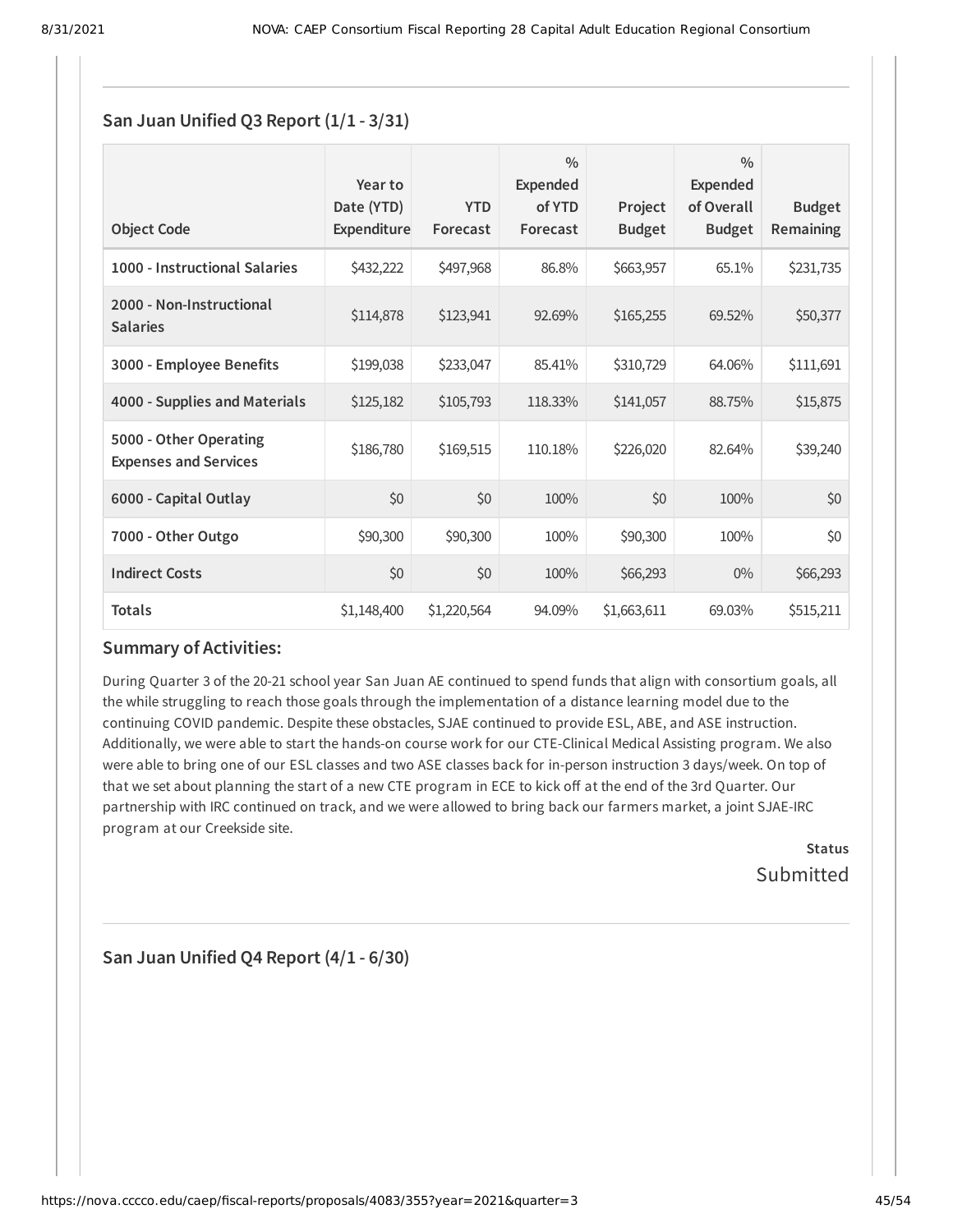## San Juan Unified Q3 Report (1/1 - 3/31)

| Object Code | Year to Date (YTD) Expenditure | YTD Forecast | % Expended of YTD Forecast | Project Budget | % Expended of Overall Budget | Budget Remaining |
|---|---|---|---|---|---|---|
| 1000 - Instructional Salaries | $432,222 | $497,968 | 86.8% | $663,957 | 65.1% | $231,735 |
| 2000 - Non-Instructional Salaries | $114,878 | $123,941 | 92.69% | $165,255 | 69.52% | $50,377 |
| 3000 - Employee Benefits | $199,038 | $233,047 | 85.41% | $310,729 | 64.06% | $111,691 |
| 4000 - Supplies and Materials | $125,182 | $105,793 | 118.33% | $141,057 | 88.75% | $15,875 |
| 5000 - Other Operating Expenses and Services | $186,780 | $169,515 | 110.18% | $226,020 | 82.64% | $39,240 |
| 6000 - Capital Outlay | $0 | $0 | 100% | $0 | 100% | $0 |
| 7000 - Other Outgo | $90,300 | $90,300 | 100% | $90,300 | 100% | $0 |
| Indirect Costs | $0 | $0 | 100% | $66,293 | 0% | $66,293 |
| **Totals** | $1,148,400 | $1,220,564 | 94.09% | $1,663,611 | 69.03% | $515,211 |

### Summary of Activities:

During Quarter 3 of the 20-21 school year San Juan AE continued to spend funds that align with consortium goals, all the while struggling to reach those goals through the implementation of a distance learning model due to the continuing COVID pandemic. Despite these obstacles, SJAE continued to provide ESL, ABE, and ASE instruction. Additionally, we were able to start the hands-on course work for our CTE-Clinical Medical Assisting program. We also were able to bring one of our ESL classes and two ASE classes back for in-person instruction 3 days/week. On top of that we set about planning the start of a new CTE program in ECE to kick off at the end of the 3rd Quarter. Our partnership with IRC continued on track, and we were allowed to bring back our farmers market, a joint SJAE-IRC program at our Creekside site.

**Status**
Submitted

## San Juan Unified Q4 Report (4/1 - 6/30)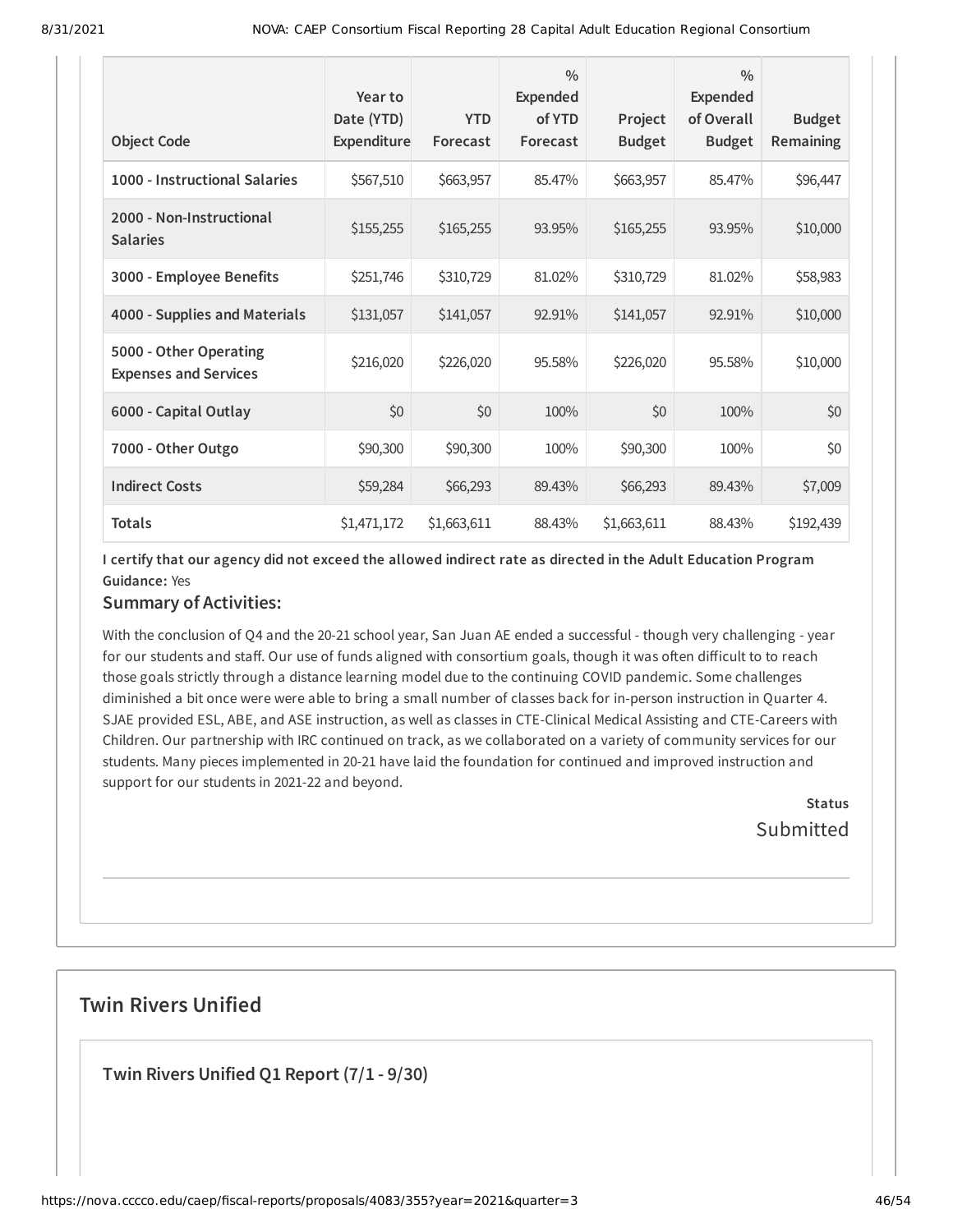| Object Code | Year to Date (YTD) Expenditure | YTD Forecast | % Expended of YTD Forecast | Project Budget | % Expended of Overall Budget | Budget Remaining |
|---|---|---|---|---|---|---|
| 1000 - Instructional Salaries | $567,510 | $663,957 | 85.47% | $663,957 | 85.47% | $96,447 |
| 2000 - Non-Instructional Salaries | $155,255 | $165,255 | 93.95% | $165,255 | 93.95% | $10,000 |
| 3000 - Employee Benefits | $251,746 | $310,729 | 81.02% | $310,729 | 81.02% | $58,983 |
| 4000 - Supplies and Materials | $131,057 | $141,057 | 92.91% | $141,057 | 92.91% | $10,000 |
| 5000 - Other Operating Expenses and Services | $216,020 | $226,020 | 95.58% | $226,020 | 95.58% | $10,000 |
| 6000 - Capital Outlay | $0 | $0 | 100% | $0 | 100% | $0 |
| 7000 - Other Outgo | $90,300 | $90,300 | 100% | $90,300 | 100% | $0 |
| Indirect Costs | $59,284 | $66,293 | 89.43% | $66,293 | 89.43% | $7,009 |
| Totals | $1,471,172 | $1,663,611 | 88.43% | $1,663,611 | 88.43% | $192,439 |

**I certify that our agency did not exceed the allowed indirect rate as directed in the Adult Education Program Guidance:** Yes

### Summary of Activities:

With the conclusion of Q4 and the 20-21 school year, San Juan AE ended a successful - though very challenging - year for our students and staff. Our use of funds aligned with consortium goals, though it was often difficult to to reach those goals strictly through a distance learning model due to the continuing COVID pandemic. Some challenges diminished a bit once were were able to bring a small number of classes back for in-person instruction in Quarter 4. SJAE provided ESL, ABE, and ASE instruction, as well as classes in CTE-Clinical Medical Assisting and CTE-Careers with Children. Our partnership with IRC continued on track, as we collaborated on a variety of community services for our students. Many pieces implemented in 20-21 have laid the foundation for continued and improved instruction and support for our students in 2021-22 and beyond.

**Status**
Submitted

## Twin Rivers Unified

### Twin Rivers Unified Q1 Report (7/1 - 9/30)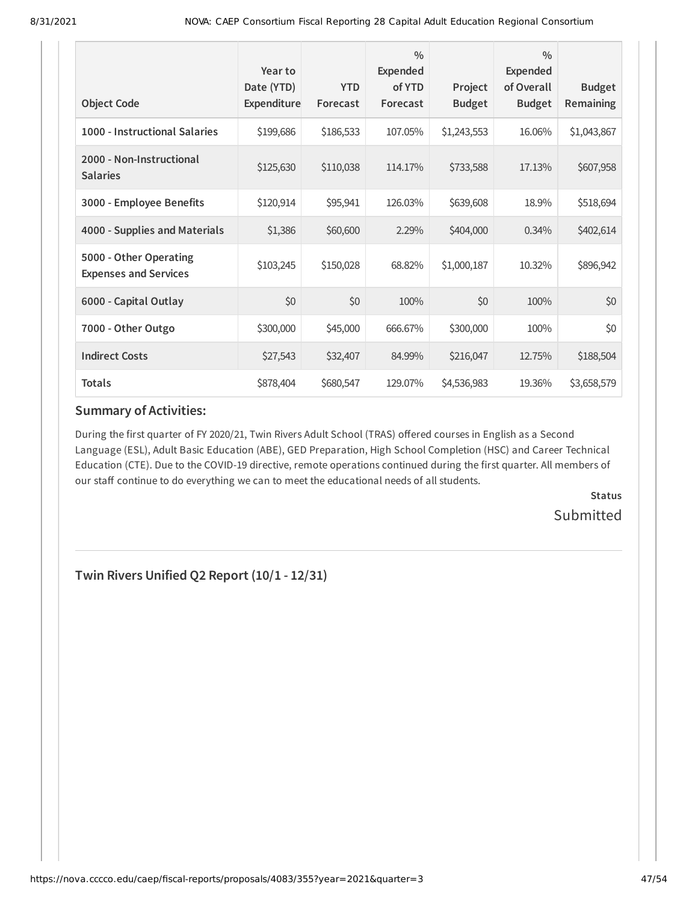| Object Code | Year to Date (YTD) Expenditure | YTD Forecast | % Expended of YTD Forecast | Project Budget | % Expended of Overall Budget | Budget Remaining |
|---|---|---|---|---|---|---|
| **1000 - Instructional Salaries** | $199,686 | $186,533 | 107.05% | $1,243,553 | 16.06% | $1,043,867 |
| **2000 - Non-Instructional Salaries** | $125,630 | $110,038 | 114.17% | $733,588 | 17.13% | $607,958 |
| **3000 - Employee Benefits** | $120,914 | $95,941 | 126.03% | $639,608 | 18.9% | $518,694 |
| **4000 - Supplies and Materials** | $1,386 | $60,600 | 2.29% | $404,000 | 0.34% | $402,614 |
| **5000 - Other Operating Expenses and Services** | $103,245 | $150,028 | 68.82% | $1,000,187 | 10.32% | $896,942 |
| **6000 - Capital Outlay** | $0 | $0 | 100% | $0 | 100% | $0 |
| **7000 - Other Outgo** | $300,000 | $45,000 | 666.67% | $300,000 | 100% | $0 |
| **Indirect Costs** | $27,543 | $32,407 | 84.99% | $216,047 | 12.75% | $188,504 |
| **Totals** | $878,404 | $680,547 | 129.07% | $4,536,983 | 19.36% | $3,658,579 |

### Summary of Activities:

During the first quarter of FY 2020/21, Twin Rivers Adult School (TRAS) offered courses in English as a Second Language (ESL), Adult Basic Education (ABE), GED Preparation, High School Completion (HSC) and Career Technical Education (CTE). Due to the COVID-19 directive, remote operations continued during the first quarter. All members of our staff continue to do everything we can to meet the educational needs of all students.

**Status**

Submitted

---

## Twin Rivers Unified Q2 Report (10/1 - 12/31)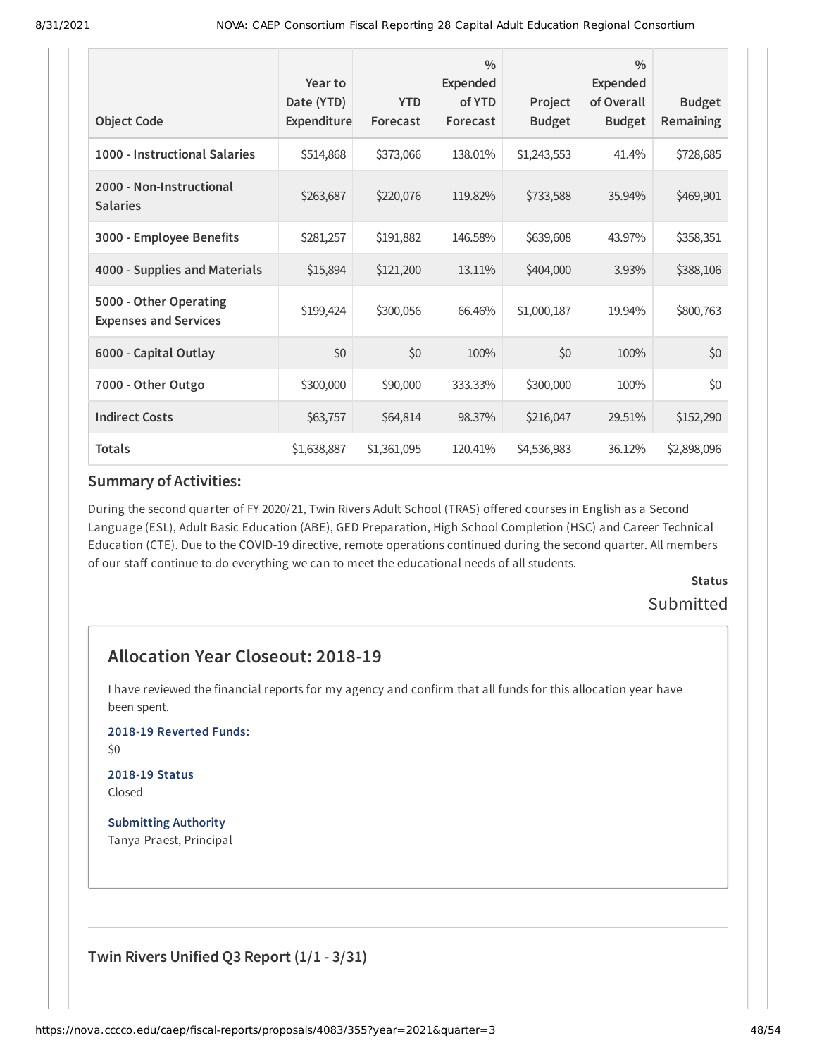| Object Code | Year to Date (YTD) Expenditure | YTD Forecast | % Expended of YTD Forecast | Project Budget | % Expended of Overall Budget | Budget Remaining |
|---|---|---|---|---|---|---|
| 1000 - Instructional Salaries | $514,868 | $373,066 | 138.01% | $1,243,553 | 41.4% | $728,685 |
| 2000 - Non-Instructional Salaries | $263,687 | $220,076 | 119.82% | $733,588 | 35.94% | $469,901 |
| 3000 - Employee Benefits | $281,257 | $191,882 | 146.58% | $639,608 | 43.97% | $358,351 |
| 4000 - Supplies and Materials | $15,894 | $121,200 | 13.11% | $404,000 | 3.93% | $388,106 |
| 5000 - Other Operating Expenses and Services | $199,424 | $300,056 | 66.46% | $1,000,187 | 19.94% | $800,763 |
| 6000 - Capital Outlay | $0 | $0 | 100% | $0 | 100% | $0 |
| 7000 - Other Outgo | $300,000 | $90,000 | 333.33% | $300,000 | 100% | $0 |
| Indirect Costs | $63,757 | $64,814 | 98.37% | $216,047 | 29.51% | $152,290 |
| Totals | $1,638,887 | $1,361,095 | 120.41% | $4,536,983 | 36.12% | $2,898,096 |

### Summary of Activities:

During the second quarter of FY 2020/21, Twin Rivers Adult School (TRAS) offered courses in English as a Second Language (ESL), Adult Basic Education (ABE), GED Preparation, High School Completion (HSC) and Career Technical Education (CTE). Due to the COVID-19 directive, remote operations continued during the second quarter. All members of our staff continue to do everything we can to meet the educational needs of all students.

**Status**

Submitted

## Allocation Year Closeout: 2018-19

I have reviewed the financial reports for my agency and confirm that all funds for this allocation year have been spent.

**2018-19 Reverted Funds:**
$0

**2018-19 Status**
Closed

**Submitting Authority**
Tanya Praest, Principal

## Twin Rivers Unified Q3 Report (1/1 - 3/31)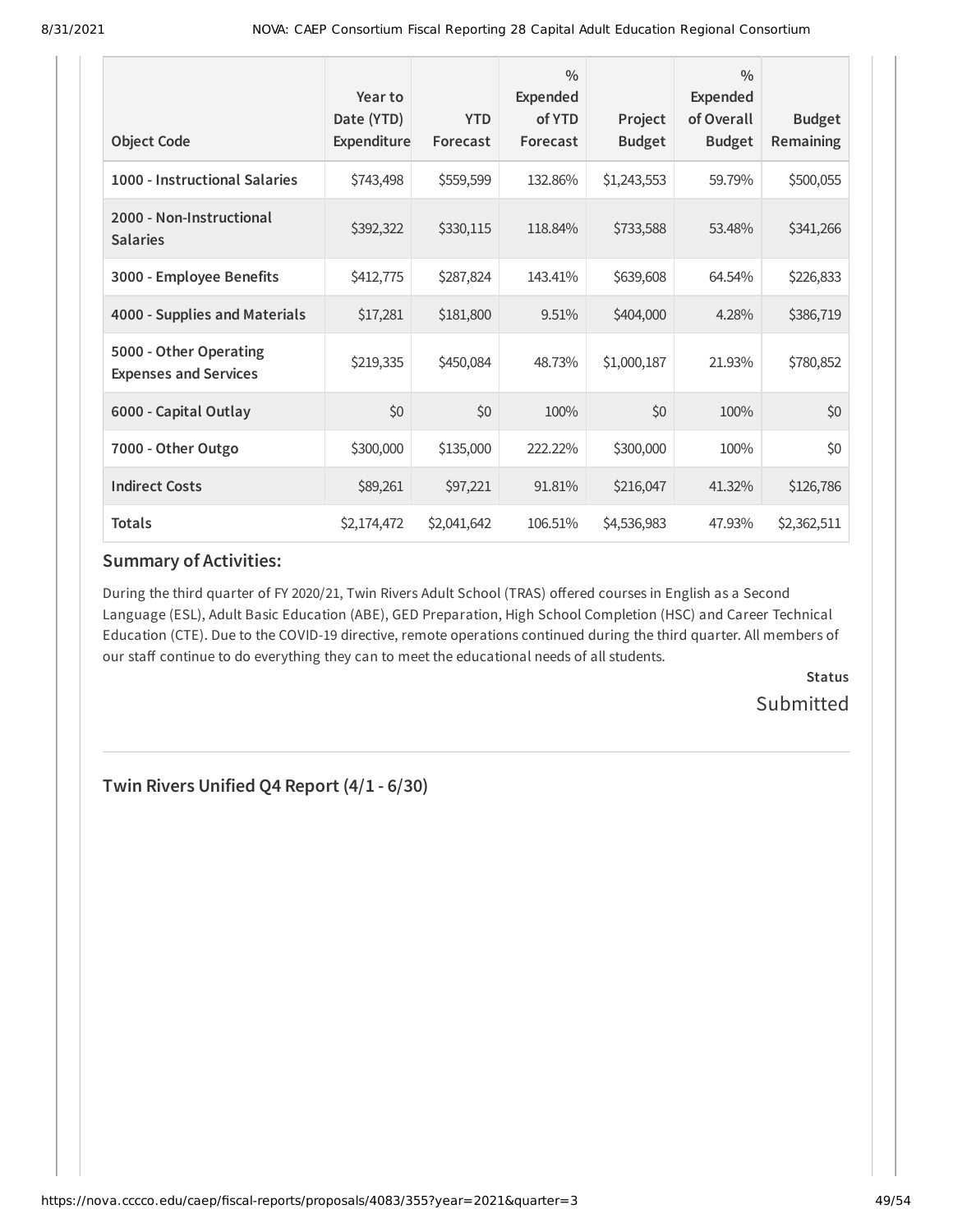| Object Code | Year to Date (YTD) Expenditure | YTD Forecast | % Expended of YTD Forecast | Project Budget | % Expended of Overall Budget | Budget Remaining |
|---|---|---|---|---|---|---|
| **1000 - Instructional Salaries** | $743,498 | $559,599 | 132.86% | $1,243,553 | 59.79% | $500,055 |
| **2000 - Non-Instructional Salaries** | $392,322 | $330,115 | 118.84% | $733,588 | 53.48% | $341,266 |
| **3000 - Employee Benefits** | $412,775 | $287,824 | 143.41% | $639,608 | 64.54% | $226,833 |
| **4000 - Supplies and Materials** | $17,281 | $181,800 | 9.51% | $404,000 | 4.28% | $386,719 |
| **5000 - Other Operating Expenses and Services** | $219,335 | $450,084 | 48.73% | $1,000,187 | 21.93% | $780,852 |
| **6000 - Capital Outlay** | $0 | $0 | 100% | $0 | 100% | $0 |
| **7000 - Other Outgo** | $300,000 | $135,000 | 222.22% | $300,000 | 100% | $0 |
| **Indirect Costs** | $89,261 | $97,221 | 91.81% | $216,047 | 41.32% | $126,786 |
| **Totals** | $2,174,472 | $2,041,642 | 106.51% | $4,536,983 | 47.93% | $2,362,511 |

## Summary of Activities:

During the third quarter of FY 2020/21, Twin Rivers Adult School (TRAS) offered courses in English as a Second Language (ESL), Adult Basic Education (ABE), GED Preparation, High School Completion (HSC) and Career Technical Education (CTE). Due to the COVID-19 directive, remote operations continued during the third quarter. All members of our staff continue to do everything they can to meet the educational needs of all students.

**Status**

Submitted

## Twin Rivers Unified Q4 Report (4/1 - 6/30)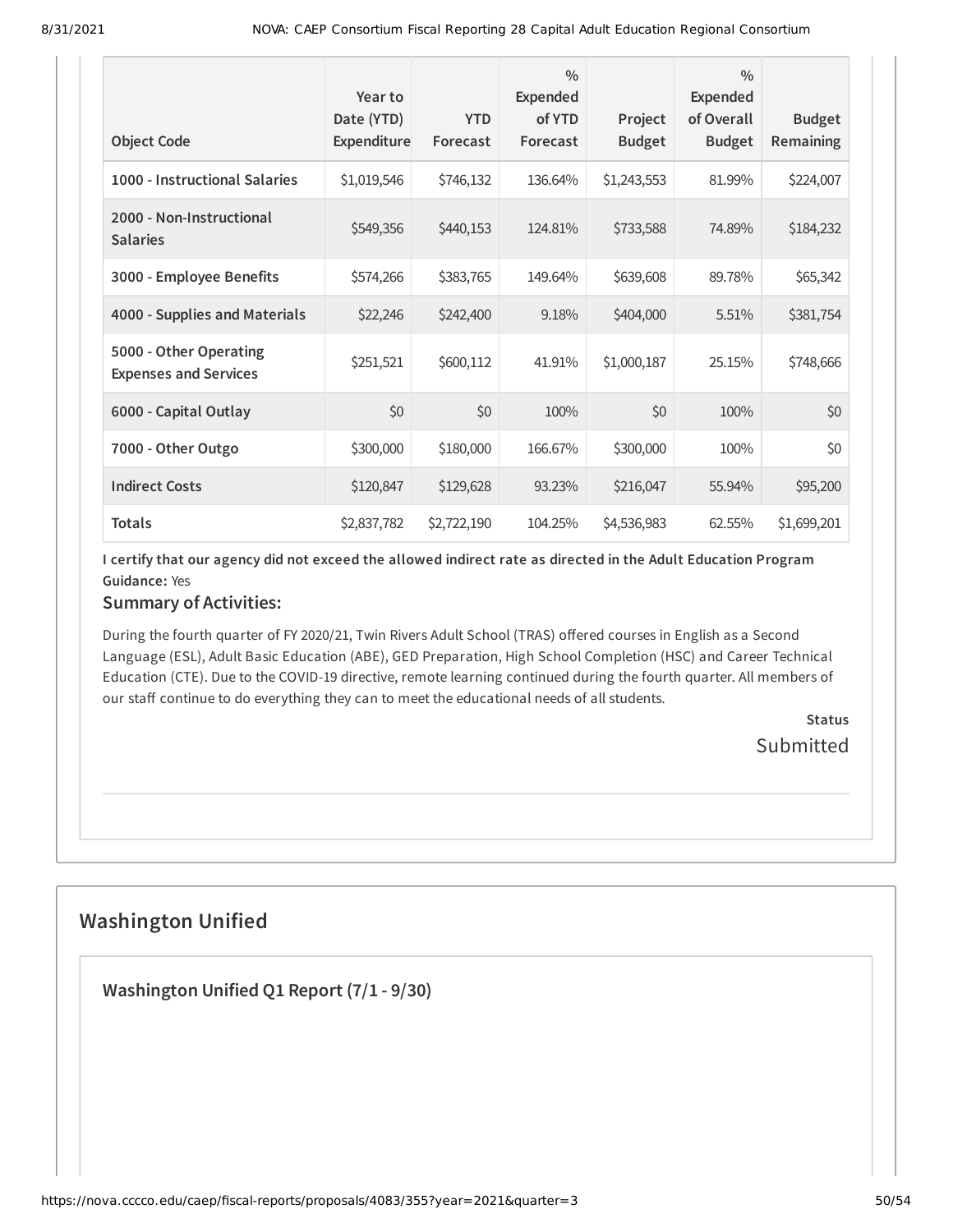| Object Code | Year to Date (YTD) Expenditure | YTD Forecast | % Expended of YTD Forecast | Project Budget | % Expended of Overall Budget | Budget Remaining |
|---|---|---|---|---|---|---|
| 1000 - Instructional Salaries | $1,019,546 | $746,132 | 136.64% | $1,243,553 | 81.99% | $224,007 |
| 2000 - Non-Instructional Salaries | $549,356 | $440,153 | 124.81% | $733,588 | 74.89% | $184,232 |
| 3000 - Employee Benefits | $574,266 | $383,765 | 149.64% | $639,608 | 89.78% | $65,342 |
| 4000 - Supplies and Materials | $22,246 | $242,400 | 9.18% | $404,000 | 5.51% | $381,754 |
| 5000 - Other Operating Expenses and Services | $251,521 | $600,112 | 41.91% | $1,000,187 | 25.15% | $748,666 |
| 6000 - Capital Outlay | $0 | $0 | 100% | $0 | 100% | $0 |
| 7000 - Other Outgo | $300,000 | $180,000 | 166.67% | $300,000 | 100% | $0 |
| Indirect Costs | $120,847 | $129,628 | 93.23% | $216,047 | 55.94% | $95,200 |
| Totals | $2,837,782 | $2,722,190 | 104.25% | $4,536,983 | 62.55% | $1,699,201 |

**I certify that our agency did not exceed the allowed indirect rate as directed in the Adult Education Program Guidance:** Yes

### Summary of Activities:

During the fourth quarter of FY 2020/21, Twin Rivers Adult School (TRAS) offered courses in English as a Second Language (ESL), Adult Basic Education (ABE), GED Preparation, High School Completion (HSC) and Career Technical Education (CTE). Due to the COVID-19 directive, remote learning continued during the fourth quarter. All members of our staff continue to do everything they can to meet the educational needs of all students.

**Status**
Submitted

## Washington Unified

### Washington Unified Q1 Report (7/1 - 9/30)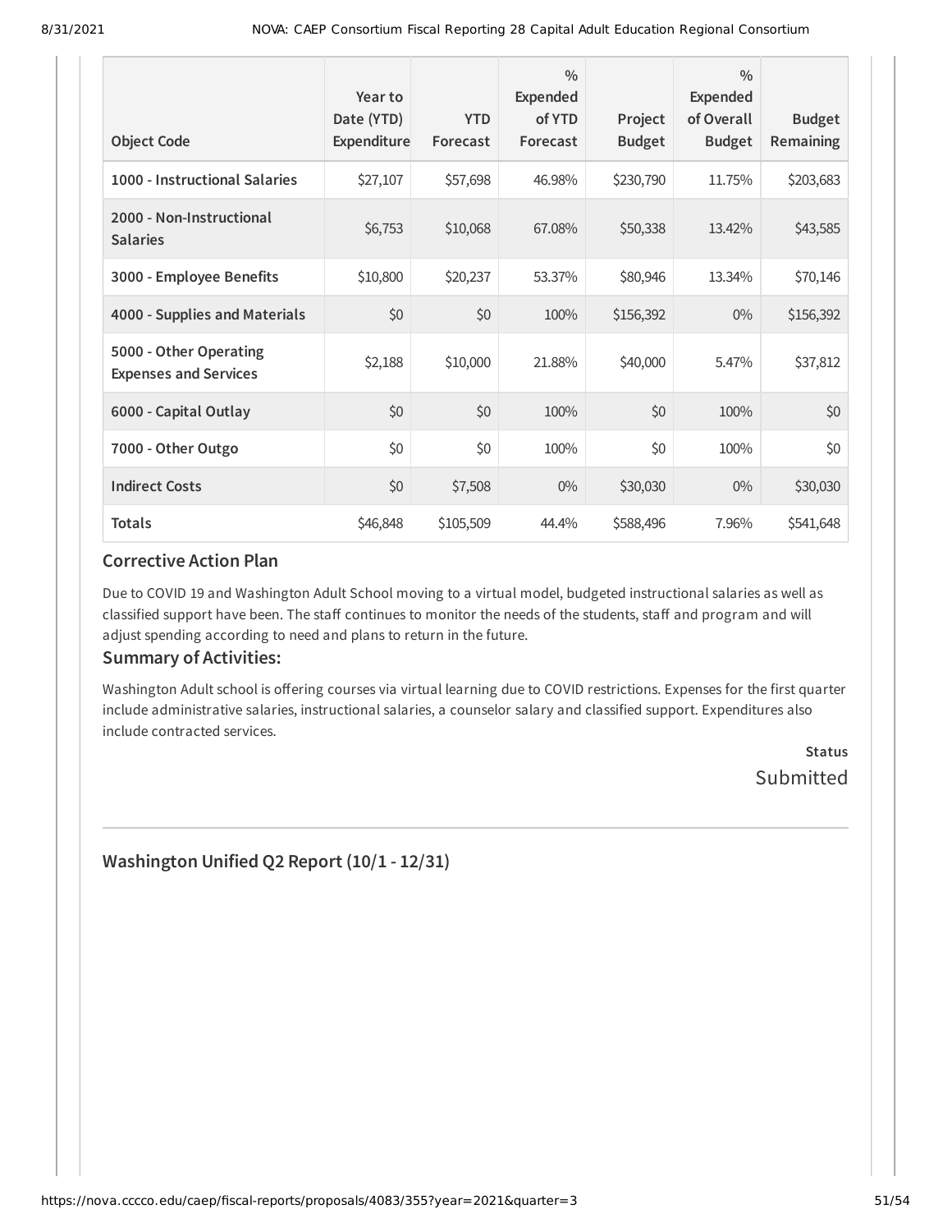| Object Code | Year to Date (YTD) Expenditure | YTD Forecast | % Expended of YTD Forecast | Project Budget | % Expended of Overall Budget | Budget Remaining |
|---|---|---|---|---|---|---|
| **1000 - Instructional Salaries** | $27,107 | $57,698 | 46.98% | $230,790 | 11.75% | $203,683 |
| **2000 - Non-Instructional Salaries** | $6,753 | $10,068 | 67.08% | $50,338 | 13.42% | $43,585 |
| **3000 - Employee Benefits** | $10,800 | $20,237 | 53.37% | $80,946 | 13.34% | $70,146 |
| **4000 - Supplies and Materials** | $0 | $0 | 100% | $156,392 | 0% | $156,392 |
| **5000 - Other Operating Expenses and Services** | $2,188 | $10,000 | 21.88% | $40,000 | 5.47% | $37,812 |
| **6000 - Capital Outlay** | $0 | $0 | 100% | $0 | 100% | $0 |
| **7000 - Other Outgo** | $0 | $0 | 100% | $0 | 100% | $0 |
| **Indirect Costs** | $0 | $7,508 | 0% | $30,030 | 0% | $30,030 |
| **Totals** | $46,848 | $105,509 | 44.4% | $588,496 | 7.96% | $541,648 |

### Corrective Action Plan

Due to COVID 19 and Washington Adult School moving to a virtual model, budgeted instructional salaries as well as classified support have been. The staff continues to monitor the needs of the students, staff and program and will adjust spending according to need and plans to return in the future.

### Summary of Activities:

Washington Adult school is offering courses via virtual learning due to COVID restrictions. Expenses for the first quarter include administrative salaries, instructional salaries, a counselor salary and classified support. Expenditures also include contracted services.

**Status**

Submitted

## Washington Unified Q2 Report (10/1 - 12/31)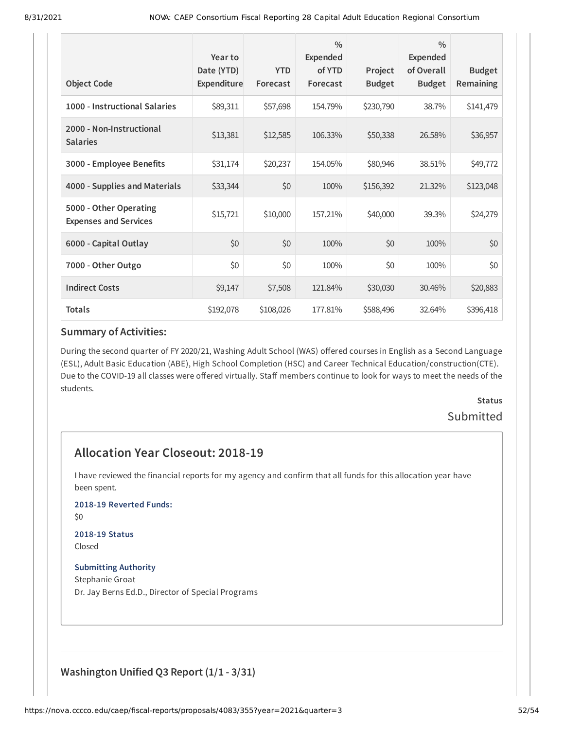| Object Code | Year to Date (YTD) Expenditure | YTD Forecast | % Expended of YTD Forecast | Project Budget | % Expended of Overall Budget | Budget Remaining |
|---|---|---|---|---|---|---|
| 1000 - Instructional Salaries | $89,311 | $57,698 | 154.79% | $230,790 | 38.7% | $141,479 |
| 2000 - Non-Instructional Salaries | $13,381 | $12,585 | 106.33% | $50,338 | 26.58% | $36,957 |
| 3000 - Employee Benefits | $31,174 | $20,237 | 154.05% | $80,946 | 38.51% | $49,772 |
| 4000 - Supplies and Materials | $33,344 | $0 | 100% | $156,392 | 21.32% | $123,048 |
| 5000 - Other Operating Expenses and Services | $15,721 | $10,000 | 157.21% | $40,000 | 39.3% | $24,279 |
| 6000 - Capital Outlay | $0 | $0 | 100% | $0 | 100% | $0 |
| 7000 - Other Outgo | $0 | $0 | 100% | $0 | 100% | $0 |
| Indirect Costs | $9,147 | $7,508 | 121.84% | $30,030 | 30.46% | $20,883 |
| Totals | $192,078 | $108,026 | 177.81% | $588,496 | 32.64% | $396,418 |

### Summary of Activities:

During the second quarter of FY 2020/21, Washing Adult School (WAS) offered courses in English as a Second Language (ESL), Adult Basic Education (ABE), High School Completion (HSC) and Career Technical Education/construction(CTE). Due to the COVID-19 all classes were offered virtually. Staff members continue to look for ways to meet the needs of the students.

**Status**

Submitted

## Allocation Year Closeout: 2018-19

I have reviewed the financial reports for my agency and confirm that all funds for this allocation year have been spent.

**2018-19 Reverted Funds:**

$0

**2018-19 Status**

Closed

**Submitting Authority**

Stephanie Groat

Dr. Jay Berns Ed.D., Director of Special Programs

## Washington Unified Q3 Report (1/1 - 3/31)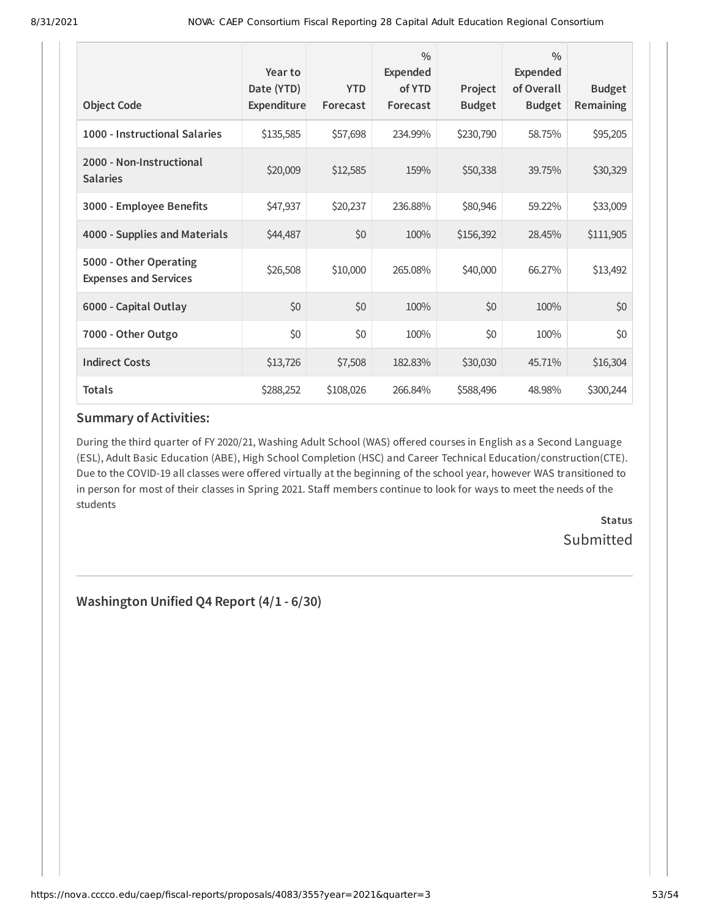| Object Code | Year to Date (YTD) Expenditure | YTD Forecast | % Expended of YTD Forecast | Project Budget | % Expended of Overall Budget | Budget Remaining |
|---|---|---|---|---|---|---|
| **1000 - Instructional Salaries** | $135,585 | $57,698 | 234.99% | $230,790 | 58.75% | $95,205 |
| **2000 - Non-Instructional Salaries** | $20,009 | $12,585 | 159% | $50,338 | 39.75% | $30,329 |
| **3000 - Employee Benefits** | $47,937 | $20,237 | 236.88% | $80,946 | 59.22% | $33,009 |
| **4000 - Supplies and Materials** | $44,487 | $0 | 100% | $156,392 | 28.45% | $111,905 |
| **5000 - Other Operating Expenses and Services** | $26,508 | $10,000 | 265.08% | $40,000 | 66.27% | $13,492 |
| **6000 - Capital Outlay** | $0 | $0 | 100% | $0 | 100% | $0 |
| **7000 - Other Outgo** | $0 | $0 | 100% | $0 | 100% | $0 |
| **Indirect Costs** | $13,726 | $7,508 | 182.83% | $30,030 | 45.71% | $16,304 |
| **Totals** | $288,252 | $108,026 | 266.84% | $588,496 | 48.98% | $300,244 |

### Summary of Activities:

During the third quarter of FY 2020/21, Washing Adult School (WAS) offered courses in English as a Second Language (ESL), Adult Basic Education (ABE), High School Completion (HSC) and Career Technical Education/construction(CTE). Due to the COVID-19 all classes were offered virtually at the beginning of the school year, however WAS transitioned to in person for most of their classes in Spring 2021. Staff members continue to look for ways to meet the needs of the students

**Status**
Submitted

## Washington Unified Q4 Report (4/1 - 6/30)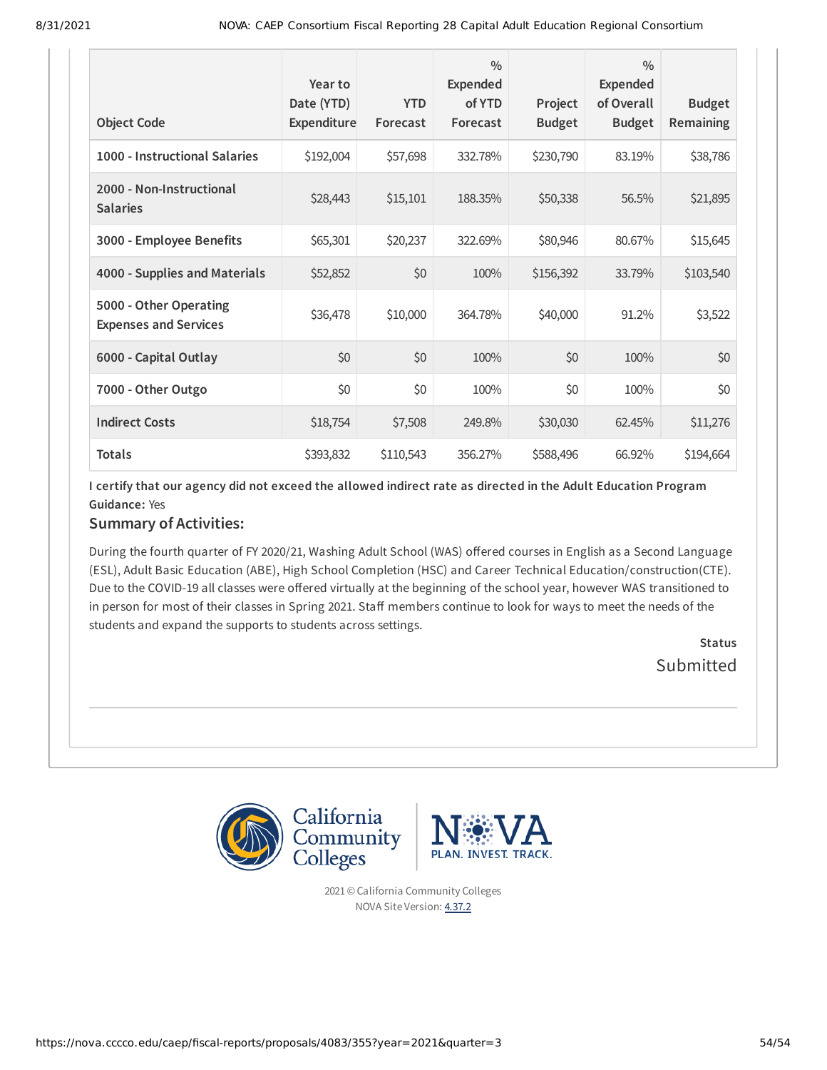| Object Code | Year to Date (YTD) Expenditure | YTD Forecast | % Expended of YTD Forecast | Project Budget | % Expended of Overall Budget | Budget Remaining |
|---|---|---|---|---|---|---|
| 1000 - Instructional Salaries | $192,004 | $57,698 | 332.78% | $230,790 | 83.19% | $38,786 |
| 2000 - Non-Instructional Salaries | $28,443 | $15,101 | 188.35% | $50,338 | 56.5% | $21,895 |
| 3000 - Employee Benefits | $65,301 | $20,237 | 322.69% | $80,946 | 80.67% | $15,645 |
| 4000 - Supplies and Materials | $52,852 | $0 | 100% | $156,392 | 33.79% | $103,540 |
| 5000 - Other Operating Expenses and Services | $36,478 | $10,000 | 364.78% | $40,000 | 91.2% | $3,522 |
| 6000 - Capital Outlay | $0 | $0 | 100% | $0 | 100% | $0 |
| 7000 - Other Outgo | $0 | $0 | 100% | $0 | 100% | $0 |
| Indirect Costs | $18,754 | $7,508 | 249.8% | $30,030 | 62.45% | $11,276 |
| Totals | $393,832 | $110,543 | 356.27% | $588,496 | 66.92% | $194,664 |

**I certify that our agency did not exceed the allowed indirect rate as directed in the Adult Education Program Guidance:** Yes

## Summary of Activities:

During the fourth quarter of FY 2020/21, Washing Adult School (WAS) offered courses in English as a Second Language (ESL), Adult Basic Education (ABE), High School Completion (HSC) and Career Technical Education/construction(CTE). Due to the COVID-19 all classes were offered virtually at the beginning of the school year, however WAS transitioned to in person for most of their classes in Spring 2021. Staff members continue to look for ways to meet the needs of the students and expand the supports to students across settings.

**Status**

Submitted

California Community Colleges

NOVA PLAN. INVEST. TRACK.

2021 © California Community Colleges

NOVA Site Version: 4.37.2